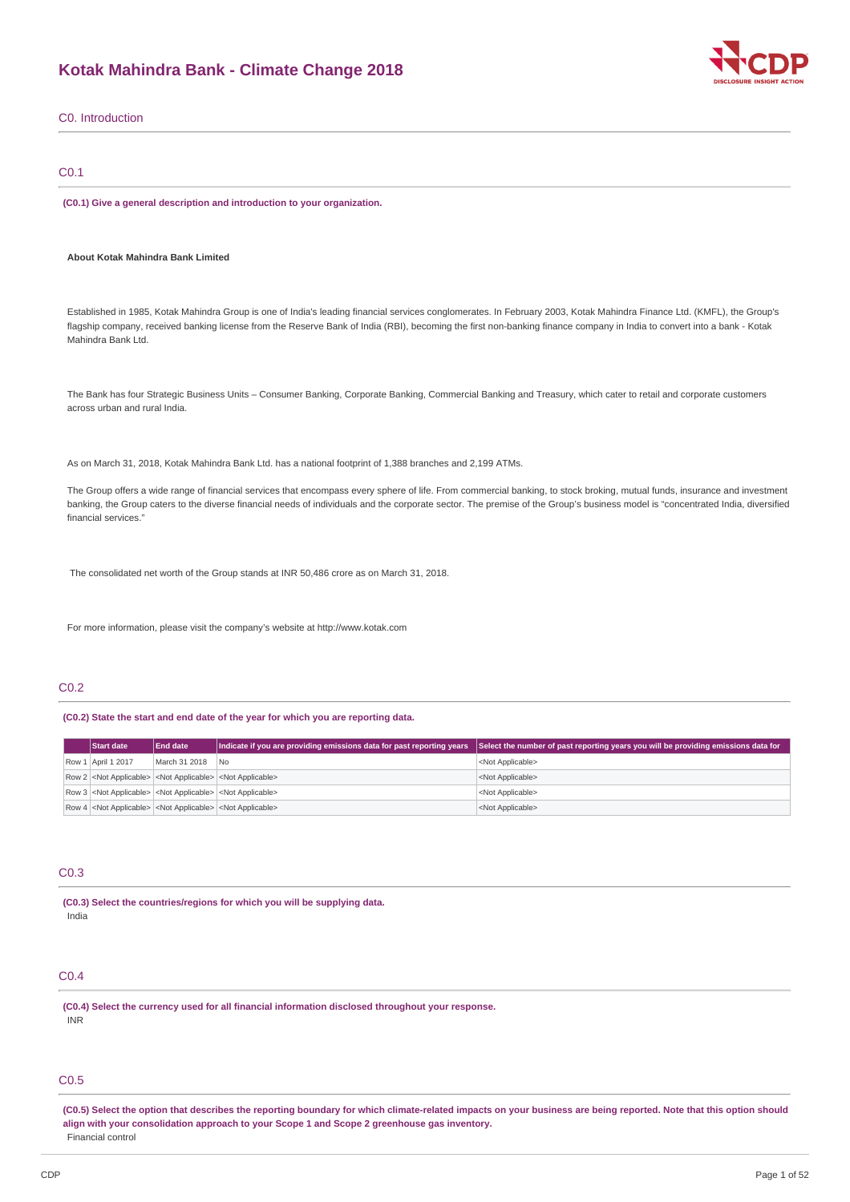# Kotak Mahindra Bank - Climate Change 2018

## C0. Introduction

### C0.1

**(C0.1) Give a general description and introduction to your organization.**

**About Kotak Mahindra Bank Limited**

Established in 1985, Kotak Mahindra Group is one of India's leading financial services conglomerates. In February 2003, Kotak Mahindra Finance Ltd. (KMFL), the Group's flagship company, received banking license from the Reserve Bank of India (RBI), becoming the first non-banking finance company in India to convert into a bank - Kotak Mahindra Bank Ltd.

The Bank has four Strategic Business Units – Consumer Banking, Corporate Banking, Commercial Banking and Treasury, which cater to retail and corporate customers across urban and rural India.

As on March 31, 2018, Kotak Mahindra Bank Ltd. has a national footprint of 1,388 branches and 2,199 ATMs.

The Group offers a wide range of financial services that encompass every sphere of life. From commercial banking, to stock broking, mutual funds, insurance and investment banking, the Group caters to the diverse financial needs of individuals and the corporate sector. The premise of the Group's business model is "concentrated India, diversified financial services."

The consolidated net worth of the Group stands at INR 50,486 crore as on March 31, 2018.

For more information, please visit the company's website at http://www.kotak.com

### C0.2

**(C0.2) State the start and end date of the year for which you are reporting data.**

| | Start date | End date | Indicate if you are providing emissions data for past reporting years | Select the number of past reporting years you will be providing emissions data for |
|---|---|---|---|---|
| Row 1 | April 1 2017 | March 31 2018 | No | <Not Applicable> |
| Row 2 | <Not Applicable> | <Not Applicable> | <Not Applicable> | <Not Applicable> |
| Row 3 | <Not Applicable> | <Not Applicable> | <Not Applicable> | <Not Applicable> |
| Row 4 | <Not Applicable> | <Not Applicable> | <Not Applicable> | <Not Applicable> |

### C0.3

**(C0.3) Select the countries/regions for which you will be supplying data.**

India

### C0.4

**(C0.4) Select the currency used for all financial information disclosed throughout your response.**

INR

### C0.5

**(C0.5) Select the option that describes the reporting boundary for which climate-related impacts on your business are being reported. Note that this option should align with your consolidation approach to your Scope 1 and Scope 2 greenhouse gas inventory.**

Financial control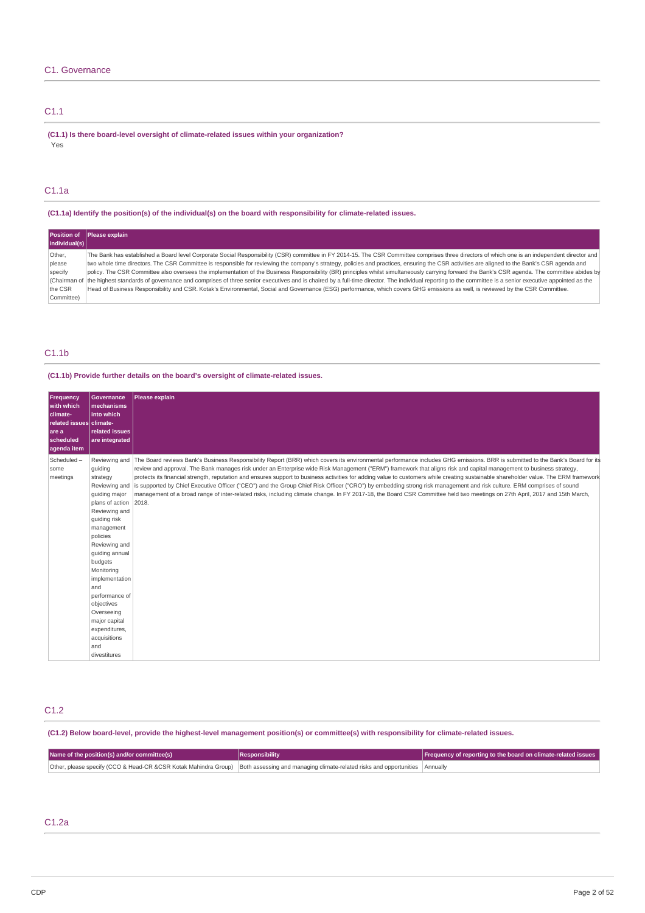## C1. Governance

### C1.1

**(C1.1) Is there board-level oversight of climate-related issues within your organization?**

Yes

### C1.1a

**(C1.1a) Identify the position(s) of the individual(s) on the board with responsibility for climate-related issues.**

| Position of individual(s) | Please explain |
|---|---|
| Other, please specify (Chairman of the CSR Committee) | The Bank has established a Board level Corporate Social Responsibility (CSR) committee in FY 2014-15. The CSR Committee comprises three directors of which one is an independent director and two whole time directors. The CSR Committee is responsible for reviewing the company's strategy, policies and practices, ensuring the CSR activities are aligned to the Bank's CSR agenda and policy. The CSR Committee also oversees the implementation of the Business Responsibility (BR) principles whilst simultaneously carrying forward the Bank's CSR agenda. The committee abides by the highest standards of governance and comprises of three senior executives and is chaired by a full-time director. The individual reporting to the committee is a senior executive appointed as the Head of Business Responsibility and CSR. Kotak's Environmental, Social and Governance (ESG) performance, which covers GHG emissions as well, is reviewed by the CSR Committee. |

### C1.1b

**(C1.1b) Provide further details on the board's oversight of climate-related issues.**

| Frequency with which climate-related issues are a scheduled agenda item | Governance mechanisms into which climate-related issues are integrated | Please explain |
|---|---|---|
| Scheduled – some meetings | Reviewing and guiding strategy<br>Reviewing and guiding major plans of action<br>Reviewing and guiding risk management policies<br>Reviewing and guiding annual budgets<br>Monitoring implementation and performance of objectives<br>Overseeing major capital expenditures, acquisitions and divestitures | The Board reviews Bank's Business Responsibility Report (BRR) which covers its environmental performance includes GHG emissions. BRR is submitted to the Bank's Board for its review and approval. The Bank manages risk under an Enterprise wide Risk Management ("ERM") framework that aligns risk and capital management to business strategy, protects its financial strength, reputation and ensures support to business activities for adding value to customers while creating sustainable shareholder value. The ERM framework is supported by Chief Executive Officer ("CEO") and the Group Chief Risk Officer ("CRO") by embedding strong risk management and risk culture. ERM comprises of sound management of a broad range of inter-related risks, including climate change. In FY 2017-18, the Board CSR Committee held two meetings on 27th April, 2017 and 15th March, 2018. |

### C1.2

**(C1.2) Below board-level, provide the highest-level management position(s) or committee(s) with responsibility for climate-related issues.**

| Name of the position(s) and/or committee(s) | Responsibility | Frequency of reporting to the board on climate-related issues |
|---|---|---|
| Other, please specify (CCO & Head-CR &CSR Kotak Mahindra Group) | Both assessing and managing climate-related risks and opportunities | Annually |

### C1.2a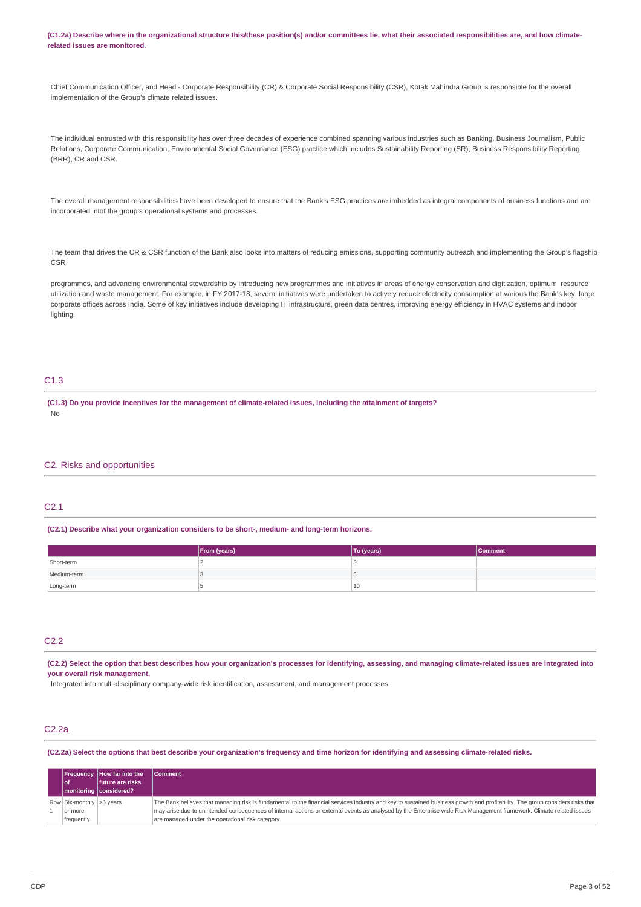**(C1.2a) Describe where in the organizational structure this/these position(s) and/or committees lie, what their associated responsibilities are, and how climate-related issues are monitored.**

Chief Communication Officer, and Head - Corporate Responsibility (CR) & Corporate Social Responsibility (CSR), Kotak Mahindra Group is responsible for the overall implementation of the Group's climate related issues.

The individual entrusted with this responsibility has over three decades of experience combined spanning various industries such as Banking, Business Journalism, Public Relations, Corporate Communication, Environmental Social Governance (ESG) practice which includes Sustainability Reporting (SR), Business Responsibility Reporting (BRR), CR and CSR.

The overall management responsibilities have been developed to ensure that the Bank's ESG practices are imbedded as integral components of business functions and are incorporated intof the group's operational systems and processes.

The team that drives the CR & CSR function of the Bank also looks into matters of reducing emissions, supporting community outreach and implementing the Group's flagship CSR

programmes, and advancing environmental stewardship by introducing new programmes and initiatives in areas of energy conservation and digitization, optimum resource utilization and waste management. For example, in FY 2017-18, several initiatives were undertaken to actively reduce electricity consumption at various the Bank's key, large corporate offices across India. Some of key initiatives include developing IT infrastructure, green data centres, improving energy efficiency in HVAC systems and indoor lighting.

## C1.3

**(C1.3) Do you provide incentives for the management of climate-related issues, including the attainment of targets?**

No

# C2. Risks and opportunities

## C2.1

**(C2.1) Describe what your organization considers to be short-, medium- and long-term horizons.**

| | From (years) | To (years) | Comment |
|---|---|---|---|
| Short-term | 2 | 3 | |
| Medium-term | 3 | 5 | |
| Long-term | 5 | 10 | |

## C2.2

**(C2.2) Select the option that best describes how your organization's processes for identifying, assessing, and managing climate-related issues are integrated into your overall risk management.**

Integrated into multi-disciplinary company-wide risk identification, assessment, and management processes

## C2.2a

**(C2.2a) Select the options that best describe your organization's frequency and time horizon for identifying and assessing climate-related risks.**

| | Frequency of monitoring | How far into the future are risks considered? | Comment |
|---|---|---|---|
| Row 1 | Six-monthly or more frequently | >6 years | The Bank believes that managing risk is fundamental to the financial services industry and key to sustained business growth and profitability. The group considers risks that may arise due to unintended consequences of internal actions or external events as analysed by the Enterprise wide Risk Management framework. Climate related issues are managed under the operational risk category. |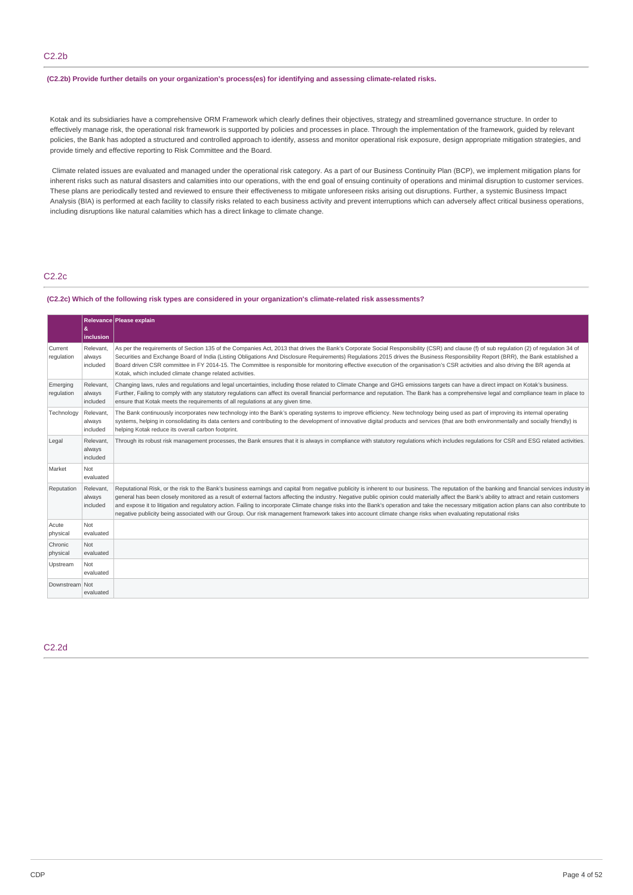## C2.2b

**(C2.2b) Provide further details on your organization's process(es) for identifying and assessing climate-related risks.**

Kotak and its subsidiaries have a comprehensive ORM Framework which clearly defines their objectives, strategy and streamlined governance structure. In order to effectively manage risk, the operational risk framework is supported by policies and processes in place. Through the implementation of the framework, guided by relevant policies, the Bank has adopted a structured and controlled approach to identify, assess and monitor operational risk exposure, design appropriate mitigation strategies, and provide timely and effective reporting to Risk Committee and the Board.

Climate related issues are evaluated and managed under the operational risk category. As a part of our Business Continuity Plan (BCP), we implement mitigation plans for inherent risks such as natural disasters and calamities into our operations, with the end goal of ensuing continuity of operations and minimal disruption to customer services. These plans are periodically tested and reviewed to ensure their effectiveness to mitigate unforeseen risks arising out disruptions. Further, a systemic Business Impact Analysis (BIA) is performed at each facility to classify risks related to each business activity and prevent interruptions which can adversely affect critical business operations, including disruptions like natural calamities which has a direct linkage to climate change.

## C2.2c

**(C2.2c) Which of the following risk types are considered in your organization's climate-related risk assessments?**

| | Relevance & inclusion | Please explain |
|---|---|---|
| Current regulation | Relevant, always included | As per the requirements of Section 135 of the Companies Act, 2013 that drives the Bank's Corporate Social Responsibility (CSR) and clause (f) of sub regulation (2) of regulation 34 of Securities and Exchange Board of India (Listing Obligations And Disclosure Requirements) Regulations 2015 drives the Business Responsibility Report (BRR), the Bank established a Board driven CSR committee in FY 2014-15. The Committee is responsible for monitoring effective execution of the organisation's CSR activities and also driving the BR agenda at Kotak, which included climate change related activities. |
| Emerging regulation | Relevant, always included | Changing laws, rules and regulations and legal uncertainties, including those related to Climate Change and GHG emissions targets can have a direct impact on Kotak's business. Further, Failing to comply with any statutory regulations can affect its overall financial performance and reputation. The Bank has a comprehensive legal and compliance team in place to ensure that Kotak meets the requirements of all regulations at any given time. |
| Technology | Relevant, always included | The Bank continuously incorporates new technology into the Bank's operating systems to improve efficiency. New technology being used as part of improving its internal operating systems, helping in consolidating its data centers and contributing to the development of innovative digital products and services (that are both environmentally and socially friendly) is helping Kotak reduce its overall carbon footprint. |
| Legal | Relevant, always included | Through its robust risk management processes, the Bank ensures that it is always in compliance with statutory regulations which includes regulations for CSR and ESG related activities. |
| Market | Not evaluated | |
| Reputation | Relevant, always included | Reputational Risk, or the risk to the Bank's business earnings and capital from negative publicity is inherent to our business. The reputation of the banking and financial services industry in general has been closely monitored as a result of external factors affecting the industry. Negative public opinion could materially affect the Bank's ability to attract and retain customers and expose it to litigation and regulatory action. Failing to incorporate Climate change risks into the Bank's operation and take the necessary mitigation action plans can also contribute to negative publicity being associated with our Group. Our risk management framework takes into account climate change risks when evaluating reputational risks |
| Acute physical | Not evaluated | |
| Chronic physical | Not evaluated | |
| Upstream | Not evaluated | |
| Downstream | Not evaluated | |

## C2.2d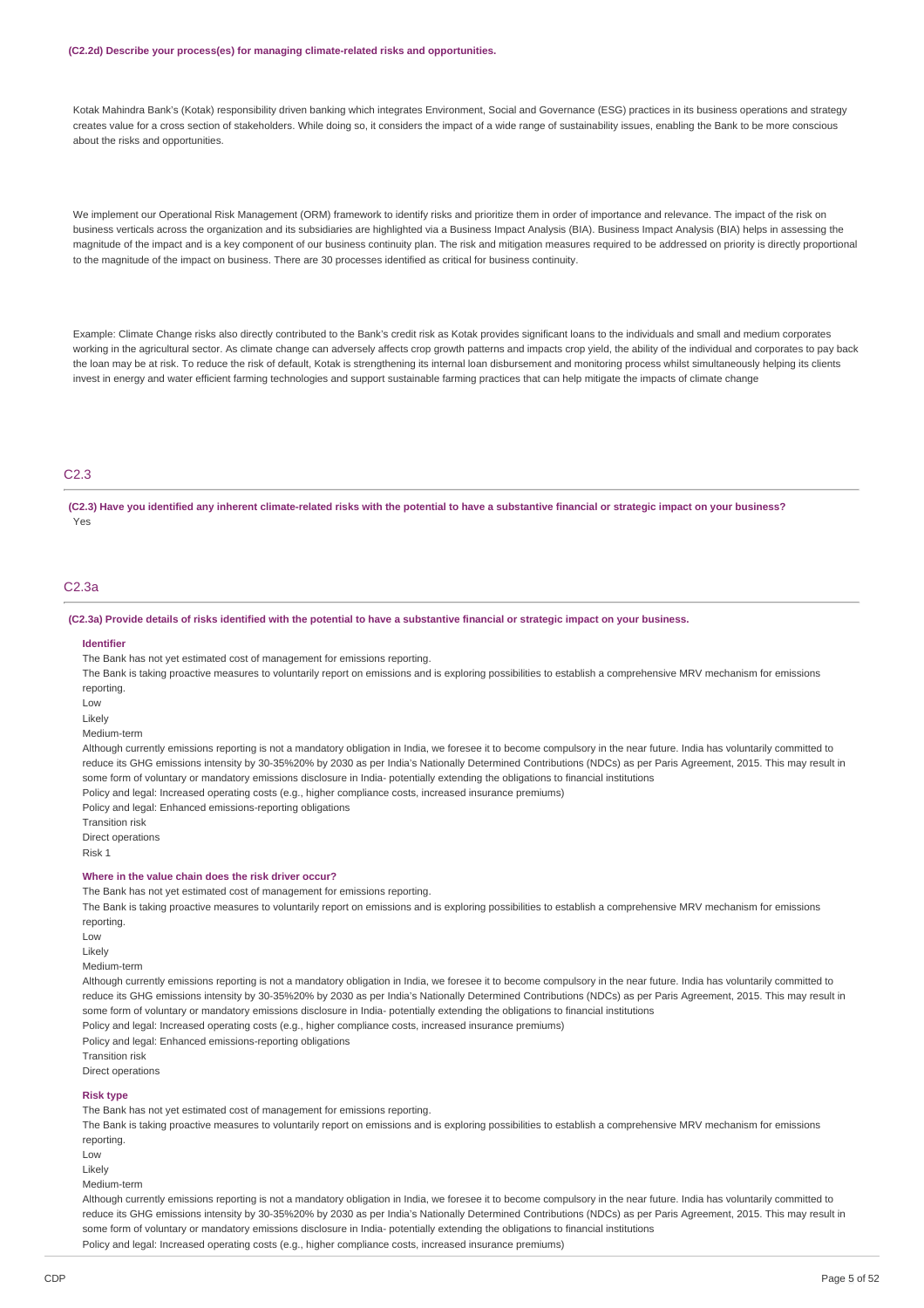**(C2.2d) Describe your process(es) for managing climate-related risks and opportunities.**

Kotak Mahindra Bank's (Kotak) responsibility driven banking which integrates Environment, Social and Governance (ESG) practices in its business operations and strategy creates value for a cross section of stakeholders. While doing so, it considers the impact of a wide range of sustainability issues, enabling the Bank to be more conscious about the risks and opportunities.

We implement our Operational Risk Management (ORM) framework to identify risks and prioritize them in order of importance and relevance. The impact of the risk on business verticals across the organization and its subsidiaries are highlighted via a Business Impact Analysis (BIA). Business Impact Analysis (BIA) helps in assessing the magnitude of the impact and is a key component of our business continuity plan. The risk and mitigation measures required to be addressed on priority is directly proportional to the magnitude of the impact on business. There are 30 processes identified as critical for business continuity.

Example: Climate Change risks also directly contributed to the Bank's credit risk as Kotak provides significant loans to the individuals and small and medium corporates working in the agricultural sector. As climate change can adversely affects crop growth patterns and impacts crop yield, the ability of the individual and corporates to pay back the loan may be at risk. To reduce the risk of default, Kotak is strengthening its internal loan disbursement and monitoring process whilst simultaneously helping its clients invest in energy and water efficient farming technologies and support sustainable farming practices that can help mitigate the impacts of climate change

## C2.3

**(C2.3) Have you identified any inherent climate-related risks with the potential to have a substantive financial or strategic impact on your business?**

Yes

## C2.3a

**(C2.3a) Provide details of risks identified with the potential to have a substantive financial or strategic impact on your business.**

**Identifier**

The Bank has not yet estimated cost of management for emissions reporting.

The Bank is taking proactive measures to voluntarily report on emissions and is exploring possibilities to establish a comprehensive MRV mechanism for emissions reporting.

Low

Likely

Medium-term

Although currently emissions reporting is not a mandatory obligation in India, we foresee it to become compulsory in the near future. India has voluntarily committed to reduce its GHG emissions intensity by 30-35%20% by 2030 as per India's Nationally Determined Contributions (NDCs) as per Paris Agreement, 2015. This may result in some form of voluntary or mandatory emissions disclosure in India- potentially extending the obligations to financial institutions

Policy and legal: Increased operating costs (e.g., higher compliance costs, increased insurance premiums)

Policy and legal: Enhanced emissions-reporting obligations

Transition risk

Direct operations

Risk 1

**Where in the value chain does the risk driver occur?**

The Bank has not yet estimated cost of management for emissions reporting.

The Bank is taking proactive measures to voluntarily report on emissions and is exploring possibilities to establish a comprehensive MRV mechanism for emissions reporting.

Low

Likely

Medium-term

Although currently emissions reporting is not a mandatory obligation in India, we foresee it to become compulsory in the near future. India has voluntarily committed to reduce its GHG emissions intensity by 30-35%20% by 2030 as per India's Nationally Determined Contributions (NDCs) as per Paris Agreement, 2015. This may result in some form of voluntary or mandatory emissions disclosure in India- potentially extending the obligations to financial institutions

Policy and legal: Increased operating costs (e.g., higher compliance costs, increased insurance premiums)

Policy and legal: Enhanced emissions-reporting obligations

Transition risk

Direct operations

**Risk type**

The Bank has not yet estimated cost of management for emissions reporting.

The Bank is taking proactive measures to voluntarily report on emissions and is exploring possibilities to establish a comprehensive MRV mechanism for emissions reporting.

Low

Likely

Medium-term

Although currently emissions reporting is not a mandatory obligation in India, we foresee it to become compulsory in the near future. India has voluntarily committed to reduce its GHG emissions intensity by 30-35%20% by 2030 as per India's Nationally Determined Contributions (NDCs) as per Paris Agreement, 2015. This may result in some form of voluntary or mandatory emissions disclosure in India- potentially extending the obligations to financial institutions

Policy and legal: Increased operating costs (e.g., higher compliance costs, increased insurance premiums)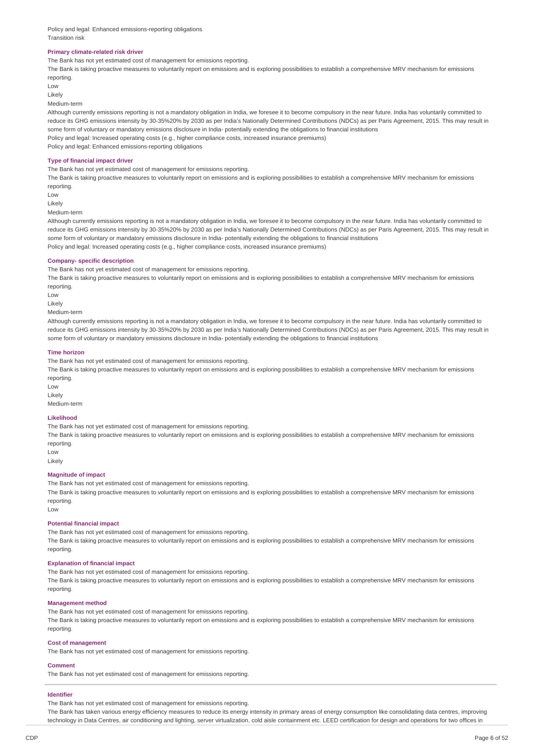Policy and legal: Enhanced emissions-reporting obligations
Transition risk

**Primary climate-related risk driver**

The Bank has not yet estimated cost of management for emissions reporting.
The Bank is taking proactive measures to voluntarily report on emissions and is exploring possibilities to establish a comprehensive MRV mechanism for emissions reporting.
Low
Likely
Medium-term
Although currently emissions reporting is not a mandatory obligation in India, we foresee it to become compulsory in the near future. India has voluntarily committed to reduce its GHG emissions intensity by 30-35%20% by 2030 as per India's Nationally Determined Contributions (NDCs) as per Paris Agreement, 2015. This may result in some form of voluntary or mandatory emissions disclosure in India- potentially extending the obligations to financial institutions
Policy and legal: Increased operating costs (e.g., higher compliance costs, increased insurance premiums)
Policy and legal: Enhanced emissions-reporting obligations

**Type of financial impact driver**

The Bank has not yet estimated cost of management for emissions reporting.
The Bank is taking proactive measures to voluntarily report on emissions and is exploring possibilities to establish a comprehensive MRV mechanism for emissions reporting.
Low
Likely
Medium-term
Although currently emissions reporting is not a mandatory obligation in India, we foresee it to become compulsory in the near future. India has voluntarily committed to reduce its GHG emissions intensity by 30-35%20% by 2030 as per India's Nationally Determined Contributions (NDCs) as per Paris Agreement, 2015. This may result in some form of voluntary or mandatory emissions disclosure in India- potentially extending the obligations to financial institutions
Policy and legal: Increased operating costs (e.g., higher compliance costs, increased insurance premiums)

**Company- specific description**

The Bank has not yet estimated cost of management for emissions reporting.
The Bank is taking proactive measures to voluntarily report on emissions and is exploring possibilities to establish a comprehensive MRV mechanism for emissions reporting.
Low
Likely
Medium-term
Although currently emissions reporting is not a mandatory obligation in India, we foresee it to become compulsory in the near future. India has voluntarily committed to reduce its GHG emissions intensity by 30-35%20% by 2030 as per India's Nationally Determined Contributions (NDCs) as per Paris Agreement, 2015. This may result in some form of voluntary or mandatory emissions disclosure in India- potentially extending the obligations to financial institutions

**Time horizon**

The Bank has not yet estimated cost of management for emissions reporting.
The Bank is taking proactive measures to voluntarily report on emissions and is exploring possibilities to establish a comprehensive MRV mechanism for emissions reporting.
Low
Likely
Medium-term

**Likelihood**

The Bank has not yet estimated cost of management for emissions reporting.
The Bank is taking proactive measures to voluntarily report on emissions and is exploring possibilities to establish a comprehensive MRV mechanism for emissions reporting.
Low
Likely

**Magnitude of impact**

The Bank has not yet estimated cost of management for emissions reporting.
The Bank is taking proactive measures to voluntarily report on emissions and is exploring possibilities to establish a comprehensive MRV mechanism for emissions reporting.
Low

**Potential financial impact**

The Bank has not yet estimated cost of management for emissions reporting.
The Bank is taking proactive measures to voluntarily report on emissions and is exploring possibilities to establish a comprehensive MRV mechanism for emissions reporting.

**Explanation of financial impact**

The Bank has not yet estimated cost of management for emissions reporting.
The Bank is taking proactive measures to voluntarily report on emissions and is exploring possibilities to establish a comprehensive MRV mechanism for emissions reporting.

**Management method**

The Bank has not yet estimated cost of management for emissions reporting.
The Bank is taking proactive measures to voluntarily report on emissions and is exploring possibilities to establish a comprehensive MRV mechanism for emissions reporting.

**Cost of management**

The Bank has not yet estimated cost of management for emissions reporting.

**Comment**

The Bank has not yet estimated cost of management for emissions reporting.

---

**Identifier**

The Bank has not yet estimated cost of management for emissions reporting.
The Bank has taken various energy efficiency measures to reduce its energy intensity in primary areas of energy consumption like consolidating data centres, improving technology in Data Centres, air conditioning and lighting, server virtualization, cold aisle containment etc. LEED certification for design and operations for two offices in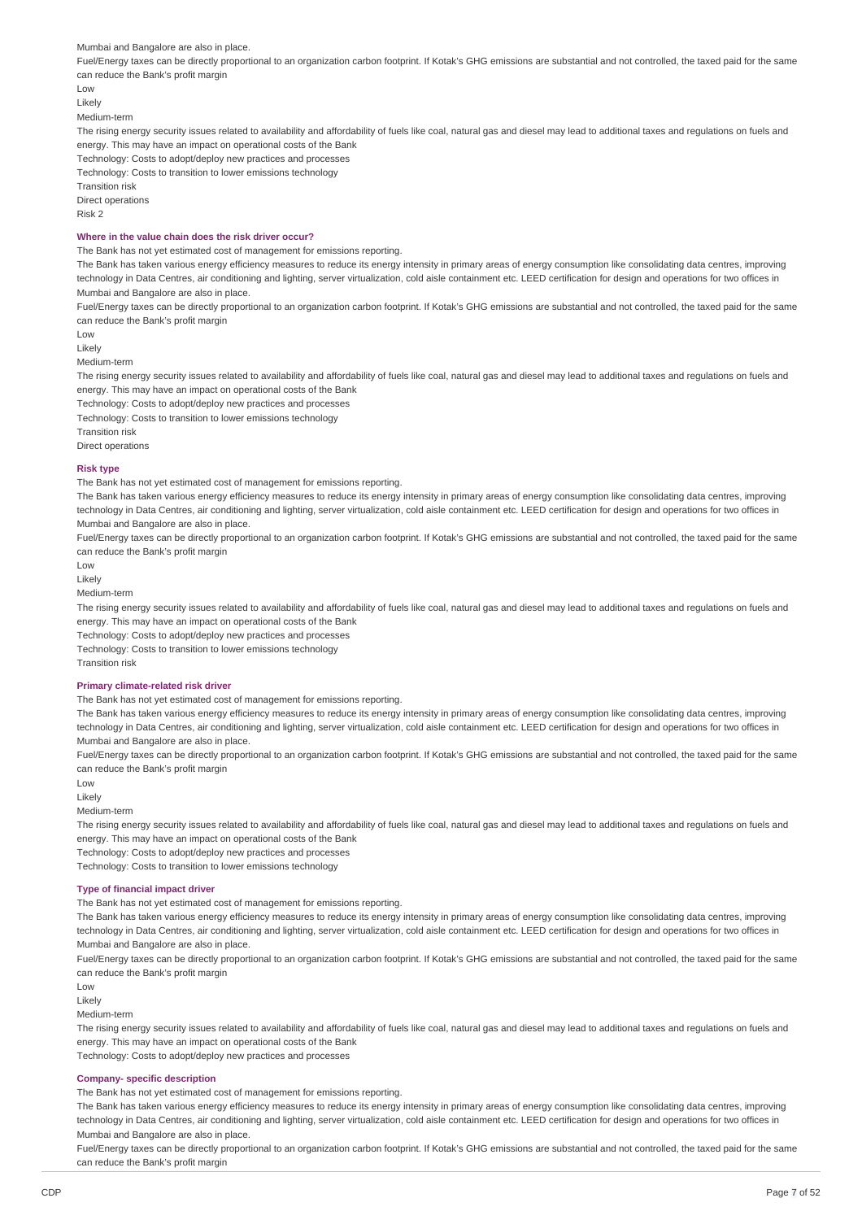Mumbai and Bangalore are also in place.

Fuel/Energy taxes can be directly proportional to an organization carbon footprint. If Kotak's GHG emissions are substantial and not controlled, the taxed paid for the same can reduce the Bank's profit margin

Low

Likely

Medium-term

The rising energy security issues related to availability and affordability of fuels like coal, natural gas and diesel may lead to additional taxes and regulations on fuels and energy. This may have an impact on operational costs of the Bank

Technology: Costs to adopt/deploy new practices and processes

Technology: Costs to transition to lower emissions technology

Transition risk

Direct operations

Risk 2

**Where in the value chain does the risk driver occur?**

The Bank has not yet estimated cost of management for emissions reporting.

The Bank has taken various energy efficiency measures to reduce its energy intensity in primary areas of energy consumption like consolidating data centres, improving technology in Data Centres, air conditioning and lighting, server virtualization, cold aisle containment etc. LEED certification for design and operations for two offices in Mumbai and Bangalore are also in place.

Fuel/Energy taxes can be directly proportional to an organization carbon footprint. If Kotak's GHG emissions are substantial and not controlled, the taxed paid for the same can reduce the Bank's profit margin

Low

Likely

Medium-term

The rising energy security issues related to availability and affordability of fuels like coal, natural gas and diesel may lead to additional taxes and regulations on fuels and energy. This may have an impact on operational costs of the Bank

Technology: Costs to adopt/deploy new practices and processes

Technology: Costs to transition to lower emissions technology

Transition risk

Direct operations

**Risk type**

The Bank has not yet estimated cost of management for emissions reporting.

The Bank has taken various energy efficiency measures to reduce its energy intensity in primary areas of energy consumption like consolidating data centres, improving technology in Data Centres, air conditioning and lighting, server virtualization, cold aisle containment etc. LEED certification for design and operations for two offices in Mumbai and Bangalore are also in place.

Fuel/Energy taxes can be directly proportional to an organization carbon footprint. If Kotak's GHG emissions are substantial and not controlled, the taxed paid for the same can reduce the Bank's profit margin

Low

Likely

Medium-term

The rising energy security issues related to availability and affordability of fuels like coal, natural gas and diesel may lead to additional taxes and regulations on fuels and energy. This may have an impact on operational costs of the Bank

Technology: Costs to adopt/deploy new practices and processes

Technology: Costs to transition to lower emissions technology

Transition risk

**Primary climate-related risk driver**

The Bank has not yet estimated cost of management for emissions reporting.

The Bank has taken various energy efficiency measures to reduce its energy intensity in primary areas of energy consumption like consolidating data centres, improving technology in Data Centres, air conditioning and lighting, server virtualization, cold aisle containment etc. LEED certification for design and operations for two offices in Mumbai and Bangalore are also in place.

Fuel/Energy taxes can be directly proportional to an organization carbon footprint. If Kotak's GHG emissions are substantial and not controlled, the taxed paid for the same can reduce the Bank's profit margin

Low

Likely

Medium-term

The rising energy security issues related to availability and affordability of fuels like coal, natural gas and diesel may lead to additional taxes and regulations on fuels and energy. This may have an impact on operational costs of the Bank

Technology: Costs to adopt/deploy new practices and processes

Technology: Costs to transition to lower emissions technology

**Type of financial impact driver**

The Bank has not yet estimated cost of management for emissions reporting.

The Bank has taken various energy efficiency measures to reduce its energy intensity in primary areas of energy consumption like consolidating data centres, improving technology in Data Centres, air conditioning and lighting, server virtualization, cold aisle containment etc. LEED certification for design and operations for two offices in Mumbai and Bangalore are also in place.

Fuel/Energy taxes can be directly proportional to an organization carbon footprint. If Kotak's GHG emissions are substantial and not controlled, the taxed paid for the same can reduce the Bank's profit margin

Low

Likely

Medium-term

The rising energy security issues related to availability and affordability of fuels like coal, natural gas and diesel may lead to additional taxes and regulations on fuels and energy. This may have an impact on operational costs of the Bank

Technology: Costs to adopt/deploy new practices and processes

**Company- specific description**

The Bank has not yet estimated cost of management for emissions reporting.

The Bank has taken various energy efficiency measures to reduce its energy intensity in primary areas of energy consumption like consolidating data centres, improving technology in Data Centres, air conditioning and lighting, server virtualization, cold aisle containment etc. LEED certification for design and operations for two offices in Mumbai and Bangalore are also in place.

Fuel/Energy taxes can be directly proportional to an organization carbon footprint. If Kotak's GHG emissions are substantial and not controlled, the taxed paid for the same can reduce the Bank's profit margin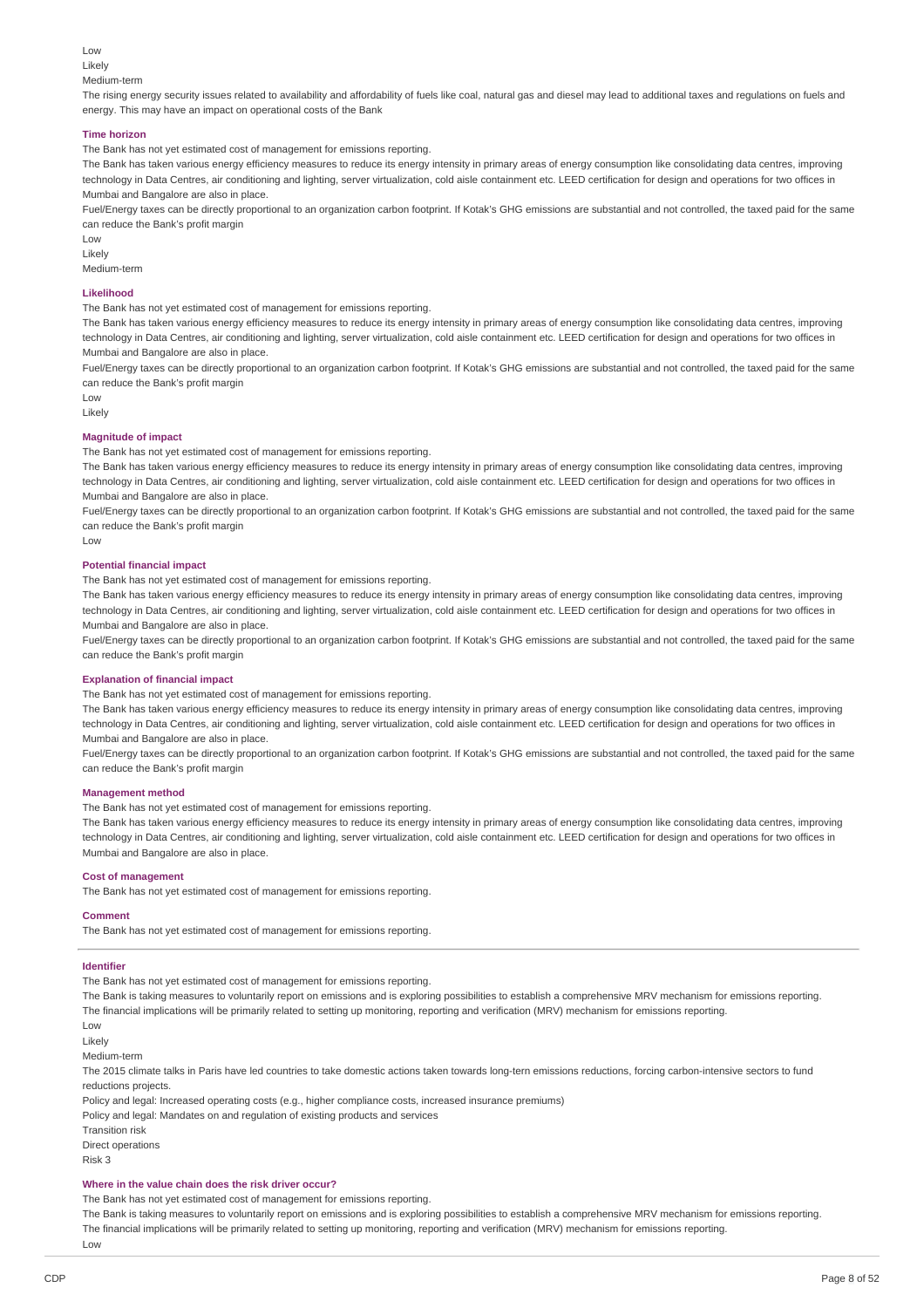Low

Likely

Medium-term

The rising energy security issues related to availability and affordability of fuels like coal, natural gas and diesel may lead to additional taxes and regulations on fuels and energy. This may have an impact on operational costs of the Bank

**Time horizon**

The Bank has not yet estimated cost of management for emissions reporting.

The Bank has taken various energy efficiency measures to reduce its energy intensity in primary areas of energy consumption like consolidating data centres, improving technology in Data Centres, air conditioning and lighting, server virtualization, cold aisle containment etc. LEED certification for design and operations for two offices in Mumbai and Bangalore are also in place.

Fuel/Energy taxes can be directly proportional to an organization carbon footprint. If Kotak's GHG emissions are substantial and not controlled, the taxed paid for the same can reduce the Bank's profit margin

Low

Likely

Medium-term

**Likelihood**

The Bank has not yet estimated cost of management for emissions reporting.

The Bank has taken various energy efficiency measures to reduce its energy intensity in primary areas of energy consumption like consolidating data centres, improving technology in Data Centres, air conditioning and lighting, server virtualization, cold aisle containment etc. LEED certification for design and operations for two offices in Mumbai and Bangalore are also in place.

Fuel/Energy taxes can be directly proportional to an organization carbon footprint. If Kotak's GHG emissions are substantial and not controlled, the taxed paid for the same can reduce the Bank's profit margin

Low

Likely

**Magnitude of impact**

The Bank has not yet estimated cost of management for emissions reporting.

The Bank has taken various energy efficiency measures to reduce its energy intensity in primary areas of energy consumption like consolidating data centres, improving technology in Data Centres, air conditioning and lighting, server virtualization, cold aisle containment etc. LEED certification for design and operations for two offices in Mumbai and Bangalore are also in place.

Fuel/Energy taxes can be directly proportional to an organization carbon footprint. If Kotak's GHG emissions are substantial and not controlled, the taxed paid for the same can reduce the Bank's profit margin

Low

**Potential financial impact**

The Bank has not yet estimated cost of management for emissions reporting.

The Bank has taken various energy efficiency measures to reduce its energy intensity in primary areas of energy consumption like consolidating data centres, improving technology in Data Centres, air conditioning and lighting, server virtualization, cold aisle containment etc. LEED certification for design and operations for two offices in Mumbai and Bangalore are also in place.

Fuel/Energy taxes can be directly proportional to an organization carbon footprint. If Kotak's GHG emissions are substantial and not controlled, the taxed paid for the same can reduce the Bank's profit margin

**Explanation of financial impact**

The Bank has not yet estimated cost of management for emissions reporting.

The Bank has taken various energy efficiency measures to reduce its energy intensity in primary areas of energy consumption like consolidating data centres, improving technology in Data Centres, air conditioning and lighting, server virtualization, cold aisle containment etc. LEED certification for design and operations for two offices in Mumbai and Bangalore are also in place.

Fuel/Energy taxes can be directly proportional to an organization carbon footprint. If Kotak's GHG emissions are substantial and not controlled, the taxed paid for the same can reduce the Bank's profit margin

**Management method**

The Bank has not yet estimated cost of management for emissions reporting.

The Bank has taken various energy efficiency measures to reduce its energy intensity in primary areas of energy consumption like consolidating data centres, improving technology in Data Centres, air conditioning and lighting, server virtualization, cold aisle containment etc. LEED certification for design and operations for two offices in Mumbai and Bangalore are also in place.

**Cost of management**

The Bank has not yet estimated cost of management for emissions reporting.

**Comment**

The Bank has not yet estimated cost of management for emissions reporting.

---

**Identifier**

The Bank has not yet estimated cost of management for emissions reporting.

The Bank is taking measures to voluntarily report on emissions and is exploring possibilities to establish a comprehensive MRV mechanism for emissions reporting.

The financial implications will be primarily related to setting up monitoring, reporting and verification (MRV) mechanism for emissions reporting.

Low

Likely

Medium-term

The 2015 climate talks in Paris have led countries to take domestic actions taken towards long-tern emissions reductions, forcing carbon-intensive sectors to fund reductions projects.

Policy and legal: Increased operating costs (e.g., higher compliance costs, increased insurance premiums)

Policy and legal: Mandates on and regulation of existing products and services

Transition risk

Direct operations

Risk 3

**Where in the value chain does the risk driver occur?**

The Bank has not yet estimated cost of management for emissions reporting.

The Bank is taking measures to voluntarily report on emissions and is exploring possibilities to establish a comprehensive MRV mechanism for emissions reporting.

The financial implications will be primarily related to setting up monitoring, reporting and verification (MRV) mechanism for emissions reporting.

Low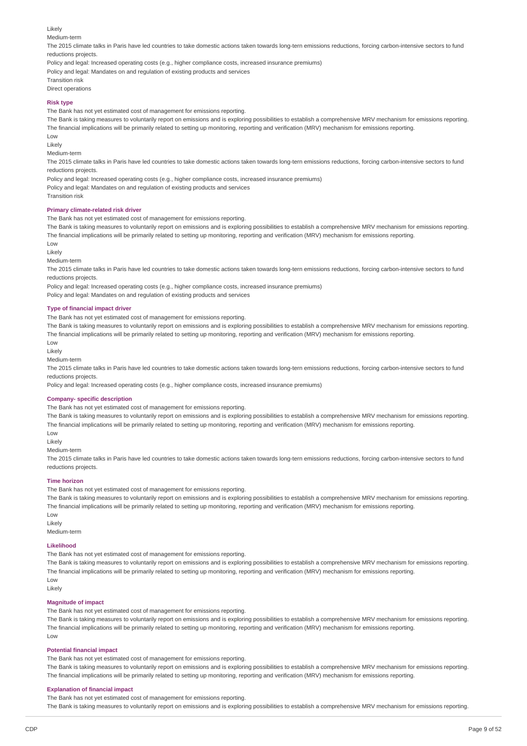Likely

Medium-term

The 2015 climate talks in Paris have led countries to take domestic actions taken towards long-tern emissions reductions, forcing carbon-intensive sectors to fund reductions projects.

Policy and legal: Increased operating costs (e.g., higher compliance costs, increased insurance premiums)

Policy and legal: Mandates on and regulation of existing products and services

Transition risk

Direct operations

**Risk type**

The Bank has not yet estimated cost of management for emissions reporting.

The Bank is taking measures to voluntarily report on emissions and is exploring possibilities to establish a comprehensive MRV mechanism for emissions reporting.
The financial implications will be primarily related to setting up monitoring, reporting and verification (MRV) mechanism for emissions reporting.

Low

Likely

Medium-term

The 2015 climate talks in Paris have led countries to take domestic actions taken towards long-tern emissions reductions, forcing carbon-intensive sectors to fund reductions projects.

Policy and legal: Increased operating costs (e.g., higher compliance costs, increased insurance premiums)

Policy and legal: Mandates on and regulation of existing products and services

Transition risk

**Primary climate-related risk driver**

The Bank has not yet estimated cost of management for emissions reporting.

The Bank is taking measures to voluntarily report on emissions and is exploring possibilities to establish a comprehensive MRV mechanism for emissions reporting.
The financial implications will be primarily related to setting up monitoring, reporting and verification (MRV) mechanism for emissions reporting.

Low

Likely

Medium-term

The 2015 climate talks in Paris have led countries to take domestic actions taken towards long-tern emissions reductions, forcing carbon-intensive sectors to fund reductions projects.

Policy and legal: Increased operating costs (e.g., higher compliance costs, increased insurance premiums)

Policy and legal: Mandates on and regulation of existing products and services

**Type of financial impact driver**

The Bank has not yet estimated cost of management for emissions reporting.

The Bank is taking measures to voluntarily report on emissions and is exploring possibilities to establish a comprehensive MRV mechanism for emissions reporting.
The financial implications will be primarily related to setting up monitoring, reporting and verification (MRV) mechanism for emissions reporting.

Low

Likely

Medium-term

The 2015 climate talks in Paris have led countries to take domestic actions taken towards long-tern emissions reductions, forcing carbon-intensive sectors to fund reductions projects.

Policy and legal: Increased operating costs (e.g., higher compliance costs, increased insurance premiums)

**Company- specific description**

The Bank has not yet estimated cost of management for emissions reporting.

The Bank is taking measures to voluntarily report on emissions and is exploring possibilities to establish a comprehensive MRV mechanism for emissions reporting.
The financial implications will be primarily related to setting up monitoring, reporting and verification (MRV) mechanism for emissions reporting.

Low

Likely

Medium-term

The 2015 climate talks in Paris have led countries to take domestic actions taken towards long-tern emissions reductions, forcing carbon-intensive sectors to fund reductions projects.

**Time horizon**

The Bank has not yet estimated cost of management for emissions reporting.

The Bank is taking measures to voluntarily report on emissions and is exploring possibilities to establish a comprehensive MRV mechanism for emissions reporting.
The financial implications will be primarily related to setting up monitoring, reporting and verification (MRV) mechanism for emissions reporting.

Low

Likely

Medium-term

**Likelihood**

The Bank has not yet estimated cost of management for emissions reporting.

The Bank is taking measures to voluntarily report on emissions and is exploring possibilities to establish a comprehensive MRV mechanism for emissions reporting.
The financial implications will be primarily related to setting up monitoring, reporting and verification (MRV) mechanism for emissions reporting.

Low

Likely

**Magnitude of impact**

The Bank has not yet estimated cost of management for emissions reporting.

The Bank is taking measures to voluntarily report on emissions and is exploring possibilities to establish a comprehensive MRV mechanism for emissions reporting.
The financial implications will be primarily related to setting up monitoring, reporting and verification (MRV) mechanism for emissions reporting.

Low

**Potential financial impact**

The Bank has not yet estimated cost of management for emissions reporting.

The Bank is taking measures to voluntarily report on emissions and is exploring possibilities to establish a comprehensive MRV mechanism for emissions reporting.
The financial implications will be primarily related to setting up monitoring, reporting and verification (MRV) mechanism for emissions reporting.

**Explanation of financial impact**

The Bank has not yet estimated cost of management for emissions reporting.

The Bank is taking measures to voluntarily report on emissions and is exploring possibilities to establish a comprehensive MRV mechanism for emissions reporting.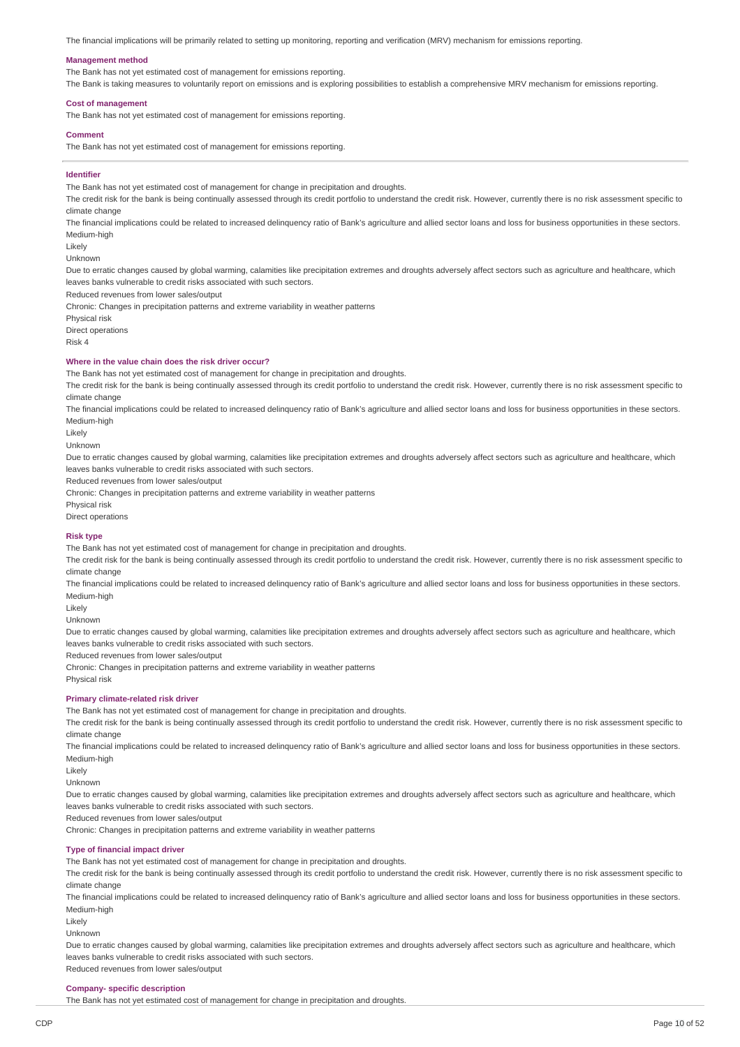The financial implications will be primarily related to setting up monitoring, reporting and verification (MRV) mechanism for emissions reporting.

**Management method**

The Bank has not yet estimated cost of management for emissions reporting.

The Bank is taking measures to voluntarily report on emissions and is exploring possibilities to establish a comprehensive MRV mechanism for emissions reporting.

**Cost of management**

The Bank has not yet estimated cost of management for emissions reporting.

**Comment**

The Bank has not yet estimated cost of management for emissions reporting.

---

**Identifier**

The Bank has not yet estimated cost of management for change in precipitation and droughts.

The credit risk for the bank is being continually assessed through its credit portfolio to understand the credit risk. However, currently there is no risk assessment specific to climate change

The financial implications could be related to increased delinquency ratio of Bank's agriculture and allied sector loans and loss for business opportunities in these sectors.

Medium-high

Likely

Unknown

Due to erratic changes caused by global warming, calamities like precipitation extremes and droughts adversely affect sectors such as agriculture and healthcare, which leaves banks vulnerable to credit risks associated with such sectors.

Reduced revenues from lower sales/output

Chronic: Changes in precipitation patterns and extreme variability in weather patterns

Physical risk

Direct operations

Risk 4

**Where in the value chain does the risk driver occur?**

The Bank has not yet estimated cost of management for change in precipitation and droughts.

The credit risk for the bank is being continually assessed through its credit portfolio to understand the credit risk. However, currently there is no risk assessment specific to climate change

The financial implications could be related to increased delinquency ratio of Bank's agriculture and allied sector loans and loss for business opportunities in these sectors.

Medium-high

Likely

Unknown

Due to erratic changes caused by global warming, calamities like precipitation extremes and droughts adversely affect sectors such as agriculture and healthcare, which leaves banks vulnerable to credit risks associated with such sectors.

Reduced revenues from lower sales/output

Chronic: Changes in precipitation patterns and extreme variability in weather patterns

Physical risk

Direct operations

**Risk type**

The Bank has not yet estimated cost of management for change in precipitation and droughts.

The credit risk for the bank is being continually assessed through its credit portfolio to understand the credit risk. However, currently there is no risk assessment specific to climate change

The financial implications could be related to increased delinquency ratio of Bank's agriculture and allied sector loans and loss for business opportunities in these sectors.

Medium-high

Likely

Unknown

Due to erratic changes caused by global warming, calamities like precipitation extremes and droughts adversely affect sectors such as agriculture and healthcare, which leaves banks vulnerable to credit risks associated with such sectors.

Reduced revenues from lower sales/output

Chronic: Changes in precipitation patterns and extreme variability in weather patterns

Physical risk

**Primary climate-related risk driver**

The Bank has not yet estimated cost of management for change in precipitation and droughts.

The credit risk for the bank is being continually assessed through its credit portfolio to understand the credit risk. However, currently there is no risk assessment specific to climate change

The financial implications could be related to increased delinquency ratio of Bank's agriculture and allied sector loans and loss for business opportunities in these sectors.

Medium-high

Likely

Unknown

Due to erratic changes caused by global warming, calamities like precipitation extremes and droughts adversely affect sectors such as agriculture and healthcare, which leaves banks vulnerable to credit risks associated with such sectors.

Reduced revenues from lower sales/output

Chronic: Changes in precipitation patterns and extreme variability in weather patterns

**Type of financial impact driver**

The Bank has not yet estimated cost of management for change in precipitation and droughts.

The credit risk for the bank is being continually assessed through its credit portfolio to understand the credit risk. However, currently there is no risk assessment specific to climate change

The financial implications could be related to increased delinquency ratio of Bank's agriculture and allied sector loans and loss for business opportunities in these sectors.

Medium-high

Likely

Unknown

Due to erratic changes caused by global warming, calamities like precipitation extremes and droughts adversely affect sectors such as agriculture and healthcare, which leaves banks vulnerable to credit risks associated with such sectors.

Reduced revenues from lower sales/output

**Company- specific description**

The Bank has not yet estimated cost of management for change in precipitation and droughts.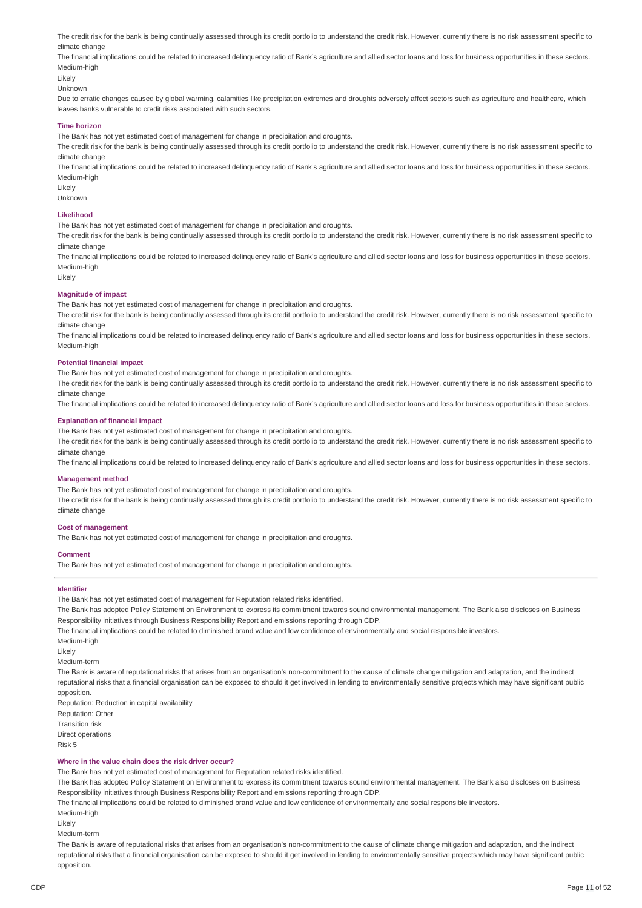The credit risk for the bank is being continually assessed through its credit portfolio to understand the credit risk. However, currently there is no risk assessment specific to climate change

The financial implications could be related to increased delinquency ratio of Bank's agriculture and allied sector loans and loss for business opportunities in these sectors.

Medium-high

Likely

Unknown

Due to erratic changes caused by global warming, calamities like precipitation extremes and droughts adversely affect sectors such as agriculture and healthcare, which leaves banks vulnerable to credit risks associated with such sectors.

#### Time horizon

The Bank has not yet estimated cost of management for change in precipitation and droughts.

The credit risk for the bank is being continually assessed through its credit portfolio to understand the credit risk. However, currently there is no risk assessment specific to climate change

The financial implications could be related to increased delinquency ratio of Bank's agriculture and allied sector loans and loss for business opportunities in these sectors.

Medium-high

Likely

Unknown

#### Likelihood

The Bank has not yet estimated cost of management for change in precipitation and droughts.

The credit risk for the bank is being continually assessed through its credit portfolio to understand the credit risk. However, currently there is no risk assessment specific to climate change

The financial implications could be related to increased delinquency ratio of Bank's agriculture and allied sector loans and loss for business opportunities in these sectors.

Medium-high

Likely

#### Magnitude of impact

The Bank has not yet estimated cost of management for change in precipitation and droughts.

The credit risk for the bank is being continually assessed through its credit portfolio to understand the credit risk. However, currently there is no risk assessment specific to climate change

The financial implications could be related to increased delinquency ratio of Bank's agriculture and allied sector loans and loss for business opportunities in these sectors.

Medium-high

#### Potential financial impact

The Bank has not yet estimated cost of management for change in precipitation and droughts.

The credit risk for the bank is being continually assessed through its credit portfolio to understand the credit risk. However, currently there is no risk assessment specific to climate change

The financial implications could be related to increased delinquency ratio of Bank's agriculture and allied sector loans and loss for business opportunities in these sectors.

#### Explanation of financial impact

The Bank has not yet estimated cost of management for change in precipitation and droughts.

The credit risk for the bank is being continually assessed through its credit portfolio to understand the credit risk. However, currently there is no risk assessment specific to climate change

The financial implications could be related to increased delinquency ratio of Bank's agriculture and allied sector loans and loss for business opportunities in these sectors.

#### Management method

The Bank has not yet estimated cost of management for change in precipitation and droughts.

The credit risk for the bank is being continually assessed through its credit portfolio to understand the credit risk. However, currently there is no risk assessment specific to climate change

#### Cost of management

The Bank has not yet estimated cost of management for change in precipitation and droughts.

#### Comment

The Bank has not yet estimated cost of management for change in precipitation and droughts.

---

#### Identifier

The Bank has not yet estimated cost of management for Reputation related risks identified.

The Bank has adopted Policy Statement on Environment to express its commitment towards sound environmental management. The Bank also discloses on Business Responsibility initiatives through Business Responsibility Report and emissions reporting through CDP.

The financial implications could be related to diminished brand value and low confidence of environmentally and social responsible investors.

Medium-high

Likely

Medium-term

The Bank is aware of reputational risks that arises from an organisation's non-commitment to the cause of climate change mitigation and adaptation, and the indirect reputational risks that a financial organisation can be exposed to should it get involved in lending to environmentally sensitive projects which may have significant public opposition.

Reputation: Reduction in capital availability

Reputation: Other

Transition risk

Direct operations

Risk 5

#### Where in the value chain does the risk driver occur?

The Bank has not yet estimated cost of management for Reputation related risks identified.

The Bank has adopted Policy Statement on Environment to express its commitment towards sound environmental management. The Bank also discloses on Business Responsibility initiatives through Business Responsibility Report and emissions reporting through CDP.

The financial implications could be related to diminished brand value and low confidence of environmentally and social responsible investors.

Medium-high

Likely

Medium-term

The Bank is aware of reputational risks that arises from an organisation's non-commitment to the cause of climate change mitigation and adaptation, and the indirect reputational risks that a financial organisation can be exposed to should it get involved in lending to environmentally sensitive projects which may have significant public opposition.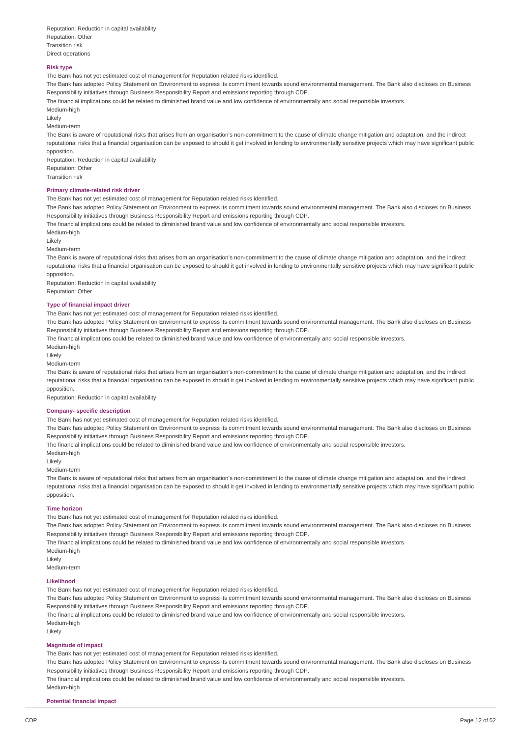Reputation: Reduction in capital availability
Reputation: Other
Transition risk
Direct operations

**Risk type**

The Bank has not yet estimated cost of management for Reputation related risks identified.

The Bank has adopted Policy Statement on Environment to express its commitment towards sound environmental management. The Bank also discloses on Business Responsibility initiatives through Business Responsibility Report and emissions reporting through CDP.

The financial implications could be related to diminished brand value and low confidence of environmentally and social responsible investors.

Medium-high

Likely

Medium-term

The Bank is aware of reputational risks that arises from an organisation's non-commitment to the cause of climate change mitigation and adaptation, and the indirect reputational risks that a financial organisation can be exposed to should it get involved in lending to environmentally sensitive projects which may have significant public opposition.

Reputation: Reduction in capital availability
Reputation: Other
Transition risk

**Primary climate-related risk driver**

The Bank has not yet estimated cost of management for Reputation related risks identified.

The Bank has adopted Policy Statement on Environment to express its commitment towards sound environmental management. The Bank also discloses on Business Responsibility initiatives through Business Responsibility Report and emissions reporting through CDP.

The financial implications could be related to diminished brand value and low confidence of environmentally and social responsible investors.

Medium-high

Likely

Medium-term

The Bank is aware of reputational risks that arises from an organisation's non-commitment to the cause of climate change mitigation and adaptation, and the indirect reputational risks that a financial organisation can be exposed to should it get involved in lending to environmentally sensitive projects which may have significant public opposition.

Reputation: Reduction in capital availability
Reputation: Other

**Type of financial impact driver**

The Bank has not yet estimated cost of management for Reputation related risks identified.

The Bank has adopted Policy Statement on Environment to express its commitment towards sound environmental management. The Bank also discloses on Business Responsibility initiatives through Business Responsibility Report and emissions reporting through CDP.

The financial implications could be related to diminished brand value and low confidence of environmentally and social responsible investors.

Medium-high

Likely

Medium-term

The Bank is aware of reputational risks that arises from an organisation's non-commitment to the cause of climate change mitigation and adaptation, and the indirect reputational risks that a financial organisation can be exposed to should it get involved in lending to environmentally sensitive projects which may have significant public opposition.

Reputation: Reduction in capital availability

**Company- specific description**

The Bank has not yet estimated cost of management for Reputation related risks identified.

The Bank has adopted Policy Statement on Environment to express its commitment towards sound environmental management. The Bank also discloses on Business Responsibility initiatives through Business Responsibility Report and emissions reporting through CDP.

The financial implications could be related to diminished brand value and low confidence of environmentally and social responsible investors.

Medium-high

Likely

Medium-term

The Bank is aware of reputational risks that arises from an organisation's non-commitment to the cause of climate change mitigation and adaptation, and the indirect reputational risks that a financial organisation can be exposed to should it get involved in lending to environmentally sensitive projects which may have significant public opposition.

**Time horizon**

The Bank has not yet estimated cost of management for Reputation related risks identified.

The Bank has adopted Policy Statement on Environment to express its commitment towards sound environmental management. The Bank also discloses on Business Responsibility initiatives through Business Responsibility Report and emissions reporting through CDP.

The financial implications could be related to diminished brand value and low confidence of environmentally and social responsible investors.

Medium-high

Likely

Medium-term

**Likelihood**

The Bank has not yet estimated cost of management for Reputation related risks identified.

The Bank has adopted Policy Statement on Environment to express its commitment towards sound environmental management. The Bank also discloses on Business Responsibility initiatives through Business Responsibility Report and emissions reporting through CDP.

The financial implications could be related to diminished brand value and low confidence of environmentally and social responsible investors.

Medium-high

Likely

**Magnitude of impact**

The Bank has not yet estimated cost of management for Reputation related risks identified.

The Bank has adopted Policy Statement on Environment to express its commitment towards sound environmental management. The Bank also discloses on Business Responsibility initiatives through Business Responsibility Report and emissions reporting through CDP.

The financial implications could be related to diminished brand value and low confidence of environmentally and social responsible investors.

Medium-high

**Potential financial impact**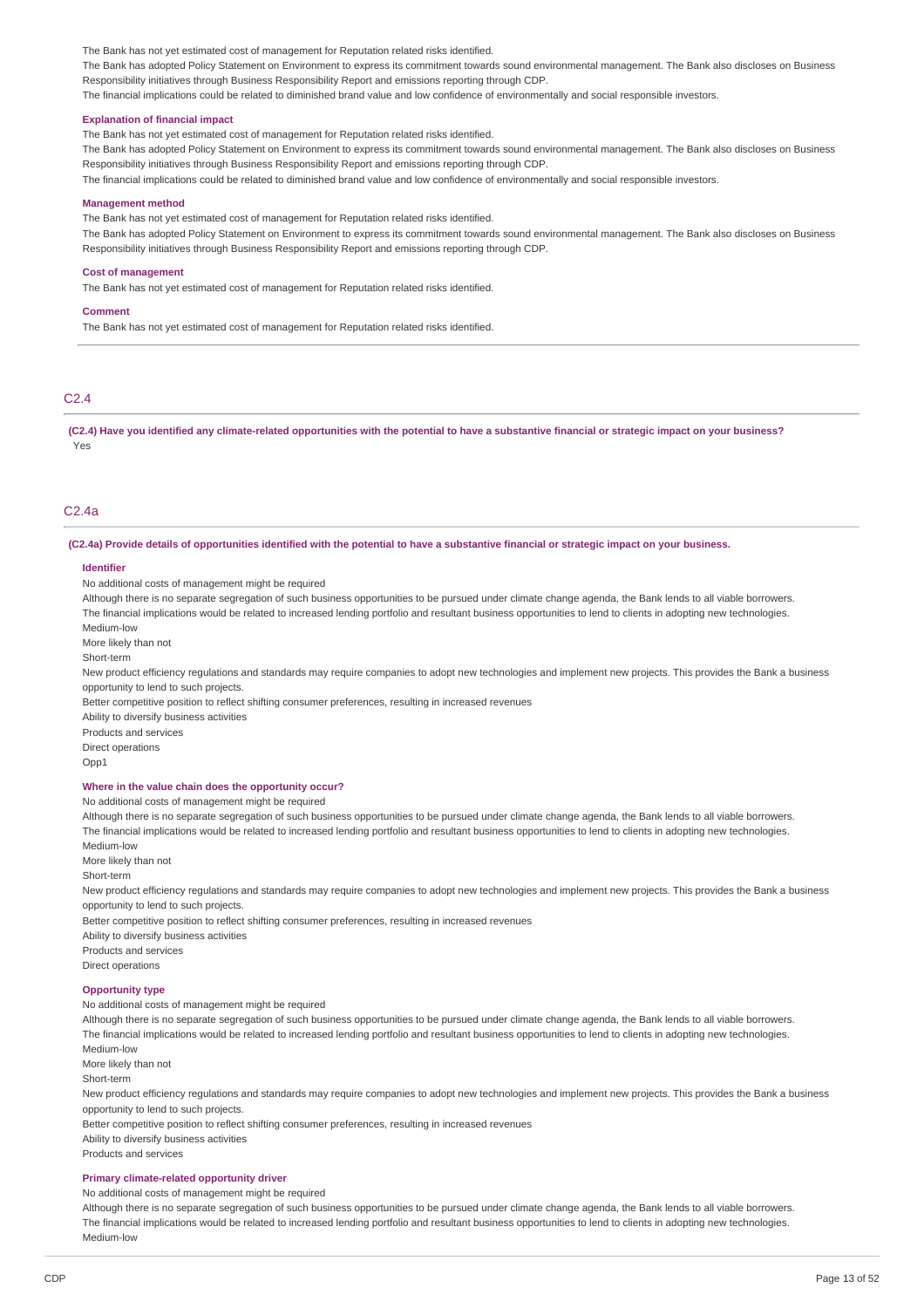The Bank has not yet estimated cost of management for Reputation related risks identified.

The Bank has adopted Policy Statement on Environment to express its commitment towards sound environmental management. The Bank also discloses on Business Responsibility initiatives through Business Responsibility Report and emissions reporting through CDP.

The financial implications could be related to diminished brand value and low confidence of environmentally and social responsible investors.

**Explanation of financial impact**

The Bank has not yet estimated cost of management for Reputation related risks identified.

The Bank has adopted Policy Statement on Environment to express its commitment towards sound environmental management. The Bank also discloses on Business Responsibility initiatives through Business Responsibility Report and emissions reporting through CDP.

The financial implications could be related to diminished brand value and low confidence of environmentally and social responsible investors.

**Management method**

The Bank has not yet estimated cost of management for Reputation related risks identified.

The Bank has adopted Policy Statement on Environment to express its commitment towards sound environmental management. The Bank also discloses on Business Responsibility initiatives through Business Responsibility Report and emissions reporting through CDP.

**Cost of management**

The Bank has not yet estimated cost of management for Reputation related risks identified.

**Comment**

The Bank has not yet estimated cost of management for Reputation related risks identified.

## C2.4

**(C2.4) Have you identified any climate-related opportunities with the potential to have a substantive financial or strategic impact on your business?**

Yes

## C2.4a

**(C2.4a) Provide details of opportunities identified with the potential to have a substantive financial or strategic impact on your business.**

**Identifier**

No additional costs of management might be required

Although there is no separate segregation of such business opportunities to be pursued under climate change agenda, the Bank lends to all viable borrowers.

The financial implications would be related to increased lending portfolio and resultant business opportunities to lend to clients in adopting new technologies.

Medium-low

More likely than not

Short-term

New product efficiency regulations and standards may require companies to adopt new technologies and implement new projects. This provides the Bank a business opportunity to lend to such projects.

Better competitive position to reflect shifting consumer preferences, resulting in increased revenues

Ability to diversify business activities

Products and services

Direct operations

Opp1

**Where in the value chain does the opportunity occur?**

No additional costs of management might be required

Although there is no separate segregation of such business opportunities to be pursued under climate change agenda, the Bank lends to all viable borrowers.

The financial implications would be related to increased lending portfolio and resultant business opportunities to lend to clients in adopting new technologies.

Medium-low

More likely than not

Short-term

New product efficiency regulations and standards may require companies to adopt new technologies and implement new projects. This provides the Bank a business opportunity to lend to such projects.

Better competitive position to reflect shifting consumer preferences, resulting in increased revenues

Ability to diversify business activities

Products and services

Direct operations

**Opportunity type**

No additional costs of management might be required

Although there is no separate segregation of such business opportunities to be pursued under climate change agenda, the Bank lends to all viable borrowers.

The financial implications would be related to increased lending portfolio and resultant business opportunities to lend to clients in adopting new technologies.

Medium-low

More likely than not

Short-term

New product efficiency regulations and standards may require companies to adopt new technologies and implement new projects. This provides the Bank a business opportunity to lend to such projects.

Better competitive position to reflect shifting consumer preferences, resulting in increased revenues

Ability to diversify business activities

Products and services

**Primary climate-related opportunity driver**

No additional costs of management might be required

Although there is no separate segregation of such business opportunities to be pursued under climate change agenda, the Bank lends to all viable borrowers.

The financial implications would be related to increased lending portfolio and resultant business opportunities to lend to clients in adopting new technologies.

Medium-low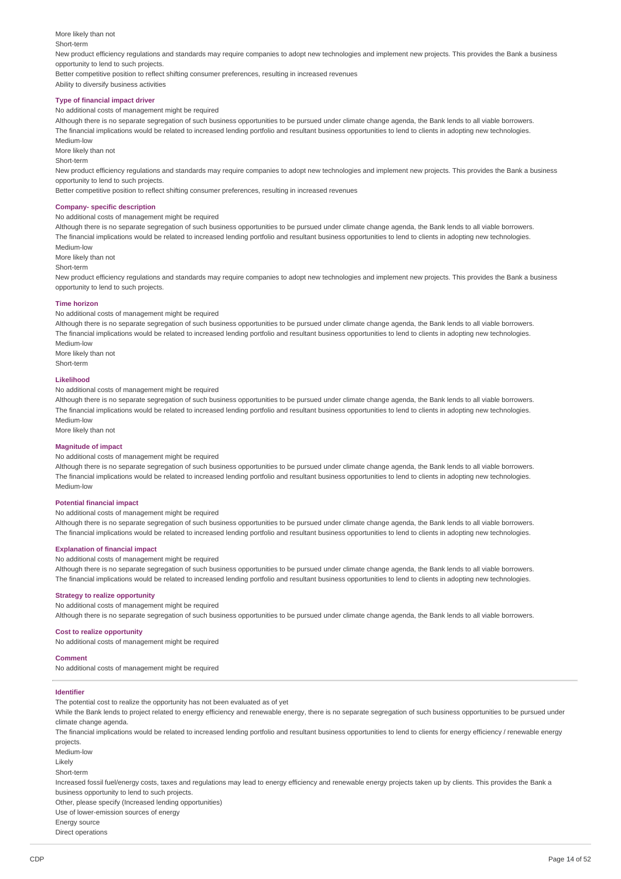More likely than not

Short-term

New product efficiency regulations and standards may require companies to adopt new technologies and implement new projects. This provides the Bank a business opportunity to lend to such projects.

Better competitive position to reflect shifting consumer preferences, resulting in increased revenues

Ability to diversify business activities

**Type of financial impact driver**

No additional costs of management might be required

Although there is no separate segregation of such business opportunities to be pursued under climate change agenda, the Bank lends to all viable borrowers.

The financial implications would be related to increased lending portfolio and resultant business opportunities to lend to clients in adopting new technologies.

Medium-low

More likely than not

Short-term

New product efficiency regulations and standards may require companies to adopt new technologies and implement new projects. This provides the Bank a business opportunity to lend to such projects.

Better competitive position to reflect shifting consumer preferences, resulting in increased revenues

**Company- specific description**

No additional costs of management might be required

Although there is no separate segregation of such business opportunities to be pursued under climate change agenda, the Bank lends to all viable borrowers.

The financial implications would be related to increased lending portfolio and resultant business opportunities to lend to clients in adopting new technologies.

Medium-low

More likely than not

Short-term

New product efficiency regulations and standards may require companies to adopt new technologies and implement new projects. This provides the Bank a business opportunity to lend to such projects.

**Time horizon**

No additional costs of management might be required

Although there is no separate segregation of such business opportunities to be pursued under climate change agenda, the Bank lends to all viable borrowers.

The financial implications would be related to increased lending portfolio and resultant business opportunities to lend to clients in adopting new technologies.

Medium-low

More likely than not

Short-term

**Likelihood**

No additional costs of management might be required

Although there is no separate segregation of such business opportunities to be pursued under climate change agenda, the Bank lends to all viable borrowers.

The financial implications would be related to increased lending portfolio and resultant business opportunities to lend to clients in adopting new technologies.

Medium-low

More likely than not

**Magnitude of impact**

No additional costs of management might be required

Although there is no separate segregation of such business opportunities to be pursued under climate change agenda, the Bank lends to all viable borrowers.

The financial implications would be related to increased lending portfolio and resultant business opportunities to lend to clients in adopting new technologies.

Medium-low

**Potential financial impact**

No additional costs of management might be required

Although there is no separate segregation of such business opportunities to be pursued under climate change agenda, the Bank lends to all viable borrowers.

The financial implications would be related to increased lending portfolio and resultant business opportunities to lend to clients in adopting new technologies.

**Explanation of financial impact**

No additional costs of management might be required

Although there is no separate segregation of such business opportunities to be pursued under climate change agenda, the Bank lends to all viable borrowers.

The financial implications would be related to increased lending portfolio and resultant business opportunities to lend to clients in adopting new technologies.

**Strategy to realize opportunity**

No additional costs of management might be required

Although there is no separate segregation of such business opportunities to be pursued under climate change agenda, the Bank lends to all viable borrowers.

**Cost to realize opportunity**

No additional costs of management might be required

**Comment**

No additional costs of management might be required

---

**Identifier**

The potential cost to realize the opportunity has not been evaluated as of yet

While the Bank lends to project related to energy efficiency and renewable energy, there is no separate segregation of such business opportunities to be pursued under climate change agenda.

The financial implications would be related to increased lending portfolio and resultant business opportunities to lend to clients for energy efficiency / renewable energy projects.

Medium-low

Likely

Short-term

Increased fossil fuel/energy costs, taxes and regulations may lead to energy efficiency and renewable energy projects taken up by clients. This provides the Bank a business opportunity to lend to such projects.

Other, please specify (Increased lending opportunities)

Use of lower-emission sources of energy

Energy source

Direct operations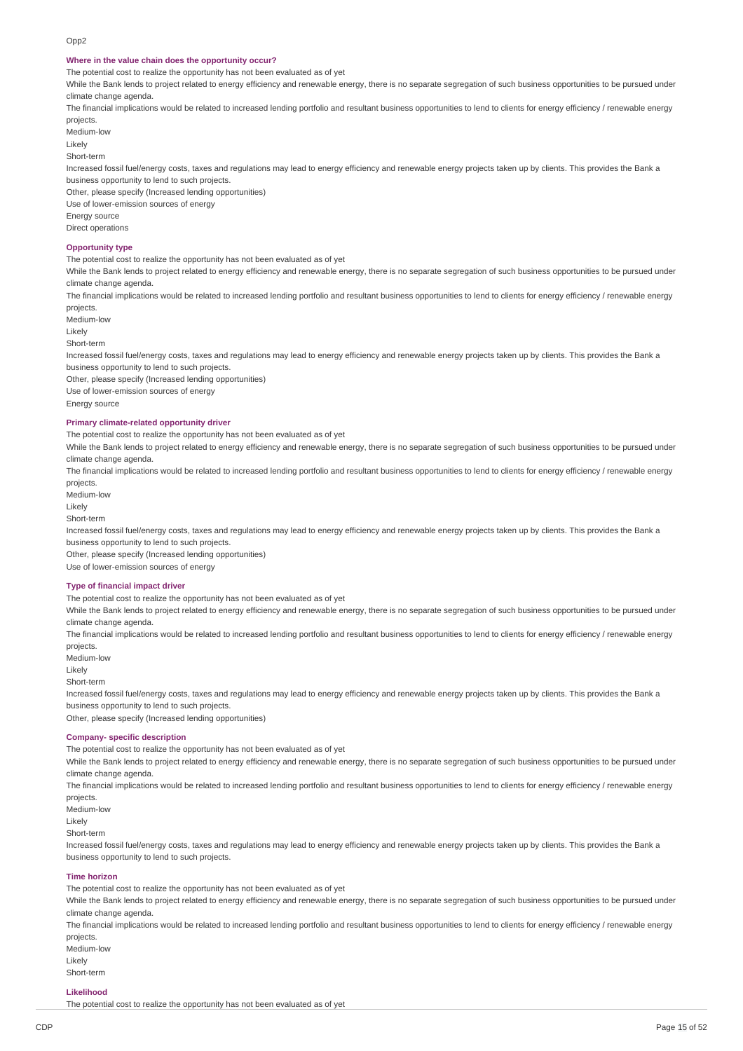Opp2

**Where in the value chain does the opportunity occur?**

The potential cost to realize the opportunity has not been evaluated as of yet

While the Bank lends to project related to energy efficiency and renewable energy, there is no separate segregation of such business opportunities to be pursued under climate change agenda.

The financial implications would be related to increased lending portfolio and resultant business opportunities to lend to clients for energy efficiency / renewable energy projects.

Medium-low

Likely

Short-term

Increased fossil fuel/energy costs, taxes and regulations may lead to energy efficiency and renewable energy projects taken up by clients. This provides the Bank a business opportunity to lend to such projects.

Other, please specify (Increased lending opportunities)

Use of lower-emission sources of energy

Energy source

Direct operations

**Opportunity type**

The potential cost to realize the opportunity has not been evaluated as of yet

While the Bank lends to project related to energy efficiency and renewable energy, there is no separate segregation of such business opportunities to be pursued under climate change agenda.

The financial implications would be related to increased lending portfolio and resultant business opportunities to lend to clients for energy efficiency / renewable energy projects.

Medium-low

Likely

Short-term

Increased fossil fuel/energy costs, taxes and regulations may lead to energy efficiency and renewable energy projects taken up by clients. This provides the Bank a business opportunity to lend to such projects.

Other, please specify (Increased lending opportunities)

Use of lower-emission sources of energy

Energy source

**Primary climate-related opportunity driver**

The potential cost to realize the opportunity has not been evaluated as of yet

While the Bank lends to project related to energy efficiency and renewable energy, there is no separate segregation of such business opportunities to be pursued under climate change agenda.

The financial implications would be related to increased lending portfolio and resultant business opportunities to lend to clients for energy efficiency / renewable energy projects.

Medium-low

Likely

Short-term

Increased fossil fuel/energy costs, taxes and regulations may lead to energy efficiency and renewable energy projects taken up by clients. This provides the Bank a business opportunity to lend to such projects.

Other, please specify (Increased lending opportunities)

Use of lower-emission sources of energy

**Type of financial impact driver**

The potential cost to realize the opportunity has not been evaluated as of yet

While the Bank lends to project related to energy efficiency and renewable energy, there is no separate segregation of such business opportunities to be pursued under climate change agenda.

The financial implications would be related to increased lending portfolio and resultant business opportunities to lend to clients for energy efficiency / renewable energy projects.

Medium-low

Likely

Short-term

Increased fossil fuel/energy costs, taxes and regulations may lead to energy efficiency and renewable energy projects taken up by clients. This provides the Bank a business opportunity to lend to such projects.

Other, please specify (Increased lending opportunities)

**Company- specific description**

The potential cost to realize the opportunity has not been evaluated as of yet

While the Bank lends to project related to energy efficiency and renewable energy, there is no separate segregation of such business opportunities to be pursued under climate change agenda.

The financial implications would be related to increased lending portfolio and resultant business opportunities to lend to clients for energy efficiency / renewable energy projects.

Medium-low

Likely

Short-term

Increased fossil fuel/energy costs, taxes and regulations may lead to energy efficiency and renewable energy projects taken up by clients. This provides the Bank a business opportunity to lend to such projects.

**Time horizon**

The potential cost to realize the opportunity has not been evaluated as of yet

While the Bank lends to project related to energy efficiency and renewable energy, there is no separate segregation of such business opportunities to be pursued under climate change agenda.

The financial implications would be related to increased lending portfolio and resultant business opportunities to lend to clients for energy efficiency / renewable energy projects.

Medium-low

Likely

Short-term

**Likelihood**

The potential cost to realize the opportunity has not been evaluated as of yet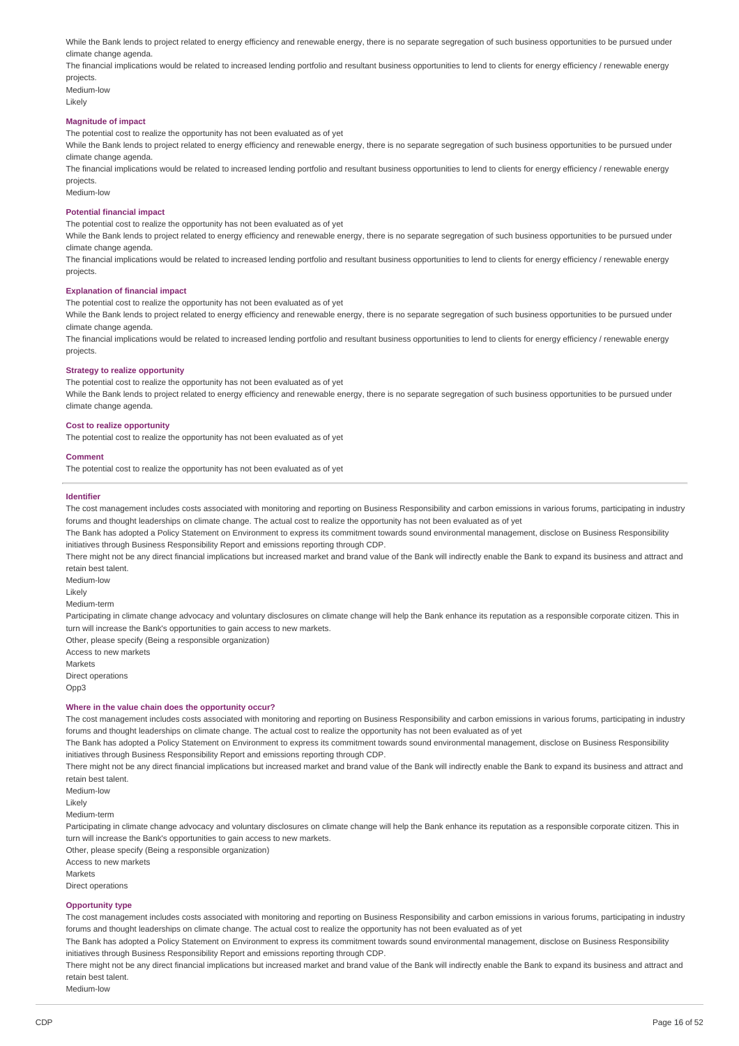While the Bank lends to project related to energy efficiency and renewable energy, there is no separate segregation of such business opportunities to be pursued under climate change agenda.

The financial implications would be related to increased lending portfolio and resultant business opportunities to lend to clients for energy efficiency / renewable energy projects.

Medium-low

Likely

**Magnitude of impact**

The potential cost to realize the opportunity has not been evaluated as of yet

While the Bank lends to project related to energy efficiency and renewable energy, there is no separate segregation of such business opportunities to be pursued under climate change agenda.

The financial implications would be related to increased lending portfolio and resultant business opportunities to lend to clients for energy efficiency / renewable energy projects.

Medium-low

**Potential financial impact**

The potential cost to realize the opportunity has not been evaluated as of yet

While the Bank lends to project related to energy efficiency and renewable energy, there is no separate segregation of such business opportunities to be pursued under climate change agenda.

The financial implications would be related to increased lending portfolio and resultant business opportunities to lend to clients for energy efficiency / renewable energy projects.

**Explanation of financial impact**

The potential cost to realize the opportunity has not been evaluated as of yet

While the Bank lends to project related to energy efficiency and renewable energy, there is no separate segregation of such business opportunities to be pursued under climate change agenda.

The financial implications would be related to increased lending portfolio and resultant business opportunities to lend to clients for energy efficiency / renewable energy projects.

**Strategy to realize opportunity**

The potential cost to realize the opportunity has not been evaluated as of yet

While the Bank lends to project related to energy efficiency and renewable energy, there is no separate segregation of such business opportunities to be pursued under climate change agenda.

**Cost to realize opportunity**

The potential cost to realize the opportunity has not been evaluated as of yet

**Comment**

The potential cost to realize the opportunity has not been evaluated as of yet

---

**Identifier**

The cost management includes costs associated with monitoring and reporting on Business Responsibility and carbon emissions in various forums, participating in industry forums and thought leaderships on climate change. The actual cost to realize the opportunity has not been evaluated as of yet

The Bank has adopted a Policy Statement on Environment to express its commitment towards sound environmental management, disclose on Business Responsibility initiatives through Business Responsibility Report and emissions reporting through CDP.

There might not be any direct financial implications but increased market and brand value of the Bank will indirectly enable the Bank to expand its business and attract and retain best talent.

Medium-low

Likely

Medium-term

Participating in climate change advocacy and voluntary disclosures on climate change will help the Bank enhance its reputation as a responsible corporate citizen. This in turn will increase the Bank's opportunities to gain access to new markets.

Other, please specify (Being a responsible organization)

Access to new markets

Markets

Direct operations

Opp3

**Where in the value chain does the opportunity occur?**

The cost management includes costs associated with monitoring and reporting on Business Responsibility and carbon emissions in various forums, participating in industry forums and thought leaderships on climate change. The actual cost to realize the opportunity has not been evaluated as of yet

The Bank has adopted a Policy Statement on Environment to express its commitment towards sound environmental management, disclose on Business Responsibility initiatives through Business Responsibility Report and emissions reporting through CDP.

There might not be any direct financial implications but increased market and brand value of the Bank will indirectly enable the Bank to expand its business and attract and retain best talent.

Medium-low

Likely

Medium-term

Participating in climate change advocacy and voluntary disclosures on climate change will help the Bank enhance its reputation as a responsible corporate citizen. This in turn will increase the Bank's opportunities to gain access to new markets.

Other, please specify (Being a responsible organization)

Access to new markets

Markets

Direct operations

**Opportunity type**

The cost management includes costs associated with monitoring and reporting on Business Responsibility and carbon emissions in various forums, participating in industry forums and thought leaderships on climate change. The actual cost to realize the opportunity has not been evaluated as of yet

The Bank has adopted a Policy Statement on Environment to express its commitment towards sound environmental management, disclose on Business Responsibility initiatives through Business Responsibility Report and emissions reporting through CDP.

There might not be any direct financial implications but increased market and brand value of the Bank will indirectly enable the Bank to expand its business and attract and retain best talent.

Medium-low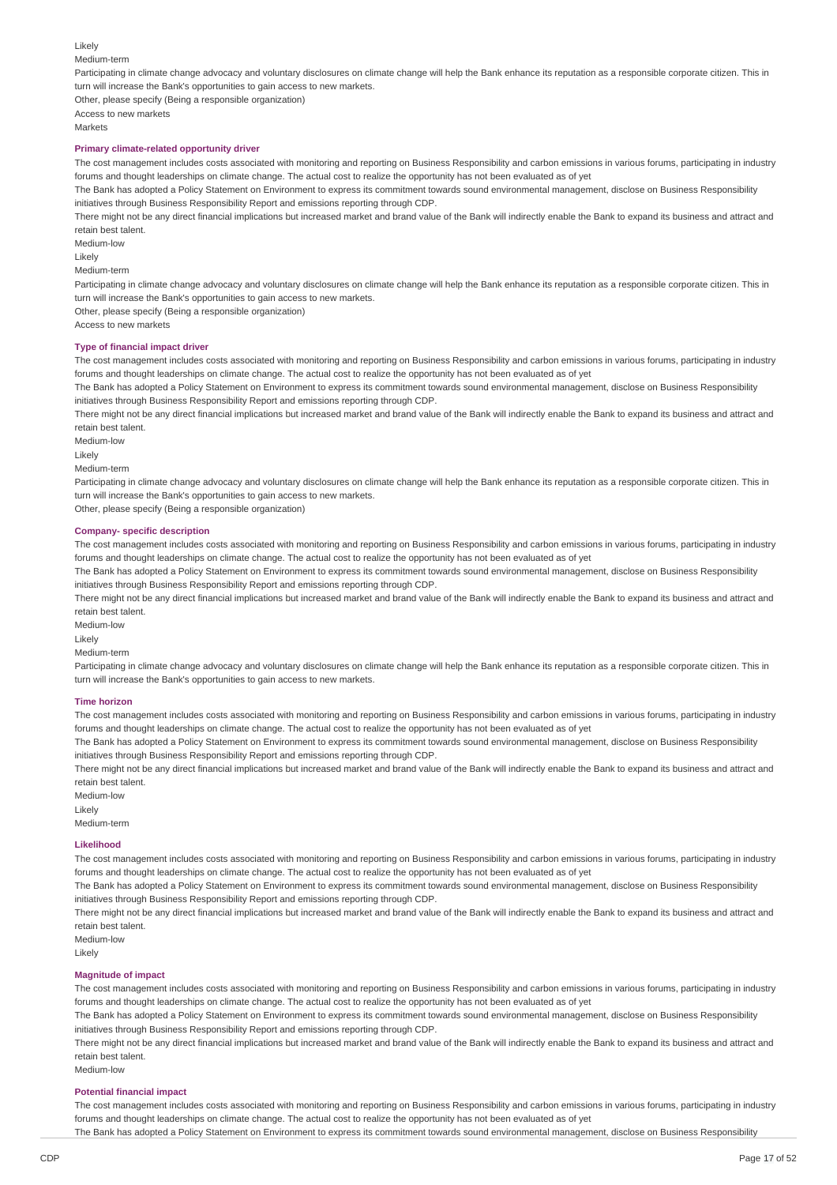Likely

Medium-term

Participating in climate change advocacy and voluntary disclosures on climate change will help the Bank enhance its reputation as a responsible corporate citizen. This in turn will increase the Bank's opportunities to gain access to new markets.

Other, please specify (Being a responsible organization)

Access to new markets

Markets

**Primary climate-related opportunity driver**

The cost management includes costs associated with monitoring and reporting on Business Responsibility and carbon emissions in various forums, participating in industry forums and thought leaderships on climate change. The actual cost to realize the opportunity has not been evaluated as of yet

The Bank has adopted a Policy Statement on Environment to express its commitment towards sound environmental management, disclose on Business Responsibility initiatives through Business Responsibility Report and emissions reporting through CDP.

There might not be any direct financial implications but increased market and brand value of the Bank will indirectly enable the Bank to expand its business and attract and retain best talent.

Medium-low

Likely

Medium-term

Participating in climate change advocacy and voluntary disclosures on climate change will help the Bank enhance its reputation as a responsible corporate citizen. This in turn will increase the Bank's opportunities to gain access to new markets.

Other, please specify (Being a responsible organization)

Access to new markets

**Type of financial impact driver**

The cost management includes costs associated with monitoring and reporting on Business Responsibility and carbon emissions in various forums, participating in industry forums and thought leaderships on climate change. The actual cost to realize the opportunity has not been evaluated as of yet

The Bank has adopted a Policy Statement on Environment to express its commitment towards sound environmental management, disclose on Business Responsibility initiatives through Business Responsibility Report and emissions reporting through CDP.

There might not be any direct financial implications but increased market and brand value of the Bank will indirectly enable the Bank to expand its business and attract and retain best talent.

Medium-low

Likely

Medium-term

Participating in climate change advocacy and voluntary disclosures on climate change will help the Bank enhance its reputation as a responsible corporate citizen. This in turn will increase the Bank's opportunities to gain access to new markets.

Other, please specify (Being a responsible organization)

**Company- specific description**

The cost management includes costs associated with monitoring and reporting on Business Responsibility and carbon emissions in various forums, participating in industry forums and thought leaderships on climate change. The actual cost to realize the opportunity has not been evaluated as of yet

The Bank has adopted a Policy Statement on Environment to express its commitment towards sound environmental management, disclose on Business Responsibility initiatives through Business Responsibility Report and emissions reporting through CDP.

There might not be any direct financial implications but increased market and brand value of the Bank will indirectly enable the Bank to expand its business and attract and retain best talent.

Medium-low

Likely

Medium-term

Participating in climate change advocacy and voluntary disclosures on climate change will help the Bank enhance its reputation as a responsible corporate citizen. This in turn will increase the Bank's opportunities to gain access to new markets.

**Time horizon**

The cost management includes costs associated with monitoring and reporting on Business Responsibility and carbon emissions in various forums, participating in industry forums and thought leaderships on climate change. The actual cost to realize the opportunity has not been evaluated as of yet

The Bank has adopted a Policy Statement on Environment to express its commitment towards sound environmental management, disclose on Business Responsibility initiatives through Business Responsibility Report and emissions reporting through CDP.

There might not be any direct financial implications but increased market and brand value of the Bank will indirectly enable the Bank to expand its business and attract and retain best talent.

Medium-low

Likely

Medium-term

**Likelihood**

The cost management includes costs associated with monitoring and reporting on Business Responsibility and carbon emissions in various forums, participating in industry forums and thought leaderships on climate change. The actual cost to realize the opportunity has not been evaluated as of yet

The Bank has adopted a Policy Statement on Environment to express its commitment towards sound environmental management, disclose on Business Responsibility initiatives through Business Responsibility Report and emissions reporting through CDP.

There might not be any direct financial implications but increased market and brand value of the Bank will indirectly enable the Bank to expand its business and attract and retain best talent.

Medium-low

Likely

**Magnitude of impact**

The cost management includes costs associated with monitoring and reporting on Business Responsibility and carbon emissions in various forums, participating in industry forums and thought leaderships on climate change. The actual cost to realize the opportunity has not been evaluated as of yet

The Bank has adopted a Policy Statement on Environment to express its commitment towards sound environmental management, disclose on Business Responsibility initiatives through Business Responsibility Report and emissions reporting through CDP.

There might not be any direct financial implications but increased market and brand value of the Bank will indirectly enable the Bank to expand its business and attract and retain best talent.

Medium-low

**Potential financial impact**

The cost management includes costs associated with monitoring and reporting on Business Responsibility and carbon emissions in various forums, participating in industry forums and thought leaderships on climate change. The actual cost to realize the opportunity has not been evaluated as of yet

The Bank has adopted a Policy Statement on Environment to express its commitment towards sound environmental management, disclose on Business Responsibility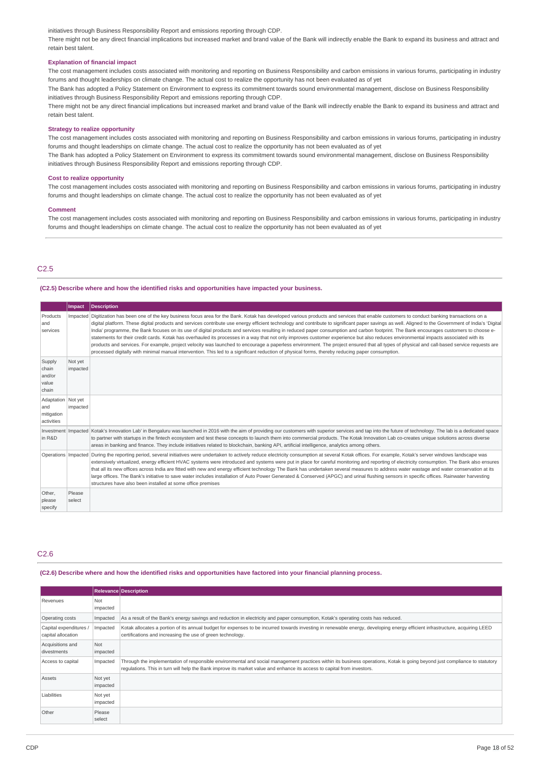initiatives through Business Responsibility Report and emissions reporting through CDP.

There might not be any direct financial implications but increased market and brand value of the Bank will indirectly enable the Bank to expand its business and attract and retain best talent.

**Explanation of financial impact**

The cost management includes costs associated with monitoring and reporting on Business Responsibility and carbon emissions in various forums, participating in industry forums and thought leaderships on climate change. The actual cost to realize the opportunity has not been evaluated as of yet

The Bank has adopted a Policy Statement on Environment to express its commitment towards sound environmental management, disclose on Business Responsibility initiatives through Business Responsibility Report and emissions reporting through CDP.

There might not be any direct financial implications but increased market and brand value of the Bank will indirectly enable the Bank to expand its business and attract and retain best talent.

**Strategy to realize opportunity**

The cost management includes costs associated with monitoring and reporting on Business Responsibility and carbon emissions in various forums, participating in industry forums and thought leaderships on climate change. The actual cost to realize the opportunity has not been evaluated as of yet

The Bank has adopted a Policy Statement on Environment to express its commitment towards sound environmental management, disclose on Business Responsibility initiatives through Business Responsibility Report and emissions reporting through CDP.

**Cost to realize opportunity**

The cost management includes costs associated with monitoring and reporting on Business Responsibility and carbon emissions in various forums, participating in industry forums and thought leaderships on climate change. The actual cost to realize the opportunity has not been evaluated as of yet

**Comment**

The cost management includes costs associated with monitoring and reporting on Business Responsibility and carbon emissions in various forums, participating in industry forums and thought leaderships on climate change. The actual cost to realize the opportunity has not been evaluated as of yet

## C2.5

**(C2.5) Describe where and how the identified risks and opportunities have impacted your business.**

| | Impact | Description |
|---|---|---|
| Products and services | Impacted | Digitization has been one of the key business focus area for the Bank. Kotak has developed various products and services that enable customers to conduct banking transactions on a digital platform. These digital products and services contribute use energy efficient technology and contribute to significant paper savings as well. Aligned to the Government of India's 'Digital India' programme, the Bank focuses on its use of digital products and services resulting in reduced paper consumption and carbon footprint. The Bank encourages customers to choose e-statements for their credit cards. Kotak has overhauled its processes in a way that not only improves customer experience but also reduces environmental impacts associated with its products and services. For example, project velocity was launched to encourage a paperless environment. The project ensured that all types of physical and call-based service requests are processed digitally with minimal manual intervention. This led to a significant reduction of physical forms, thereby reducing paper consumption. |
| Supply chain and/or value chain | Not yet impacted | |
| Adaptation and mitigation activities | Not yet impacted | |
| Investment in R&D | Impacted | Kotak's Innovation Lab' in Bengaluru was launched in 2016 with the aim of providing our customers with superior services and tap into the future of technology. The lab is a dedicated space to partner with startups in the fintech ecosystem and test these concepts to launch them into commercial products. The Kotak Innovation Lab co-creates unique solutions across diverse areas in banking and finance. They include initiatives related to blockchain, banking API, artificial intelligence, analytics among others. |
| Operations | Impacted | During the reporting period, several initiatives were undertaken to actively reduce electricity consumption at several Kotak offices. For example, Kotak's server windows landscape was extensively virtualized, energy efficient HVAC systems were introduced and systems were put in place for careful monitoring and reporting of electricity consumption. The Bank also ensures that all its new offices across India are fitted with new and energy efficient technology The Bank has undertaken several measures to address water wastage and water conservation at its large offices. The Bank's initiative to save water includes installation of Auto Power Generated & Conserved (APGC) and urinal flushing sensors in specific offices. Rainwater harvesting structures have also been installed at some office premises |
| Other, please specify | Please select | |

## C2.6

**(C2.6) Describe where and how the identified risks and opportunities have factored into your financial planning process.**

| | Relevance | Description |
|---|---|---|
| Revenues | Not impacted | |
| Operating costs | Impacted | As a result of the Bank's energy savings and reduction in electricity and paper consumption, Kotak's operating costs has reduced. |
| Capital expenditures / capital allocation | Impacted | Kotak allocates a portion of its annual budget for expenses to be incurred towards investing in renewable energy, developing energy efficient infrastructure, acquiring LEED certifications and increasing the use of green technology. |
| Acquisitions and divestments | Not impacted | |
| Access to capital | Impacted | Through the implementation of responsible environmental and social management practices within its business operations, Kotak is going beyond just compliance to statutory regulations. This in turn will help the Bank improve its market value and enhance its access to capital from investors. |
| Assets | Not yet impacted | |
| Liabilities | Not yet impacted | |
| Other | Please select | |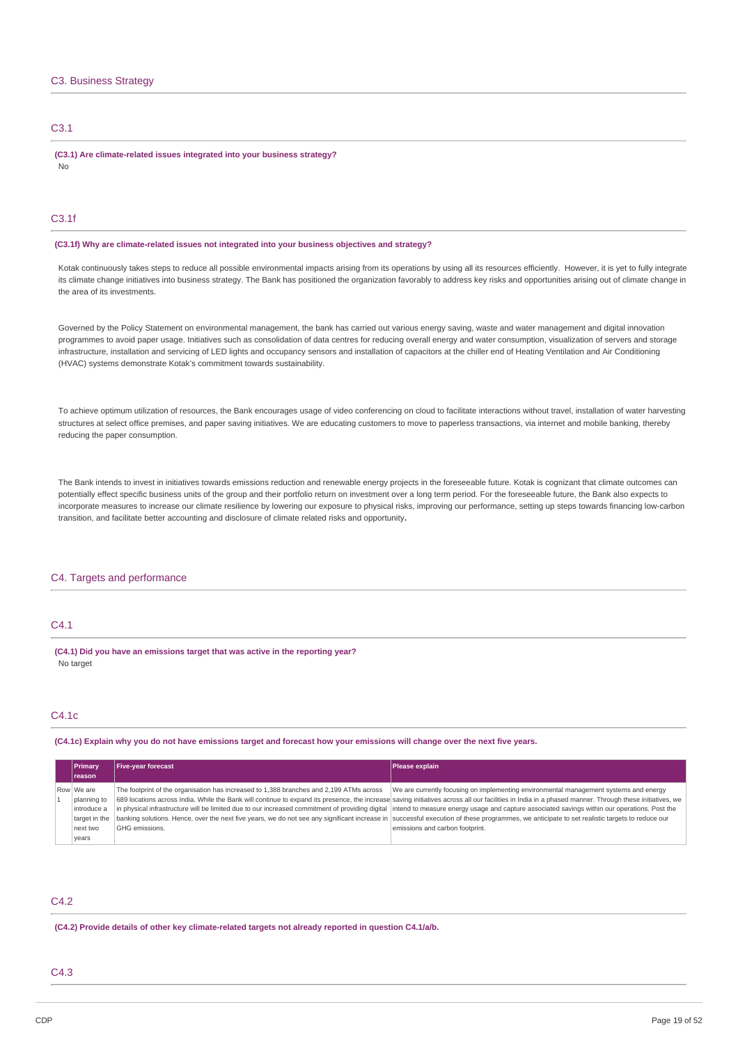## C3. Business Strategy

### C3.1

**(C3.1) Are climate-related issues integrated into your business strategy?**

No

### C3.1f

**(C3.1f) Why are climate-related issues not integrated into your business objectives and strategy?**

Kotak continuously takes steps to reduce all possible environmental impacts arising from its operations by using all its resources efficiently. However, it is yet to fully integrate its climate change initiatives into business strategy. The Bank has positioned the organization favorably to address key risks and opportunities arising out of climate change in the area of its investments.

Governed by the Policy Statement on environmental management, the bank has carried out various energy saving, waste and water management and digital innovation programmes to avoid paper usage. Initiatives such as consolidation of data centres for reducing overall energy and water consumption, visualization of servers and storage infrastructure, installation and servicing of LED lights and occupancy sensors and installation of capacitors at the chiller end of Heating Ventilation and Air Conditioning (HVAC) systems demonstrate Kotak's commitment towards sustainability.

To achieve optimum utilization of resources, the Bank encourages usage of video conferencing on cloud to facilitate interactions without travel, installation of water harvesting structures at select office premises, and paper saving initiatives. We are educating customers to move to paperless transactions, via internet and mobile banking, thereby reducing the paper consumption.

The Bank intends to invest in initiatives towards emissions reduction and renewable energy projects in the foreseeable future. Kotak is cognizant that climate outcomes can potentially effect specific business units of the group and their portfolio return on investment over a long term period. For the foreseeable future, the Bank also expects to incorporate measures to increase our climate resilience by lowering our exposure to physical risks, improving our performance, setting up steps towards financing low-carbon transition, and facilitate better accounting and disclosure of climate related risks and opportunity**.**

## C4. Targets and performance

### C4.1

**(C4.1) Did you have an emissions target that was active in the reporting year?**

No target

### C4.1c

**(C4.1c) Explain why you do not have emissions target and forecast how your emissions will change over the next five years.**

| | Primary reason | Five-year forecast | Please explain |
|---|---|---|---|
| Row 1 | We are planning to introduce a target in the next two years | The footprint of the organisation has increased to 1,388 branches and 2,199 ATMs across 689 locations across India. While the Bank will continue to expand its presence, the increase in physical infrastructure will be limited due to our increased commitment of providing digital banking solutions. Hence, over the next five years, we do not see any significant increase in GHG emissions. | We are currently focusing on implementing environmental management systems and energy saving initiatives across all our facilities in India in a phased manner. Through these initiatives, we intend to measure energy usage and capture associated savings within our operations. Post the successful execution of these programmes, we anticipate to set realistic targets to reduce our emissions and carbon footprint. |

### C4.2

**(C4.2) Provide details of other key climate-related targets not already reported in question C4.1/a/b.**

### C4.3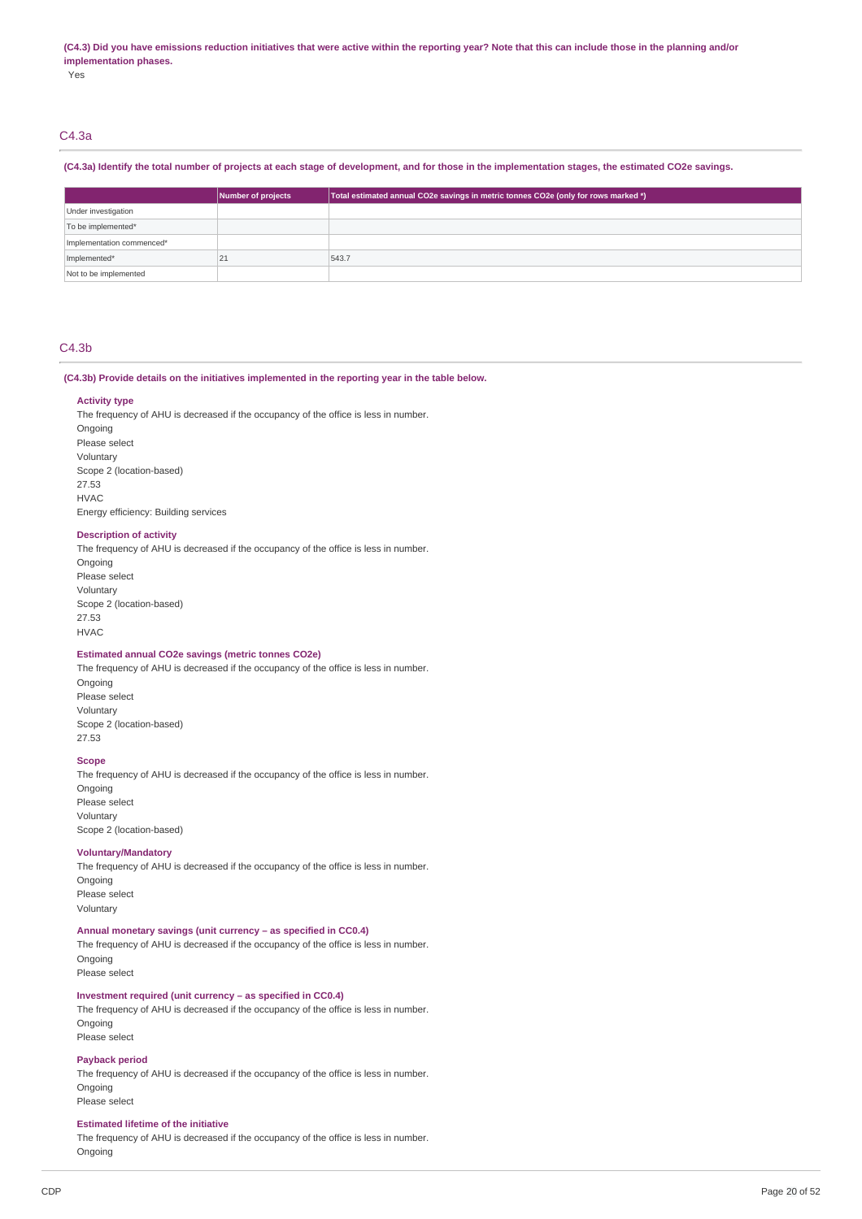**(C4.3) Did you have emissions reduction initiatives that were active within the reporting year? Note that this can include those in the planning and/or implementation phases.**

Yes

## C4.3a

**(C4.3a) Identify the total number of projects at each stage of development, and for those in the implementation stages, the estimated CO2e savings.**

| | Number of projects | Total estimated annual CO2e savings in metric tonnes CO2e (only for rows marked *) |
|---|---|---|
| Under investigation | | |
| To be implemented* | | |
| Implementation commenced* | | |
| Implemented* | 21 | 543.7 |
| Not to be implemented | | |

## C4.3b

**(C4.3b) Provide details on the initiatives implemented in the reporting year in the table below.**

**Activity type**

The frequency of AHU is decreased if the occupancy of the office is less in number.
Ongoing
Please select
Voluntary
Scope 2 (location-based)
27.53
HVAC
Energy efficiency: Building services

**Description of activity**

The frequency of AHU is decreased if the occupancy of the office is less in number.
Ongoing
Please select
Voluntary
Scope 2 (location-based)
27.53
HVAC

**Estimated annual CO2e savings (metric tonnes CO2e)**

The frequency of AHU is decreased if the occupancy of the office is less in number.
Ongoing
Please select
Voluntary
Scope 2 (location-based)
27.53

**Scope**

The frequency of AHU is decreased if the occupancy of the office is less in number.
Ongoing
Please select
Voluntary
Scope 2 (location-based)

**Voluntary/Mandatory**

The frequency of AHU is decreased if the occupancy of the office is less in number.
Ongoing
Please select
Voluntary

**Annual monetary savings (unit currency – as specified in CC0.4)**

The frequency of AHU is decreased if the occupancy of the office is less in number.
Ongoing
Please select

**Investment required (unit currency – as specified in CC0.4)**

The frequency of AHU is decreased if the occupancy of the office is less in number.
Ongoing
Please select

**Payback period**

The frequency of AHU is decreased if the occupancy of the office is less in number.
Ongoing
Please select

**Estimated lifetime of the initiative**

The frequency of AHU is decreased if the occupancy of the office is less in number.
Ongoing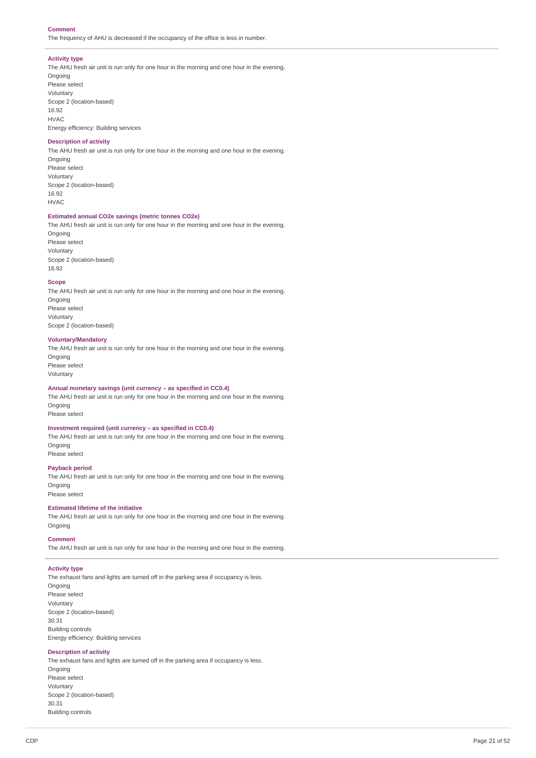**Comment**

The frequency of AHU is decreased if the occupancy of the office is less in number.

---

**Activity type**

The AHU fresh air unit is run only for one hour in the morning and one hour in the evening.
Ongoing
Please select
Voluntary
Scope 2 (location-based)
16.92
HVAC
Energy efficiency: Building services

**Description of activity**

The AHU fresh air unit is run only for one hour in the morning and one hour in the evening.
Ongoing
Please select
Voluntary
Scope 2 (location-based)
16.92
HVAC

**Estimated annual CO2e savings (metric tonnes CO2e)**

The AHU fresh air unit is run only for one hour in the morning and one hour in the evening.
Ongoing
Please select
Voluntary
Scope 2 (location-based)
16.92

**Scope**

The AHU fresh air unit is run only for one hour in the morning and one hour in the evening.
Ongoing
Please select
Voluntary
Scope 2 (location-based)

**Voluntary/Mandatory**

The AHU fresh air unit is run only for one hour in the morning and one hour in the evening.
Ongoing
Please select
Voluntary

**Annual monetary savings (unit currency – as specified in CC0.4)**

The AHU fresh air unit is run only for one hour in the morning and one hour in the evening.
Ongoing
Please select

**Investment required (unit currency – as specified in CC0.4)**

The AHU fresh air unit is run only for one hour in the morning and one hour in the evening.
Ongoing
Please select

**Payback period**

The AHU fresh air unit is run only for one hour in the morning and one hour in the evening.
Ongoing
Please select

**Estimated lifetime of the initiative**

The AHU fresh air unit is run only for one hour in the morning and one hour in the evening.
Ongoing

**Comment**

The AHU fresh air unit is run only for one hour in the morning and one hour in the evening.

---

**Activity type**

The exhaust fans and lights are turned off in the parking area if occupancy is less.
Ongoing
Please select
Voluntary
Scope 2 (location-based)
30.31
Building controls
Energy efficiency: Building services

**Description of activity**

The exhaust fans and lights are turned off in the parking area if occupancy is less.
Ongoing
Please select
Voluntary
Scope 2 (location-based)
30.31
Building controls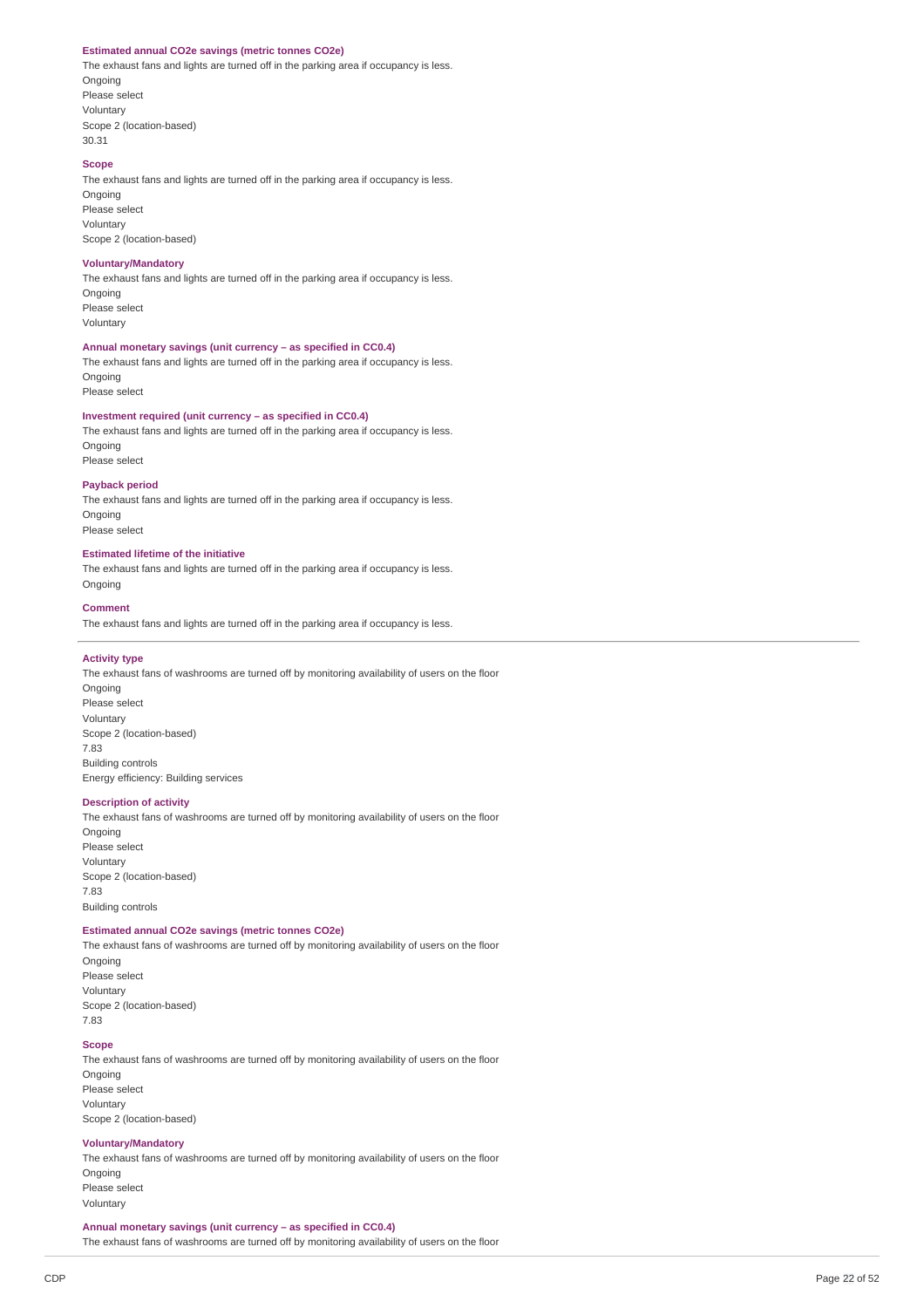**Estimated annual CO2e savings (metric tonnes CO2e)**

The exhaust fans and lights are turned off in the parking area if occupancy is less.
Ongoing
Please select
Voluntary
Scope 2 (location-based)
30.31

**Scope**

The exhaust fans and lights are turned off in the parking area if occupancy is less.
Ongoing
Please select
Voluntary
Scope 2 (location-based)

**Voluntary/Mandatory**

The exhaust fans and lights are turned off in the parking area if occupancy is less.
Ongoing
Please select
Voluntary

**Annual monetary savings (unit currency – as specified in CC0.4)**

The exhaust fans and lights are turned off in the parking area if occupancy is less.
Ongoing
Please select

**Investment required (unit currency – as specified in CC0.4)**

The exhaust fans and lights are turned off in the parking area if occupancy is less.
Ongoing
Please select

**Payback period**

The exhaust fans and lights are turned off in the parking area if occupancy is less.
Ongoing
Please select

**Estimated lifetime of the initiative**

The exhaust fans and lights are turned off in the parking area if occupancy is less.
Ongoing

**Comment**

The exhaust fans and lights are turned off in the parking area if occupancy is less.

---

**Activity type**

The exhaust fans of washrooms are turned off by monitoring availability of users on the floor
Ongoing
Please select
Voluntary
Scope 2 (location-based)
7.83
Building controls
Energy efficiency: Building services

**Description of activity**

The exhaust fans of washrooms are turned off by monitoring availability of users on the floor
Ongoing
Please select
Voluntary
Scope 2 (location-based)
7.83
Building controls

**Estimated annual CO2e savings (metric tonnes CO2e)**

The exhaust fans of washrooms are turned off by monitoring availability of users on the floor
Ongoing
Please select
Voluntary
Scope 2 (location-based)
7.83

**Scope**

The exhaust fans of washrooms are turned off by monitoring availability of users on the floor
Ongoing
Please select
Voluntary
Scope 2 (location-based)

**Voluntary/Mandatory**

The exhaust fans of washrooms are turned off by monitoring availability of users on the floor
Ongoing
Please select
Voluntary

**Annual monetary savings (unit currency – as specified in CC0.4)**

The exhaust fans of washrooms are turned off by monitoring availability of users on the floor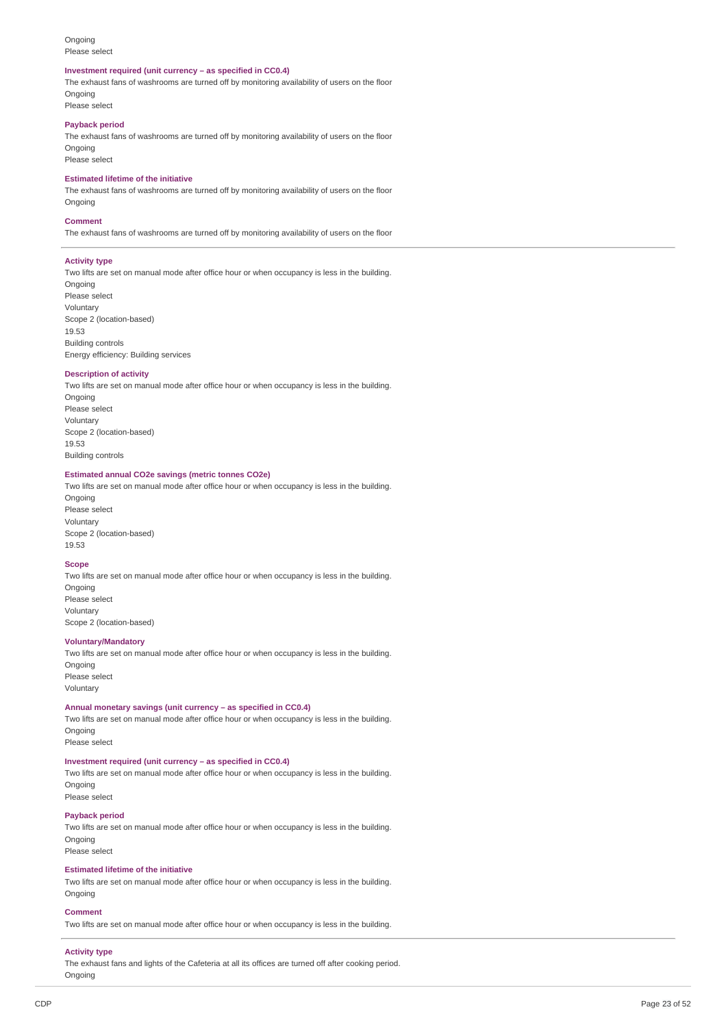Ongoing
Please select

**Investment required (unit currency – as specified in CC0.4)**

The exhaust fans of washrooms are turned off by monitoring availability of users on the floor
Ongoing
Please select

**Payback period**

The exhaust fans of washrooms are turned off by monitoring availability of users on the floor
Ongoing
Please select

**Estimated lifetime of the initiative**

The exhaust fans of washrooms are turned off by monitoring availability of users on the floor
Ongoing

**Comment**

The exhaust fans of washrooms are turned off by monitoring availability of users on the floor

---

**Activity type**

Two lifts are set on manual mode after office hour or when occupancy is less in the building.
Ongoing
Please select
Voluntary
Scope 2 (location-based)
19.53
Building controls
Energy efficiency: Building services

**Description of activity**

Two lifts are set on manual mode after office hour or when occupancy is less in the building.
Ongoing
Please select
Voluntary
Scope 2 (location-based)
19.53
Building controls

**Estimated annual CO2e savings (metric tonnes CO2e)**

Two lifts are set on manual mode after office hour or when occupancy is less in the building.
Ongoing
Please select
Voluntary
Scope 2 (location-based)
19.53

**Scope**

Two lifts are set on manual mode after office hour or when occupancy is less in the building.
Ongoing
Please select
Voluntary
Scope 2 (location-based)

**Voluntary/Mandatory**

Two lifts are set on manual mode after office hour or when occupancy is less in the building.
Ongoing
Please select
Voluntary

**Annual monetary savings (unit currency – as specified in CC0.4)**

Two lifts are set on manual mode after office hour or when occupancy is less in the building.
Ongoing
Please select

**Investment required (unit currency – as specified in CC0.4)**

Two lifts are set on manual mode after office hour or when occupancy is less in the building.
Ongoing
Please select

**Payback period**

Two lifts are set on manual mode after office hour or when occupancy is less in the building.
Ongoing
Please select

**Estimated lifetime of the initiative**

Two lifts are set on manual mode after office hour or when occupancy is less in the building.
Ongoing

**Comment**

Two lifts are set on manual mode after office hour or when occupancy is less in the building.

---

**Activity type**

The exhaust fans and lights of the Cafeteria at all its offices are turned off after cooking period.
Ongoing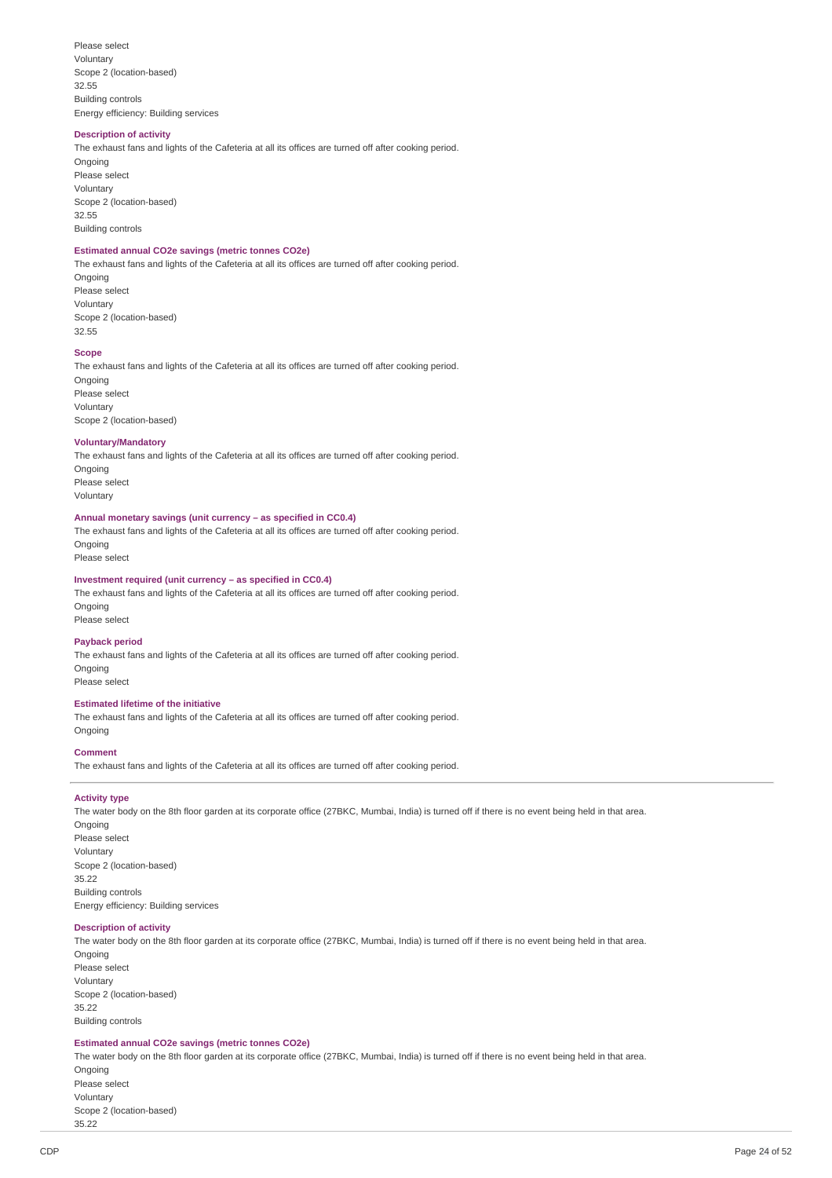Please select
Voluntary
Scope 2 (location-based)
32.55
Building controls
Energy efficiency: Building services

**Description of activity**

The exhaust fans and lights of the Cafeteria at all its offices are turned off after cooking period.
Ongoing
Please select
Voluntary
Scope 2 (location-based)
32.55
Building controls

**Estimated annual CO2e savings (metric tonnes CO2e)**

The exhaust fans and lights of the Cafeteria at all its offices are turned off after cooking period.
Ongoing
Please select
Voluntary
Scope 2 (location-based)
32.55

**Scope**

The exhaust fans and lights of the Cafeteria at all its offices are turned off after cooking period.
Ongoing
Please select
Voluntary
Scope 2 (location-based)

**Voluntary/Mandatory**

The exhaust fans and lights of the Cafeteria at all its offices are turned off after cooking period.
Ongoing
Please select
Voluntary

**Annual monetary savings (unit currency – as specified in CC0.4)**

The exhaust fans and lights of the Cafeteria at all its offices are turned off after cooking period.
Ongoing
Please select

**Investment required (unit currency – as specified in CC0.4)**

The exhaust fans and lights of the Cafeteria at all its offices are turned off after cooking period.
Ongoing
Please select

**Payback period**

The exhaust fans and lights of the Cafeteria at all its offices are turned off after cooking period.
Ongoing
Please select

**Estimated lifetime of the initiative**

The exhaust fans and lights of the Cafeteria at all its offices are turned off after cooking period.
Ongoing

**Comment**

The exhaust fans and lights of the Cafeteria at all its offices are turned off after cooking period.

---

**Activity type**

The water body on the 8th floor garden at its corporate office (27BKC, Mumbai, India) is turned off if there is no event being held in that area.
Ongoing
Please select
Voluntary
Scope 2 (location-based)
35.22
Building controls
Energy efficiency: Building services

**Description of activity**

The water body on the 8th floor garden at its corporate office (27BKC, Mumbai, India) is turned off if there is no event being held in that area.
Ongoing
Please select
Voluntary
Scope 2 (location-based)
35.22
Building controls

**Estimated annual CO2e savings (metric tonnes CO2e)**

The water body on the 8th floor garden at its corporate office (27BKC, Mumbai, India) is turned off if there is no event being held in that area.
Ongoing
Please select
Voluntary
Scope 2 (location-based)
35.22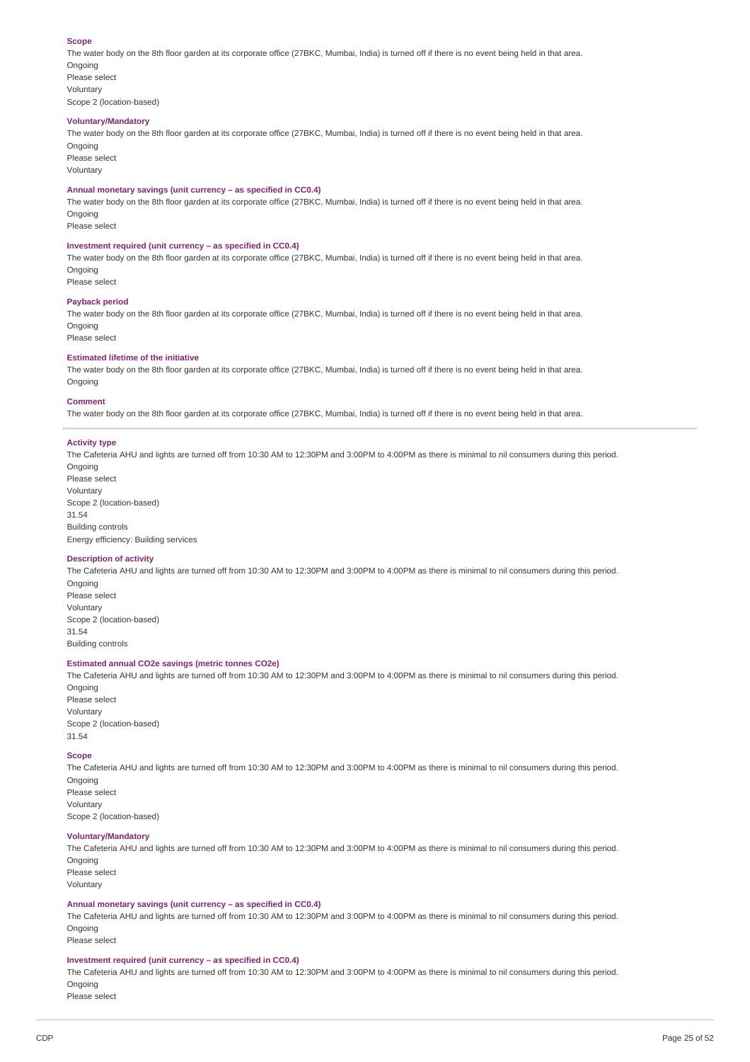**Scope**

The water body on the 8th floor garden at its corporate office (27BKC, Mumbai, India) is turned off if there is no event being held in that area.
Ongoing
Please select
Voluntary
Scope 2 (location-based)

**Voluntary/Mandatory**

The water body on the 8th floor garden at its corporate office (27BKC, Mumbai, India) is turned off if there is no event being held in that area.
Ongoing
Please select
Voluntary

**Annual monetary savings (unit currency – as specified in CC0.4)**

The water body on the 8th floor garden at its corporate office (27BKC, Mumbai, India) is turned off if there is no event being held in that area.
Ongoing
Please select

**Investment required (unit currency – as specified in CC0.4)**

The water body on the 8th floor garden at its corporate office (27BKC, Mumbai, India) is turned off if there is no event being held in that area.
Ongoing
Please select

**Payback period**

The water body on the 8th floor garden at its corporate office (27BKC, Mumbai, India) is turned off if there is no event being held in that area.
Ongoing
Please select

**Estimated lifetime of the initiative**

The water body on the 8th floor garden at its corporate office (27BKC, Mumbai, India) is turned off if there is no event being held in that area.
Ongoing

**Comment**

The water body on the 8th floor garden at its corporate office (27BKC, Mumbai, India) is turned off if there is no event being held in that area.

---

**Activity type**

The Cafeteria AHU and lights are turned off from 10:30 AM to 12:30PM and 3:00PM to 4:00PM as there is minimal to nil consumers during this period.
Ongoing
Please select
Voluntary
Scope 2 (location-based)
31.54
Building controls
Energy efficiency: Building services

**Description of activity**

The Cafeteria AHU and lights are turned off from 10:30 AM to 12:30PM and 3:00PM to 4:00PM as there is minimal to nil consumers during this period.
Ongoing
Please select
Voluntary
Scope 2 (location-based)
31.54
Building controls

**Estimated annual CO2e savings (metric tonnes CO2e)**

The Cafeteria AHU and lights are turned off from 10:30 AM to 12:30PM and 3:00PM to 4:00PM as there is minimal to nil consumers during this period.
Ongoing
Please select
Voluntary
Scope 2 (location-based)
31.54

**Scope**

The Cafeteria AHU and lights are turned off from 10:30 AM to 12:30PM and 3:00PM to 4:00PM as there is minimal to nil consumers during this period.
Ongoing
Please select
Voluntary
Scope 2 (location-based)

**Voluntary/Mandatory**

The Cafeteria AHU and lights are turned off from 10:30 AM to 12:30PM and 3:00PM to 4:00PM as there is minimal to nil consumers during this period.
Ongoing
Please select
Voluntary

**Annual monetary savings (unit currency – as specified in CC0.4)**

The Cafeteria AHU and lights are turned off from 10:30 AM to 12:30PM and 3:00PM to 4:00PM as there is minimal to nil consumers during this period.
Ongoing
Please select

**Investment required (unit currency – as specified in CC0.4)**

The Cafeteria AHU and lights are turned off from 10:30 AM to 12:30PM and 3:00PM to 4:00PM as there is minimal to nil consumers during this period.
Ongoing
Please select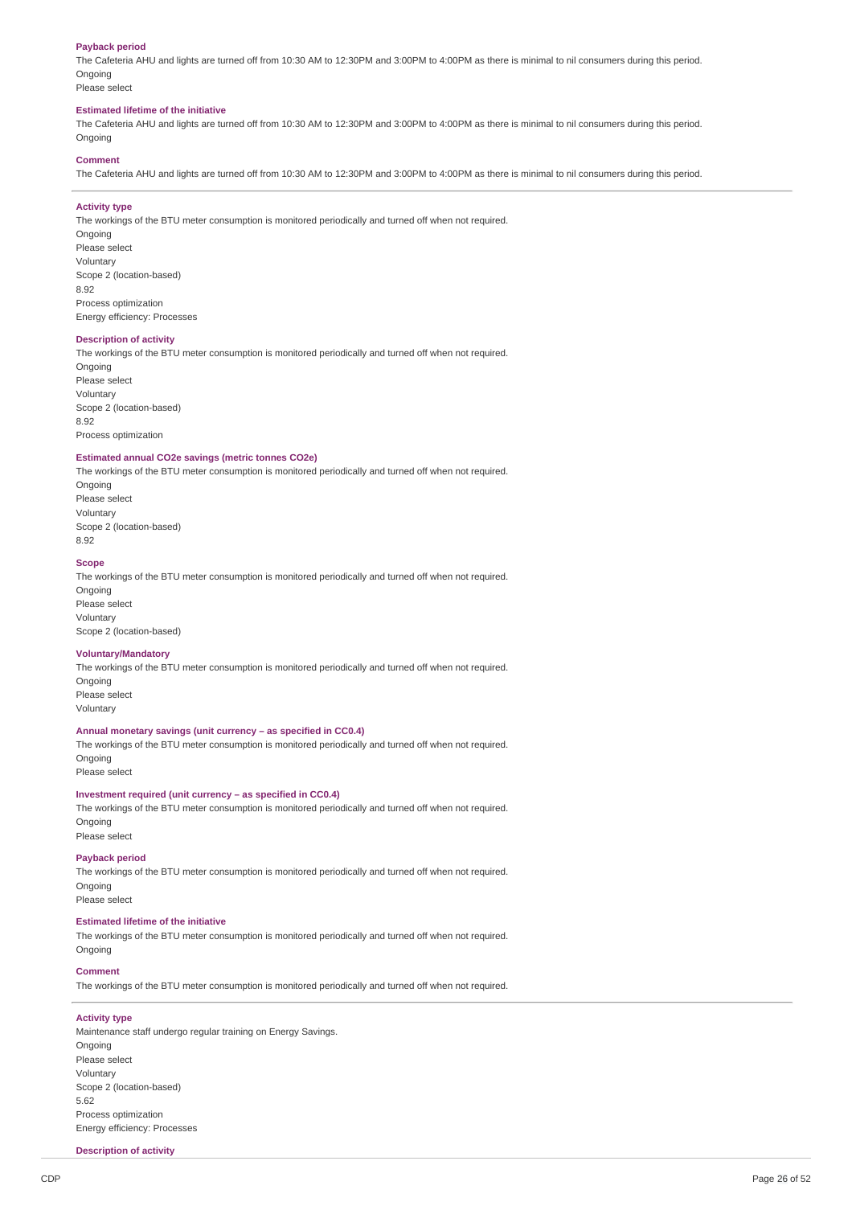**Payback period**

The Cafeteria AHU and lights are turned off from 10:30 AM to 12:30PM and 3:00PM to 4:00PM as there is minimal to nil consumers during this period.
Ongoing
Please select

**Estimated lifetime of the initiative**

The Cafeteria AHU and lights are turned off from 10:30 AM to 12:30PM and 3:00PM to 4:00PM as there is minimal to nil consumers during this period.
Ongoing

**Comment**

The Cafeteria AHU and lights are turned off from 10:30 AM to 12:30PM and 3:00PM to 4:00PM as there is minimal to nil consumers during this period.

---

**Activity type**

The workings of the BTU meter consumption is monitored periodically and turned off when not required.
Ongoing
Please select
Voluntary
Scope 2 (location-based)
8.92
Process optimization
Energy efficiency: Processes

**Description of activity**

The workings of the BTU meter consumption is monitored periodically and turned off when not required.
Ongoing
Please select
Voluntary
Scope 2 (location-based)
8.92
Process optimization

**Estimated annual CO2e savings (metric tonnes CO2e)**

The workings of the BTU meter consumption is monitored periodically and turned off when not required.
Ongoing
Please select
Voluntary
Scope 2 (location-based)
8.92

**Scope**

The workings of the BTU meter consumption is monitored periodically and turned off when not required.
Ongoing
Please select
Voluntary
Scope 2 (location-based)

**Voluntary/Mandatory**

The workings of the BTU meter consumption is monitored periodically and turned off when not required.
Ongoing
Please select
Voluntary

**Annual monetary savings (unit currency – as specified in CC0.4)**

The workings of the BTU meter consumption is monitored periodically and turned off when not required.
Ongoing
Please select

**Investment required (unit currency – as specified in CC0.4)**

The workings of the BTU meter consumption is monitored periodically and turned off when not required.
Ongoing
Please select

**Payback period**

The workings of the BTU meter consumption is monitored periodically and turned off when not required.
Ongoing
Please select

**Estimated lifetime of the initiative**

The workings of the BTU meter consumption is monitored periodically and turned off when not required.
Ongoing

**Comment**

The workings of the BTU meter consumption is monitored periodically and turned off when not required.

---

**Activity type**

Maintenance staff undergo regular training on Energy Savings.
Ongoing
Please select
Voluntary
Scope 2 (location-based)
5.62
Process optimization
Energy efficiency: Processes

**Description of activity**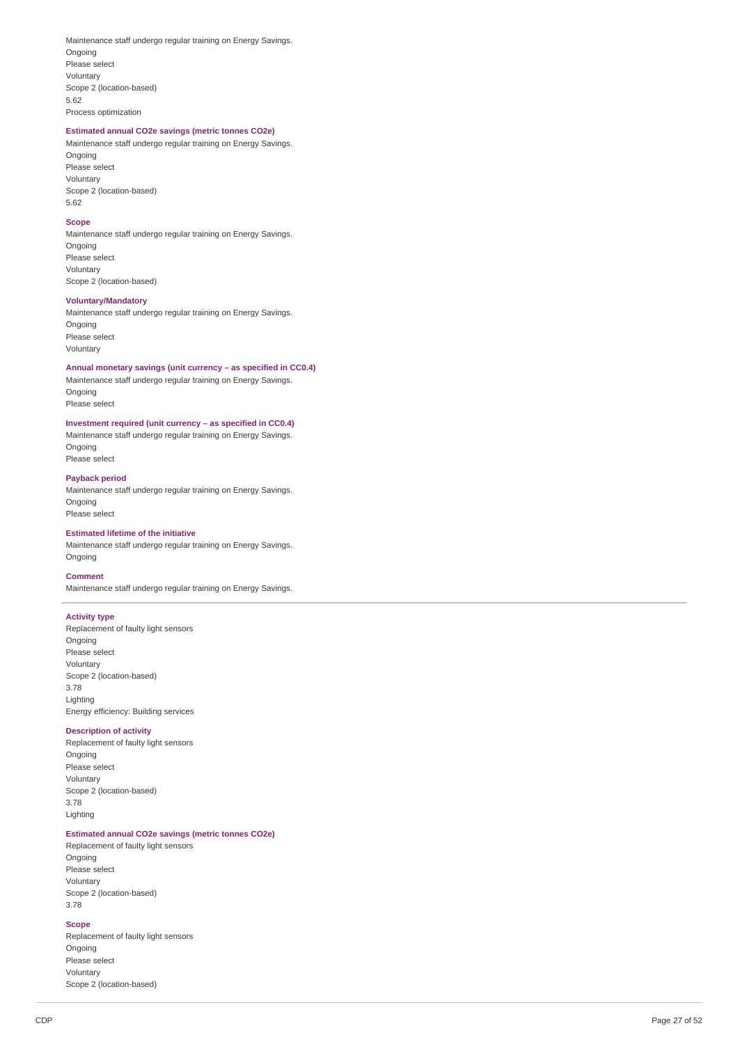Maintenance staff undergo regular training on Energy Savings.
Ongoing
Please select
Voluntary
Scope 2 (location-based)
5.62
Process optimization

**Estimated annual CO2e savings (metric tonnes CO2e)**

Maintenance staff undergo regular training on Energy Savings.
Ongoing
Please select
Voluntary
Scope 2 (location-based)
5.62

**Scope**

Maintenance staff undergo regular training on Energy Savings.
Ongoing
Please select
Voluntary
Scope 2 (location-based)

**Voluntary/Mandatory**

Maintenance staff undergo regular training on Energy Savings.
Ongoing
Please select
Voluntary

**Annual monetary savings (unit currency – as specified in CC0.4)**

Maintenance staff undergo regular training on Energy Savings.
Ongoing
Please select

**Investment required (unit currency – as specified in CC0.4)**

Maintenance staff undergo regular training on Energy Savings.
Ongoing
Please select

**Payback period**

Maintenance staff undergo regular training on Energy Savings.
Ongoing
Please select

**Estimated lifetime of the initiative**

Maintenance staff undergo regular training on Energy Savings.
Ongoing

**Comment**

Maintenance staff undergo regular training on Energy Savings.

---

**Activity type**

Replacement of faulty light sensors
Ongoing
Please select
Voluntary
Scope 2 (location-based)
3.78
Lighting
Energy efficiency: Building services

**Description of activity**

Replacement of faulty light sensors
Ongoing
Please select
Voluntary
Scope 2 (location-based)
3.78
Lighting

**Estimated annual CO2e savings (metric tonnes CO2e)**

Replacement of faulty light sensors
Ongoing
Please select
Voluntary
Scope 2 (location-based)
3.78

**Scope**

Replacement of faulty light sensors
Ongoing
Please select
Voluntary
Scope 2 (location-based)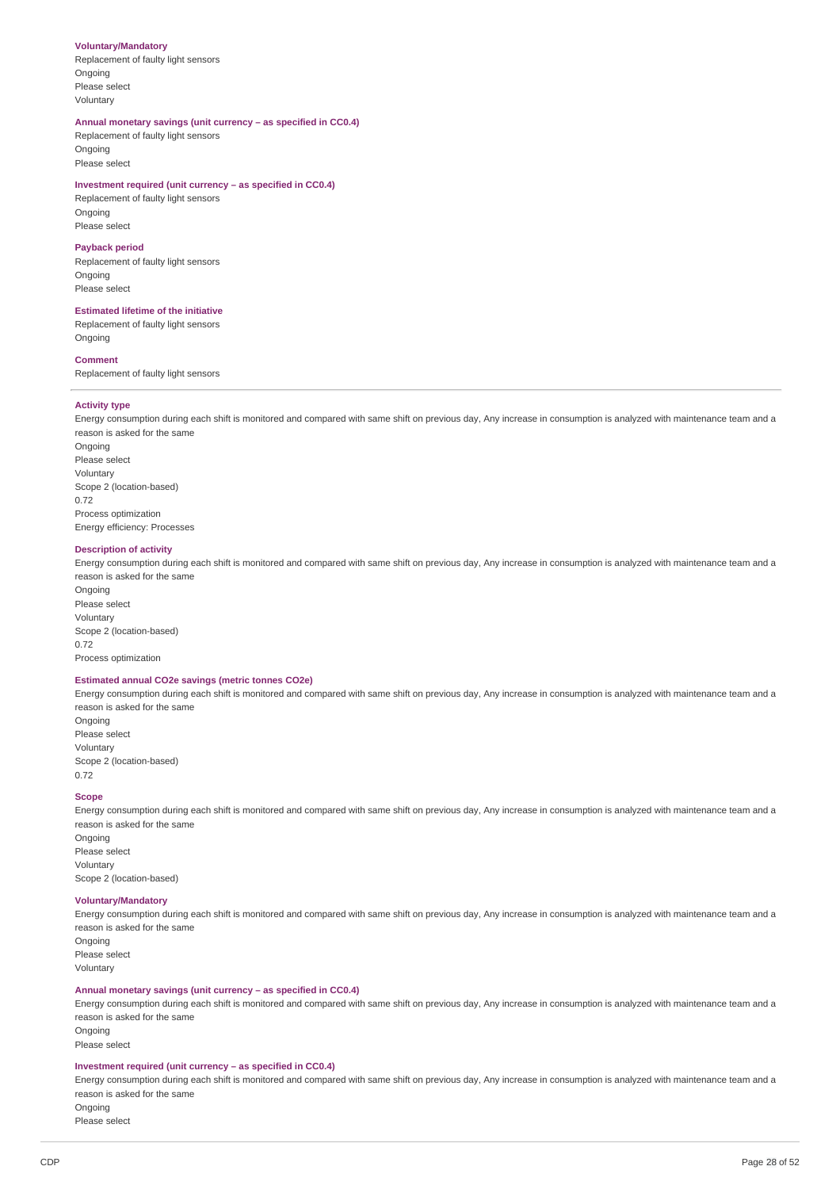#### Voluntary/Mandatory

Replacement of faulty light sensors
Ongoing
Please select
Voluntary

#### Annual monetary savings (unit currency – as specified in CC0.4)

Replacement of faulty light sensors
Ongoing
Please select

#### Investment required (unit currency – as specified in CC0.4)

Replacement of faulty light sensors
Ongoing
Please select

#### Payback period

Replacement of faulty light sensors
Ongoing
Please select

#### Estimated lifetime of the initiative

Replacement of faulty light sensors
Ongoing

#### Comment

Replacement of faulty light sensors

---

#### Activity type

Energy consumption during each shift is monitored and compared with same shift on previous day, Any increase in consumption is analyzed with maintenance team and a reason is asked for the same
Ongoing
Please select
Voluntary
Scope 2 (location-based)
0.72
Process optimization
Energy efficiency: Processes

#### Description of activity

Energy consumption during each shift is monitored and compared with same shift on previous day, Any increase in consumption is analyzed with maintenance team and a reason is asked for the same
Ongoing
Please select
Voluntary
Scope 2 (location-based)
0.72
Process optimization

#### Estimated annual CO2e savings (metric tonnes CO2e)

Energy consumption during each shift is monitored and compared with same shift on previous day, Any increase in consumption is analyzed with maintenance team and a reason is asked for the same
Ongoing
Please select
Voluntary
Scope 2 (location-based)
0.72

#### Scope

Energy consumption during each shift is monitored and compared with same shift on previous day, Any increase in consumption is analyzed with maintenance team and a reason is asked for the same
Ongoing
Please select
Voluntary
Scope 2 (location-based)

#### Voluntary/Mandatory

Energy consumption during each shift is monitored and compared with same shift on previous day, Any increase in consumption is analyzed with maintenance team and a reason is asked for the same
Ongoing
Please select
Voluntary

#### Annual monetary savings (unit currency – as specified in CC0.4)

Energy consumption during each shift is monitored and compared with same shift on previous day, Any increase in consumption is analyzed with maintenance team and a reason is asked for the same
Ongoing
Please select

#### Investment required (unit currency – as specified in CC0.4)

Energy consumption during each shift is monitored and compared with same shift on previous day, Any increase in consumption is analyzed with maintenance team and a reason is asked for the same
Ongoing
Please select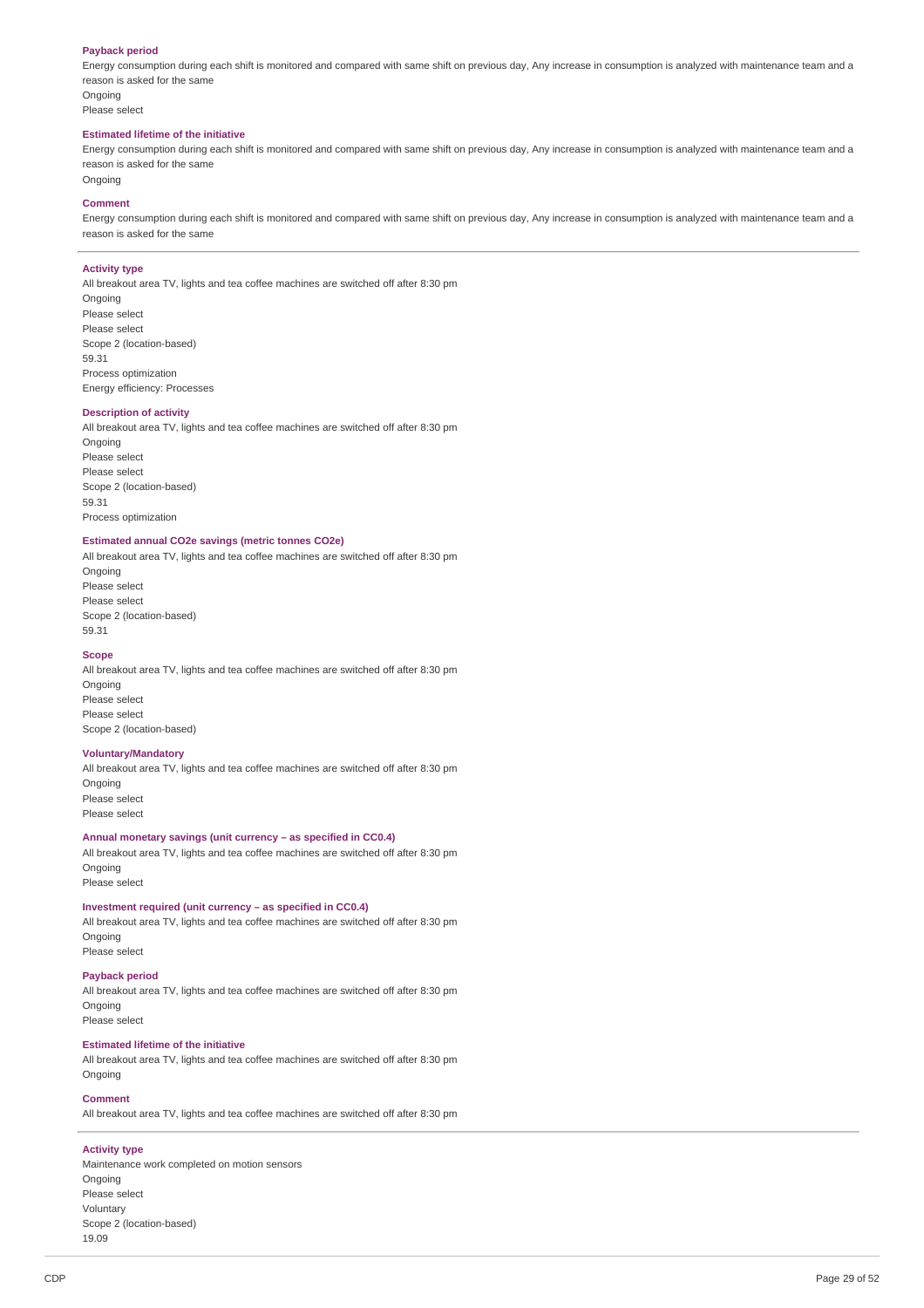**Payback period**

Energy consumption during each shift is monitored and compared with same shift on previous day, Any increase in consumption is analyzed with maintenance team and a reason is asked for the same

Ongoing

Please select

**Estimated lifetime of the initiative**

Energy consumption during each shift is monitored and compared with same shift on previous day, Any increase in consumption is analyzed with maintenance team and a reason is asked for the same

Ongoing

**Comment**

Energy consumption during each shift is monitored and compared with same shift on previous day, Any increase in consumption is analyzed with maintenance team and a reason is asked for the same

---

**Activity type**

All breakout area TV, lights and tea coffee machines are switched off after 8:30 pm

Ongoing

Please select

Please select

Scope 2 (location-based)

59.31

Process optimization

Energy efficiency: Processes

**Description of activity**

All breakout area TV, lights and tea coffee machines are switched off after 8:30 pm

Ongoing

Please select

Please select

Scope 2 (location-based)

59.31

Process optimization

**Estimated annual CO2e savings (metric tonnes CO2e)**

All breakout area TV, lights and tea coffee machines are switched off after 8:30 pm

Ongoing

Please select

Please select

Scope 2 (location-based)

59.31

**Scope**

All breakout area TV, lights and tea coffee machines are switched off after 8:30 pm

Ongoing

Please select

Please select

Scope 2 (location-based)

**Voluntary/Mandatory**

All breakout area TV, lights and tea coffee machines are switched off after 8:30 pm

Ongoing

Please select

Please select

**Annual monetary savings (unit currency – as specified in CC0.4)**

All breakout area TV, lights and tea coffee machines are switched off after 8:30 pm

Ongoing

Please select

**Investment required (unit currency – as specified in CC0.4)**

All breakout area TV, lights and tea coffee machines are switched off after 8:30 pm

Ongoing

Please select

**Payback period**

All breakout area TV, lights and tea coffee machines are switched off after 8:30 pm

Ongoing

Please select

**Estimated lifetime of the initiative**

All breakout area TV, lights and tea coffee machines are switched off after 8:30 pm

Ongoing

**Comment**

All breakout area TV, lights and tea coffee machines are switched off after 8:30 pm

---

**Activity type**

Maintenance work completed on motion sensors

Ongoing

Please select

Voluntary

Scope 2 (location-based)

19.09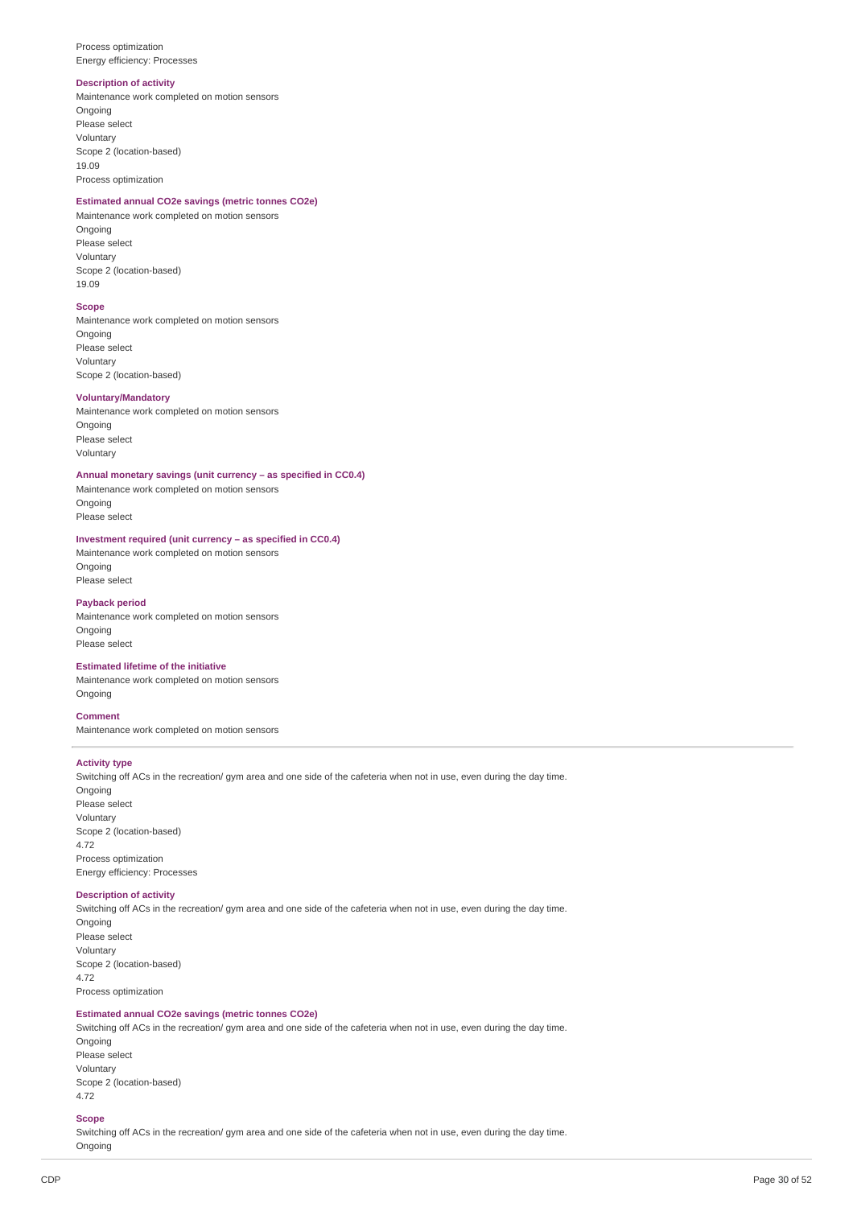Process optimization
Energy efficiency: Processes

**Description of activity**

Maintenance work completed on motion sensors
Ongoing
Please select
Voluntary
Scope 2 (location-based)
19.09
Process optimization

**Estimated annual CO2e savings (metric tonnes CO2e)**

Maintenance work completed on motion sensors
Ongoing
Please select
Voluntary
Scope 2 (location-based)
19.09

**Scope**

Maintenance work completed on motion sensors
Ongoing
Please select
Voluntary
Scope 2 (location-based)

**Voluntary/Mandatory**

Maintenance work completed on motion sensors
Ongoing
Please select
Voluntary

**Annual monetary savings (unit currency – as specified in CC0.4)**

Maintenance work completed on motion sensors
Ongoing
Please select

**Investment required (unit currency – as specified in CC0.4)**

Maintenance work completed on motion sensors
Ongoing
Please select

**Payback period**

Maintenance work completed on motion sensors
Ongoing
Please select

**Estimated lifetime of the initiative**

Maintenance work completed on motion sensors
Ongoing

**Comment**

Maintenance work completed on motion sensors

---

**Activity type**

Switching off ACs in the recreation/ gym area and one side of the cafeteria when not in use, even during the day time.
Ongoing
Please select
Voluntary
Scope 2 (location-based)
4.72
Process optimization
Energy efficiency: Processes

**Description of activity**

Switching off ACs in the recreation/ gym area and one side of the cafeteria when not in use, even during the day time.
Ongoing
Please select
Voluntary
Scope 2 (location-based)
4.72
Process optimization

**Estimated annual CO2e savings (metric tonnes CO2e)**

Switching off ACs in the recreation/ gym area and one side of the cafeteria when not in use, even during the day time.
Ongoing
Please select
Voluntary
Scope 2 (location-based)
4.72

**Scope**

Switching off ACs in the recreation/ gym area and one side of the cafeteria when not in use, even during the day time.
Ongoing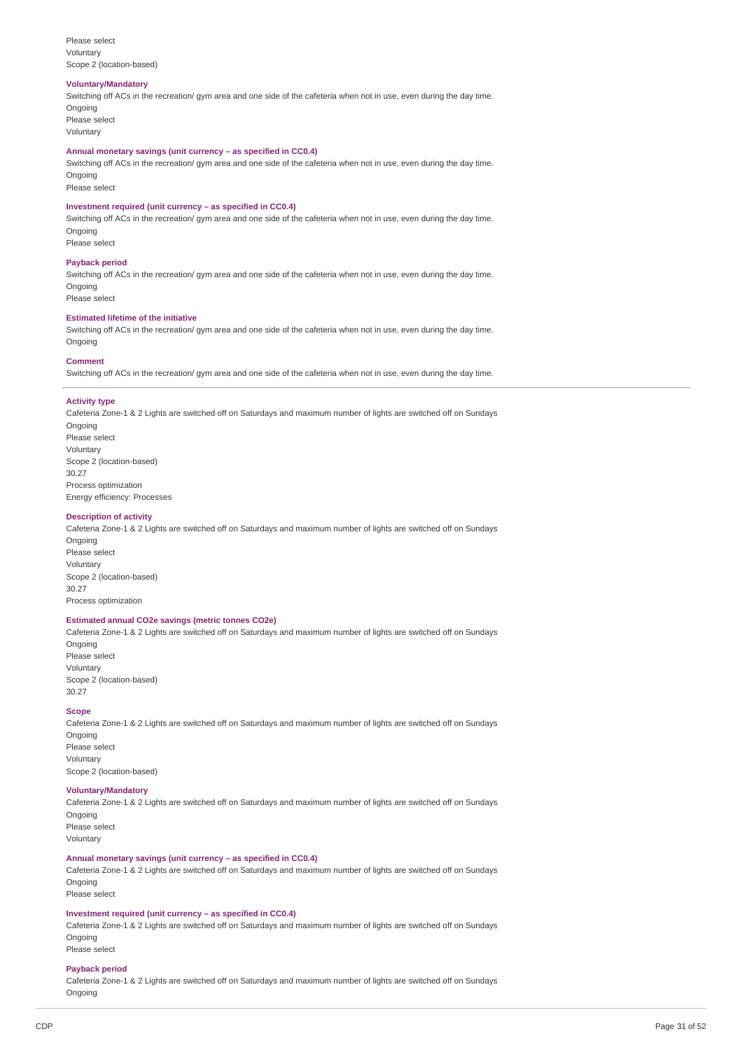Please select
Voluntary
Scope 2 (location-based)

**Voluntary/Mandatory**

Switching off ACs in the recreation/ gym area and one side of the cafeteria when not in use, even during the day time.
Ongoing
Please select
Voluntary

**Annual monetary savings (unit currency – as specified in CC0.4)**

Switching off ACs in the recreation/ gym area and one side of the cafeteria when not in use, even during the day time.
Ongoing
Please select

**Investment required (unit currency – as specified in CC0.4)**

Switching off ACs in the recreation/ gym area and one side of the cafeteria when not in use, even during the day time.
Ongoing
Please select

**Payback period**

Switching off ACs in the recreation/ gym area and one side of the cafeteria when not in use, even during the day time.
Ongoing
Please select

**Estimated lifetime of the initiative**

Switching off ACs in the recreation/ gym area and one side of the cafeteria when not in use, even during the day time.
Ongoing

**Comment**

Switching off ACs in the recreation/ gym area and one side of the cafeteria when not in use, even during the day time.

---

**Activity type**

Cafeteria Zone-1 & 2 Lights are switched off on Saturdays and maximum number of lights are switched off on Sundays
Ongoing
Please select
Voluntary
Scope 2 (location-based)
30.27
Process optimization
Energy efficiency: Processes

**Description of activity**

Cafeteria Zone-1 & 2 Lights are switched off on Saturdays and maximum number of lights are switched off on Sundays
Ongoing
Please select
Voluntary
Scope 2 (location-based)
30.27
Process optimization

**Estimated annual CO2e savings (metric tonnes CO2e)**

Cafeteria Zone-1 & 2 Lights are switched off on Saturdays and maximum number of lights are switched off on Sundays
Ongoing
Please select
Voluntary
Scope 2 (location-based)
30.27

**Scope**

Cafeteria Zone-1 & 2 Lights are switched off on Saturdays and maximum number of lights are switched off on Sundays
Ongoing
Please select
Voluntary
Scope 2 (location-based)

**Voluntary/Mandatory**

Cafeteria Zone-1 & 2 Lights are switched off on Saturdays and maximum number of lights are switched off on Sundays
Ongoing
Please select
Voluntary

**Annual monetary savings (unit currency – as specified in CC0.4)**

Cafeteria Zone-1 & 2 Lights are switched off on Saturdays and maximum number of lights are switched off on Sundays
Ongoing
Please select

**Investment required (unit currency – as specified in CC0.4)**

Cafeteria Zone-1 & 2 Lights are switched off on Saturdays and maximum number of lights are switched off on Sundays
Ongoing
Please select

**Payback period**

Cafeteria Zone-1 & 2 Lights are switched off on Saturdays and maximum number of lights are switched off on Sundays
Ongoing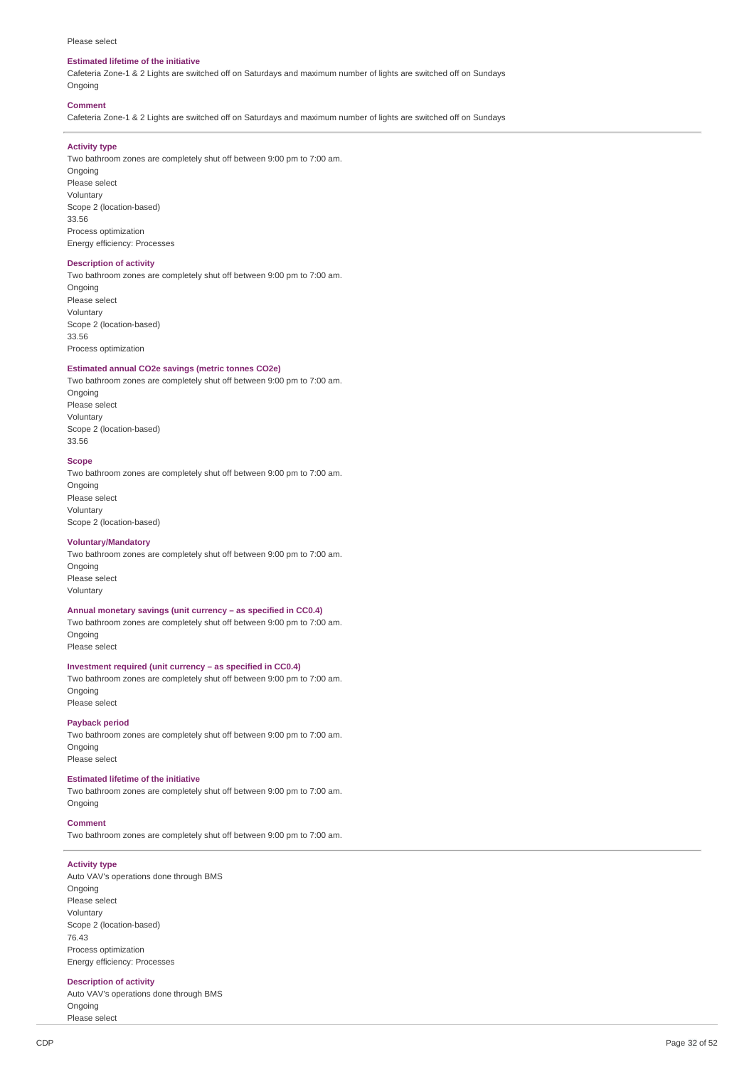Please select

**Estimated lifetime of the initiative**

Cafeteria Zone-1 & 2 Lights are switched off on Saturdays and maximum number of lights are switched off on Sundays
Ongoing

**Comment**

Cafeteria Zone-1 & 2 Lights are switched off on Saturdays and maximum number of lights are switched off on Sundays

---

**Activity type**

Two bathroom zones are completely shut off between 9:00 pm to 7:00 am.
Ongoing
Please select
Voluntary
Scope 2 (location-based)
33.56
Process optimization
Energy efficiency: Processes

**Description of activity**

Two bathroom zones are completely shut off between 9:00 pm to 7:00 am.
Ongoing
Please select
Voluntary
Scope 2 (location-based)
33.56
Process optimization

**Estimated annual CO2e savings (metric tonnes CO2e)**

Two bathroom zones are completely shut off between 9:00 pm to 7:00 am.
Ongoing
Please select
Voluntary
Scope 2 (location-based)
33.56

**Scope**

Two bathroom zones are completely shut off between 9:00 pm to 7:00 am.
Ongoing
Please select
Voluntary
Scope 2 (location-based)

**Voluntary/Mandatory**

Two bathroom zones are completely shut off between 9:00 pm to 7:00 am.
Ongoing
Please select
Voluntary

**Annual monetary savings (unit currency – as specified in CC0.4)**

Two bathroom zones are completely shut off between 9:00 pm to 7:00 am.
Ongoing
Please select

**Investment required (unit currency – as specified in CC0.4)**

Two bathroom zones are completely shut off between 9:00 pm to 7:00 am.
Ongoing
Please select

**Payback period**

Two bathroom zones are completely shut off between 9:00 pm to 7:00 am.
Ongoing
Please select

**Estimated lifetime of the initiative**

Two bathroom zones are completely shut off between 9:00 pm to 7:00 am.
Ongoing

**Comment**

Two bathroom zones are completely shut off between 9:00 pm to 7:00 am.

---

**Activity type**

Auto VAV's operations done through BMS
Ongoing
Please select
Voluntary
Scope 2 (location-based)
76.43
Process optimization
Energy efficiency: Processes

**Description of activity**

Auto VAV's operations done through BMS
Ongoing
Please select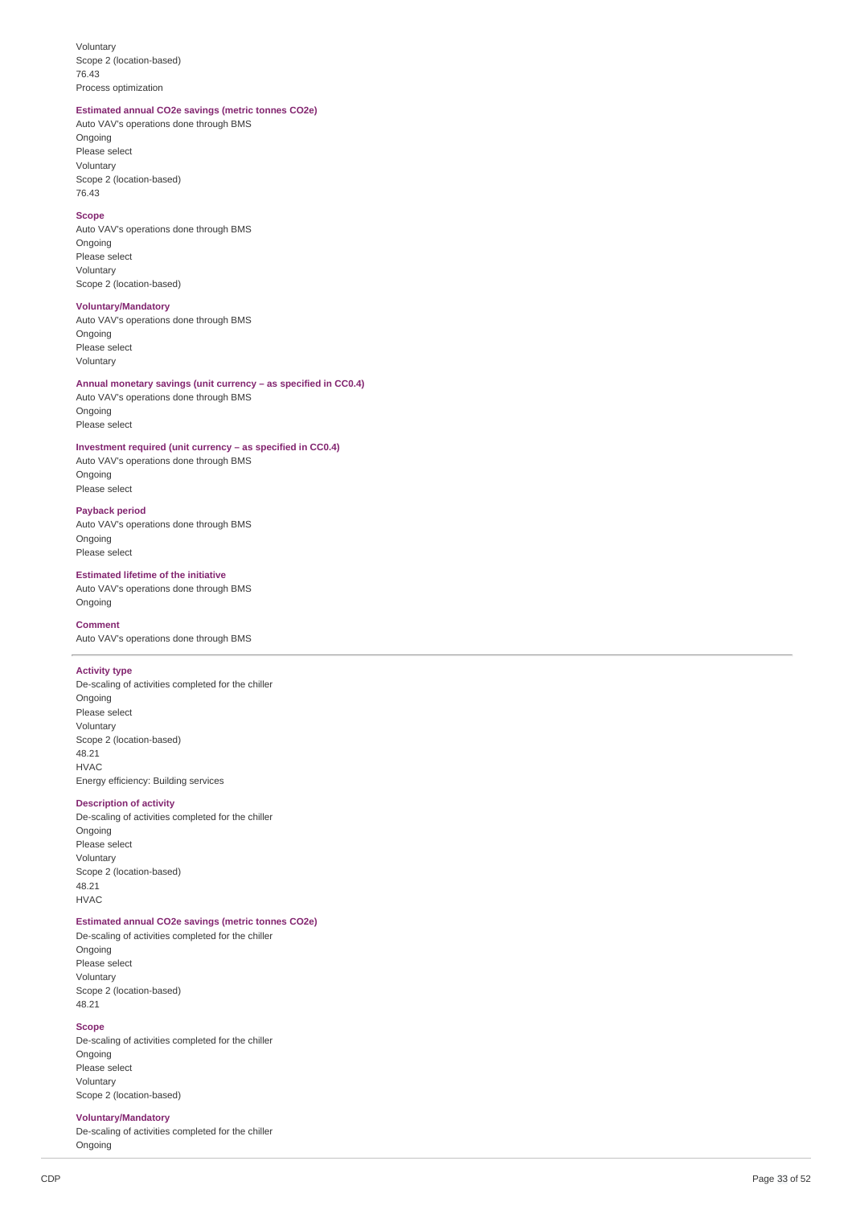Voluntary
Scope 2 (location-based)
76.43
Process optimization

**Estimated annual CO2e savings (metric tonnes CO2e)**

Auto VAV's operations done through BMS
Ongoing
Please select
Voluntary
Scope 2 (location-based)
76.43

**Scope**

Auto VAV's operations done through BMS
Ongoing
Please select
Voluntary
Scope 2 (location-based)

**Voluntary/Mandatory**

Auto VAV's operations done through BMS
Ongoing
Please select
Voluntary

**Annual monetary savings (unit currency – as specified in CC0.4)**

Auto VAV's operations done through BMS
Ongoing
Please select

**Investment required (unit currency – as specified in CC0.4)**

Auto VAV's operations done through BMS
Ongoing
Please select

**Payback period**

Auto VAV's operations done through BMS
Ongoing
Please select

**Estimated lifetime of the initiative**

Auto VAV's operations done through BMS
Ongoing

**Comment**

Auto VAV's operations done through BMS

---

**Activity type**

De-scaling of activities completed for the chiller
Ongoing
Please select
Voluntary
Scope 2 (location-based)
48.21
HVAC
Energy efficiency: Building services

**Description of activity**

De-scaling of activities completed for the chiller
Ongoing
Please select
Voluntary
Scope 2 (location-based)
48.21
HVAC

**Estimated annual CO2e savings (metric tonnes CO2e)**

De-scaling of activities completed for the chiller
Ongoing
Please select
Voluntary
Scope 2 (location-based)
48.21

**Scope**

De-scaling of activities completed for the chiller
Ongoing
Please select
Voluntary
Scope 2 (location-based)

**Voluntary/Mandatory**

De-scaling of activities completed for the chiller
Ongoing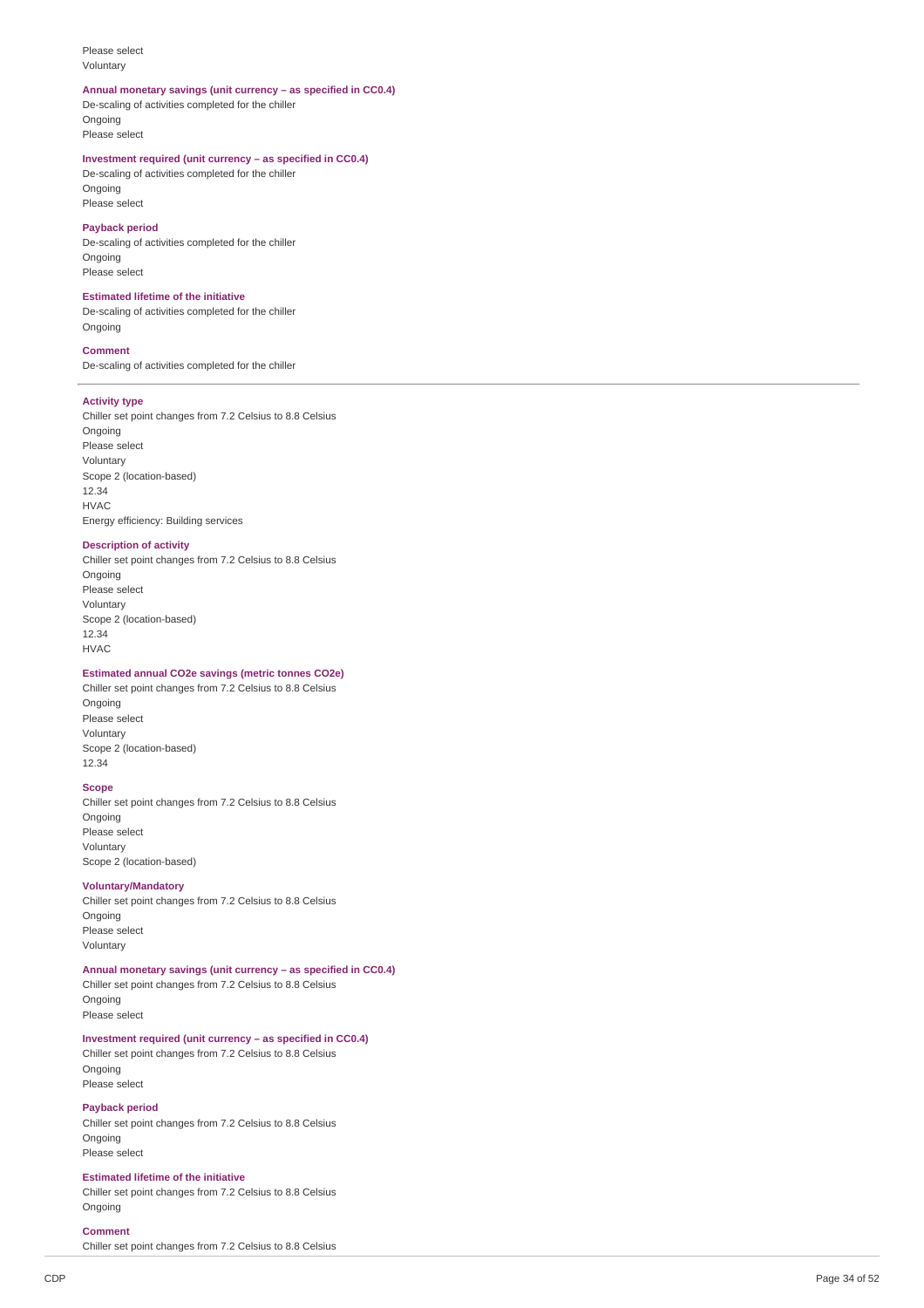Please select
Voluntary

**Annual monetary savings (unit currency – as specified in CC0.4)**

De-scaling of activities completed for the chiller
Ongoing
Please select

**Investment required (unit currency – as specified in CC0.4)**

De-scaling of activities completed for the chiller
Ongoing
Please select

**Payback period**

De-scaling of activities completed for the chiller
Ongoing
Please select

**Estimated lifetime of the initiative**

De-scaling of activities completed for the chiller
Ongoing

**Comment**

De-scaling of activities completed for the chiller

---

**Activity type**

Chiller set point changes from 7.2 Celsius to 8.8 Celsius
Ongoing
Please select
Voluntary
Scope 2 (location-based)
12.34
HVAC
Energy efficiency: Building services

**Description of activity**

Chiller set point changes from 7.2 Celsius to 8.8 Celsius
Ongoing
Please select
Voluntary
Scope 2 (location-based)
12.34
HVAC

**Estimated annual CO2e savings (metric tonnes CO2e)**

Chiller set point changes from 7.2 Celsius to 8.8 Celsius
Ongoing
Please select
Voluntary
Scope 2 (location-based)
12.34

**Scope**

Chiller set point changes from 7.2 Celsius to 8.8 Celsius
Ongoing
Please select
Voluntary
Scope 2 (location-based)

**Voluntary/Mandatory**

Chiller set point changes from 7.2 Celsius to 8.8 Celsius
Ongoing
Please select
Voluntary

**Annual monetary savings (unit currency – as specified in CC0.4)**

Chiller set point changes from 7.2 Celsius to 8.8 Celsius
Ongoing
Please select

**Investment required (unit currency – as specified in CC0.4)**

Chiller set point changes from 7.2 Celsius to 8.8 Celsius
Ongoing
Please select

**Payback period**

Chiller set point changes from 7.2 Celsius to 8.8 Celsius
Ongoing
Please select

**Estimated lifetime of the initiative**

Chiller set point changes from 7.2 Celsius to 8.8 Celsius
Ongoing

**Comment**

Chiller set point changes from 7.2 Celsius to 8.8 Celsius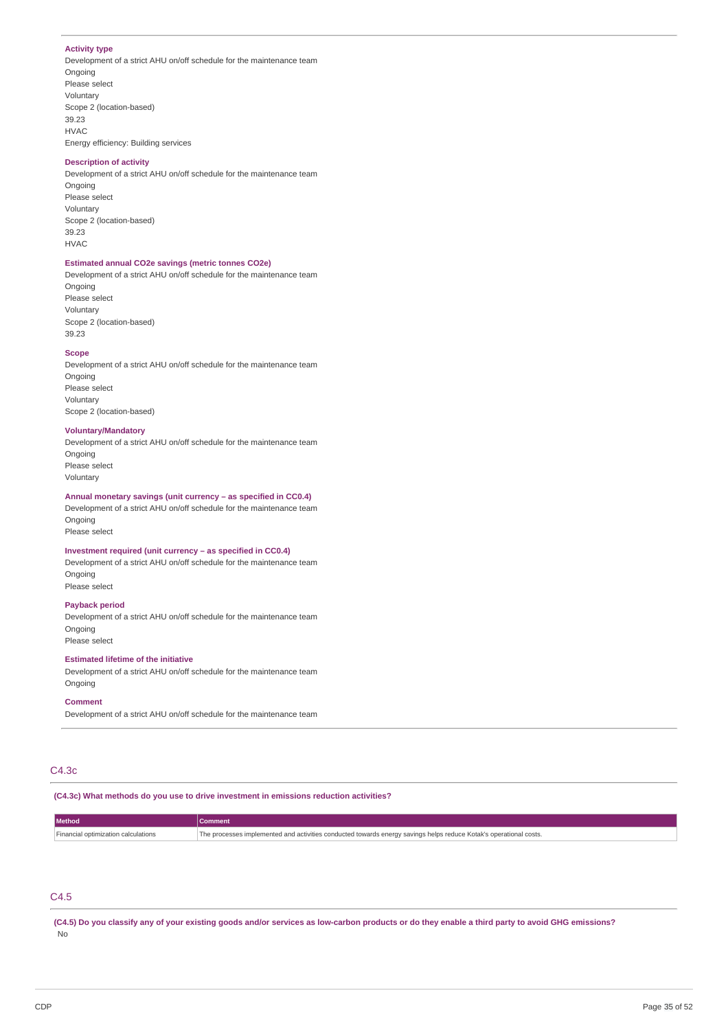**Activity type**
Development of a strict AHU on/off schedule for the maintenance team
Ongoing
Please select
Voluntary
Scope 2 (location-based)
39.23
HVAC
Energy efficiency: Building services

**Description of activity**
Development of a strict AHU on/off schedule for the maintenance team
Ongoing
Please select
Voluntary
Scope 2 (location-based)
39.23
HVAC

**Estimated annual CO2e savings (metric tonnes CO2e)**
Development of a strict AHU on/off schedule for the maintenance team
Ongoing
Please select
Voluntary
Scope 2 (location-based)
39.23

**Scope**
Development of a strict AHU on/off schedule for the maintenance team
Ongoing
Please select
Voluntary
Scope 2 (location-based)

**Voluntary/Mandatory**
Development of a strict AHU on/off schedule for the maintenance team
Ongoing
Please select
Voluntary

**Annual monetary savings (unit currency – as specified in CC0.4)**
Development of a strict AHU on/off schedule for the maintenance team
Ongoing
Please select

**Investment required (unit currency – as specified in CC0.4)**
Development of a strict AHU on/off schedule for the maintenance team
Ongoing
Please select

**Payback period**
Development of a strict AHU on/off schedule for the maintenance team
Ongoing
Please select

**Estimated lifetime of the initiative**
Development of a strict AHU on/off schedule for the maintenance team
Ongoing

**Comment**
Development of a strict AHU on/off schedule for the maintenance team

## C4.3c

**(C4.3c) What methods do you use to drive investment in emissions reduction activities?**

| Method | Comment |
|---|---|
| Financial optimization calculations | The processes implemented and activities conducted towards energy savings helps reduce Kotak's operational costs. |

## C4.5

**(C4.5) Do you classify any of your existing goods and/or services as low-carbon products or do they enable a third party to avoid GHG emissions?**
No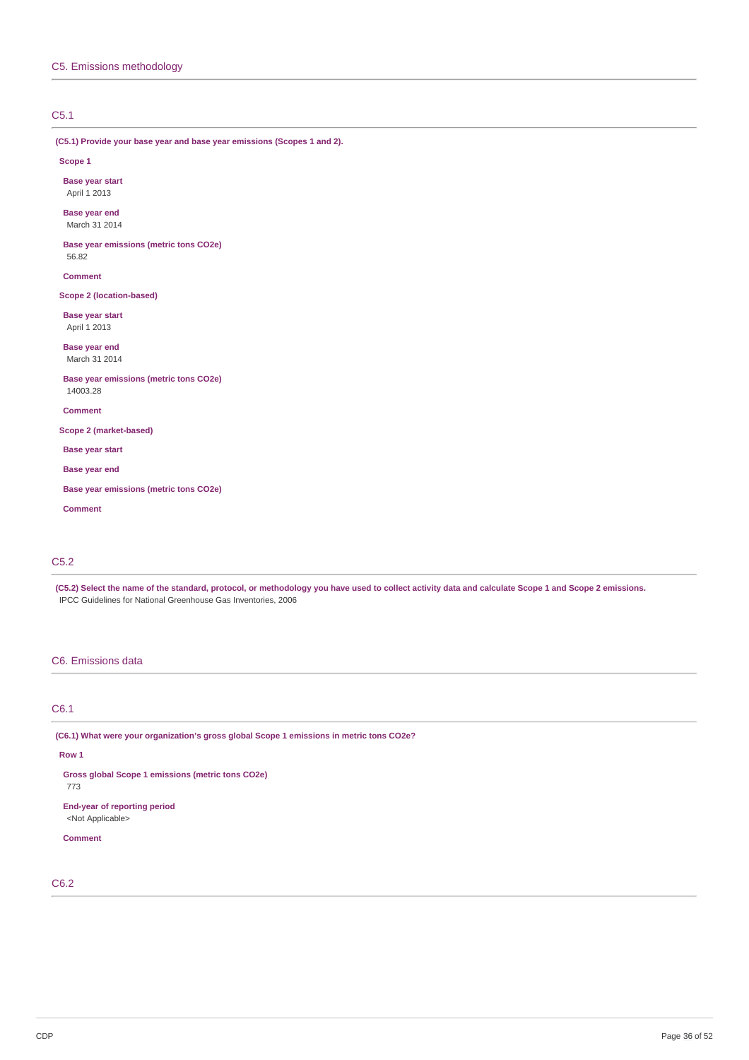## C5. Emissions methodology

### C5.1

**(C5.1) Provide your base year and base year emissions (Scopes 1 and 2).**

**Scope 1**

**Base year start**
April 1 2013

**Base year end**
March 31 2014

**Base year emissions (metric tons CO2e)**
56.82

**Comment**

**Scope 2 (location-based)**

**Base year start**
April 1 2013

**Base year end**
March 31 2014

**Base year emissions (metric tons CO2e)**
14003.28

**Comment**

**Scope 2 (market-based)**

**Base year start**

**Base year end**

**Base year emissions (metric tons CO2e)**

**Comment**

### C5.2

**(C5.2) Select the name of the standard, protocol, or methodology you have used to collect activity data and calculate Scope 1 and Scope 2 emissions.**
IPCC Guidelines for National Greenhouse Gas Inventories, 2006

## C6. Emissions data

### C6.1

**(C6.1) What were your organization's gross global Scope 1 emissions in metric tons CO2e?**

**Row 1**

**Gross global Scope 1 emissions (metric tons CO2e)**
773

**End-year of reporting period**
<Not Applicable>

**Comment**

### C6.2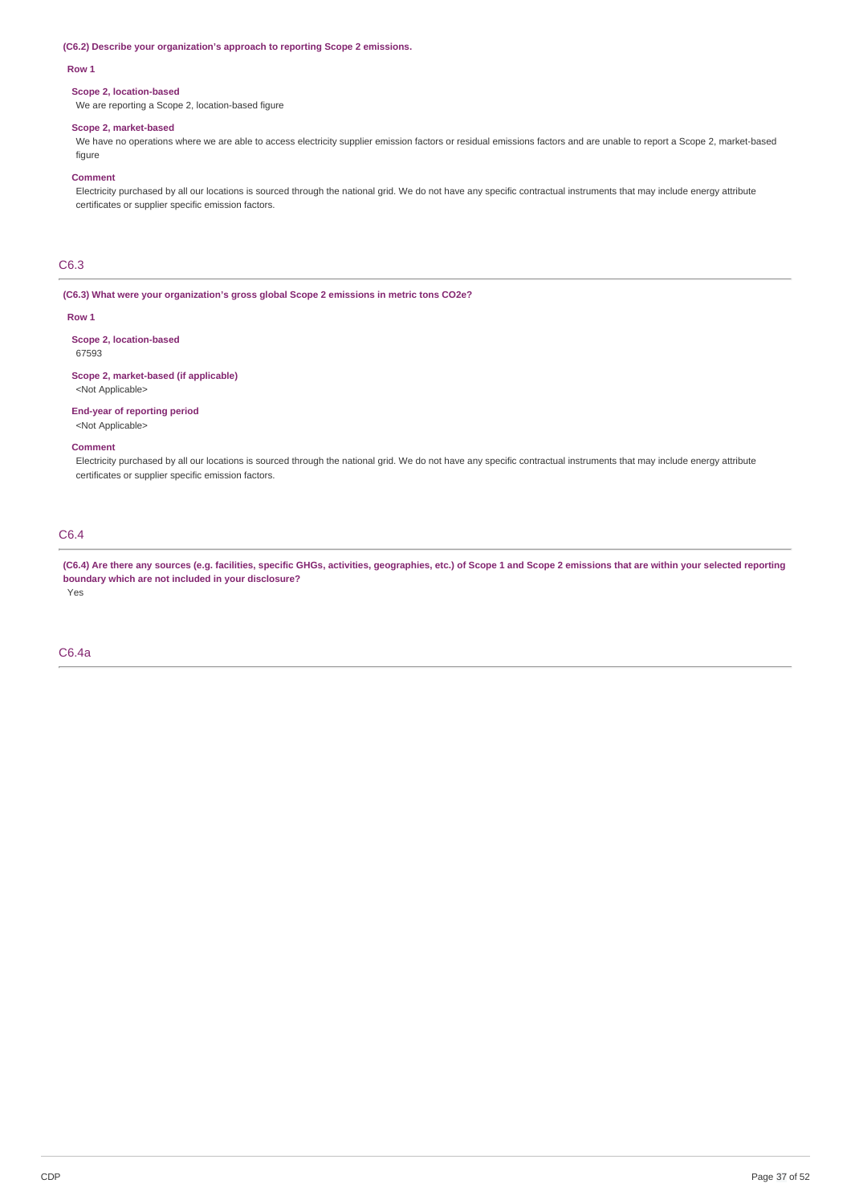**(C6.2) Describe your organization's approach to reporting Scope 2 emissions.**

**Row 1**

**Scope 2, location-based**

We are reporting a Scope 2, location-based figure

**Scope 2, market-based**

We have no operations where we are able to access electricity supplier emission factors or residual emissions factors and are unable to report a Scope 2, market-based figure

**Comment**

Electricity purchased by all our locations is sourced through the national grid. We do not have any specific contractual instruments that may include energy attribute certificates or supplier specific emission factors.

## C6.3

**(C6.3) What were your organization's gross global Scope 2 emissions in metric tons CO2e?**

**Row 1**

**Scope 2, location-based**

67593

**Scope 2, market-based (if applicable)**

<Not Applicable>

**End-year of reporting period**

<Not Applicable>

**Comment**

Electricity purchased by all our locations is sourced through the national grid. We do not have any specific contractual instruments that may include energy attribute certificates or supplier specific emission factors.

## C6.4

**(C6.4) Are there any sources (e.g. facilities, specific GHGs, activities, geographies, etc.) of Scope 1 and Scope 2 emissions that are within your selected reporting boundary which are not included in your disclosure?**

Yes

## C6.4a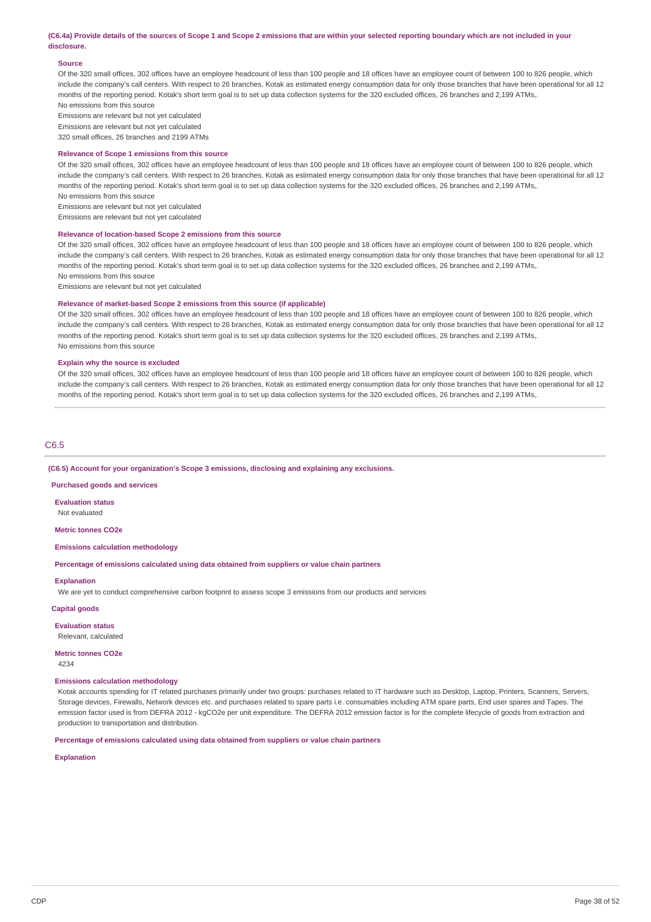**(C6.4a) Provide details of the sources of Scope 1 and Scope 2 emissions that are within your selected reporting boundary which are not included in your disclosure.**

**Source**

Of the 320 small offices, 302 offices have an employee headcount of less than 100 people and 18 offices have an employee count of between 100 to 826 people, which include the company's call centers. With respect to 26 branches, Kotak as estimated energy consumption data for only those branches that have been operational for all 12 months of the reporting period. Kotak's short term goal is to set up data collection systems for the 320 excluded offices, 26 branches and 2,199 ATMs,.

No emissions from this source

Emissions are relevant but not yet calculated

Emissions are relevant but not yet calculated

320 small offices, 26 branches and 2199 ATMs

**Relevance of Scope 1 emissions from this source**

Of the 320 small offices, 302 offices have an employee headcount of less than 100 people and 18 offices have an employee count of between 100 to 826 people, which include the company's call centers. With respect to 26 branches, Kotak as estimated energy consumption data for only those branches that have been operational for all 12 months of the reporting period. Kotak's short term goal is to set up data collection systems for the 320 excluded offices, 26 branches and 2,199 ATMs,.

No emissions from this source

Emissions are relevant but not yet calculated

Emissions are relevant but not yet calculated

**Relevance of location-based Scope 2 emissions from this source**

Of the 320 small offices, 302 offices have an employee headcount of less than 100 people and 18 offices have an employee count of between 100 to 826 people, which include the company's call centers. With respect to 26 branches, Kotak as estimated energy consumption data for only those branches that have been operational for all 12 months of the reporting period. Kotak's short term goal is to set up data collection systems for the 320 excluded offices, 26 branches and 2,199 ATMs,.

No emissions from this source

Emissions are relevant but not yet calculated

**Relevance of market-based Scope 2 emissions from this source (if applicable)**

Of the 320 small offices, 302 offices have an employee headcount of less than 100 people and 18 offices have an employee count of between 100 to 826 people, which include the company's call centers. With respect to 26 branches, Kotak as estimated energy consumption data for only those branches that have been operational for all 12 months of the reporting period. Kotak's short term goal is to set up data collection systems for the 320 excluded offices, 26 branches and 2,199 ATMs,.

No emissions from this source

**Explain why the source is excluded**

Of the 320 small offices, 302 offices have an employee headcount of less than 100 people and 18 offices have an employee count of between 100 to 826 people, which include the company's call centers. With respect to 26 branches, Kotak as estimated energy consumption data for only those branches that have been operational for all 12 months of the reporting period. Kotak's short term goal is to set up data collection systems for the 320 excluded offices, 26 branches and 2,199 ATMs,.

## C6.5

**(C6.5) Account for your organization's Scope 3 emissions, disclosing and explaining any exclusions.**

**Purchased goods and services**

**Evaluation status**

Not evaluated

**Metric tonnes CO2e**

**Emissions calculation methodology**

**Percentage of emissions calculated using data obtained from suppliers or value chain partners**

**Explanation**

We are yet to conduct comprehensive carbon footprint to assess scope 3 emissions from our products and services

**Capital goods**

**Evaluation status**

Relevant, calculated

**Metric tonnes CO2e**

4234

**Emissions calculation methodology**

Kotak accounts spending for IT related purchases primarily under two groups: purchases related to IT hardware such as Desktop, Laptop, Printers, Scanners, Servers, Storage devices, Firewalls, Network devices etc. and purchases related to spare parts i.e. consumables including ATM spare parts, End user spares and Tapes. The emission factor used is from DEFRA 2012 - kgCO2e per unit expenditure. The DEFRA 2012 emission factor is for the complete lifecycle of goods from extraction and production to transportation and distribution.

**Percentage of emissions calculated using data obtained from suppliers or value chain partners**

**Explanation**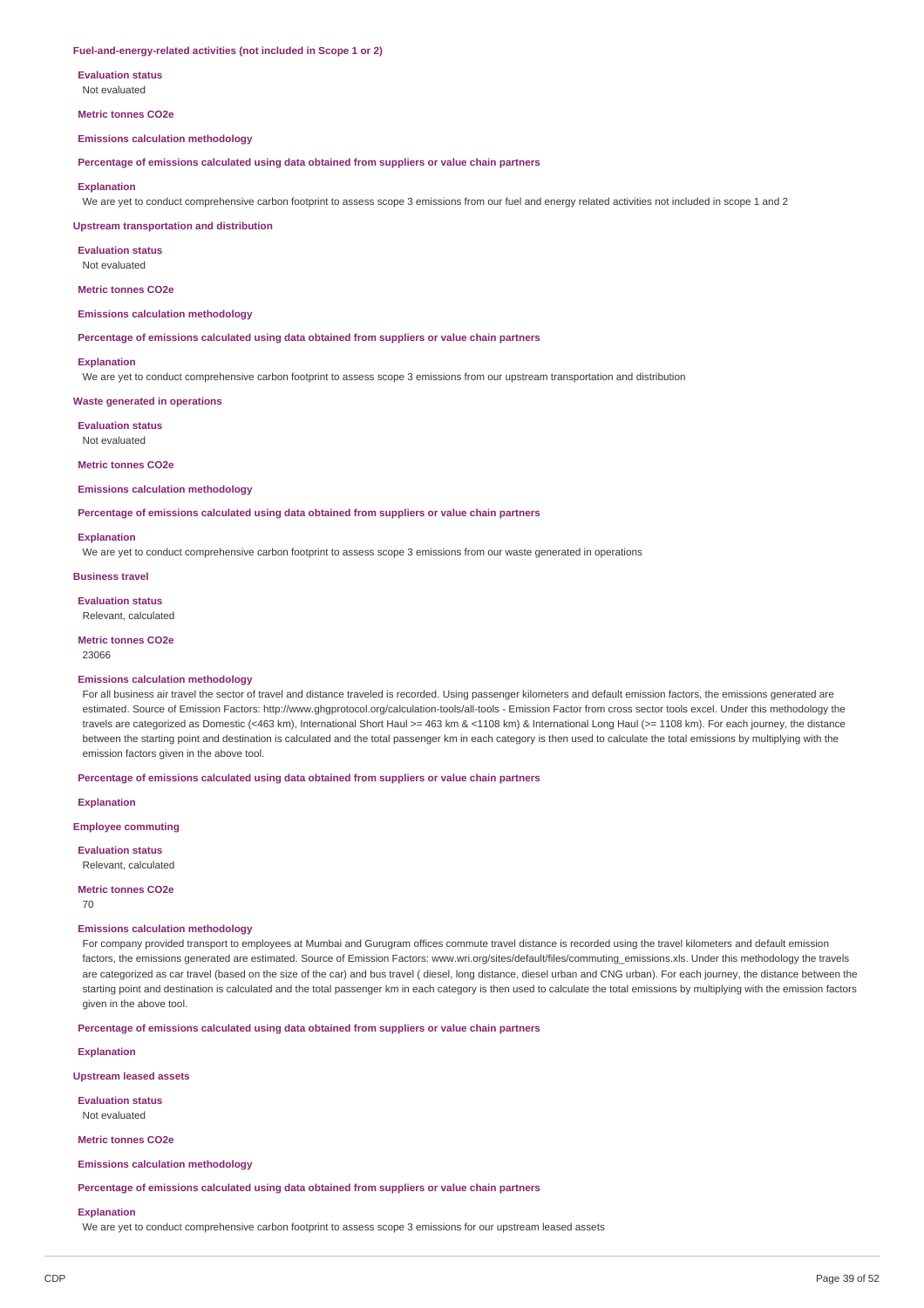**Fuel-and-energy-related activities (not included in Scope 1 or 2)**

**Evaluation status**

Not evaluated

**Metric tonnes CO2e**

**Emissions calculation methodology**

**Percentage of emissions calculated using data obtained from suppliers or value chain partners**

**Explanation**

We are yet to conduct comprehensive carbon footprint to assess scope 3 emissions from our fuel and energy related activities not included in scope 1 and 2

**Upstream transportation and distribution**

**Evaluation status**

Not evaluated

**Metric tonnes CO2e**

**Emissions calculation methodology**

**Percentage of emissions calculated using data obtained from suppliers or value chain partners**

**Explanation**

We are yet to conduct comprehensive carbon footprint to assess scope 3 emissions from our upstream transportation and distribution

**Waste generated in operations**

**Evaluation status**

Not evaluated

**Metric tonnes CO2e**

**Emissions calculation methodology**

**Percentage of emissions calculated using data obtained from suppliers or value chain partners**

**Explanation**

We are yet to conduct comprehensive carbon footprint to assess scope 3 emissions from our waste generated in operations

**Business travel**

**Evaluation status**

Relevant, calculated

**Metric tonnes CO2e**

23066

**Emissions calculation methodology**

For all business air travel the sector of travel and distance traveled is recorded. Using passenger kilometers and default emission factors, the emissions generated are estimated. Source of Emission Factors: http://www.ghgprotocol.org/calculation-tools/all-tools - Emission Factor from cross sector tools excel. Under this methodology the travels are categorized as Domestic (<463 km), International Short Haul >= 463 km & <1108 km) & International Long Haul (>= 1108 km). For each journey, the distance between the starting point and destination is calculated and the total passenger km in each category is then used to calculate the total emissions by multiplying with the emission factors given in the above tool.

**Percentage of emissions calculated using data obtained from suppliers or value chain partners**

**Explanation**

**Employee commuting**

**Evaluation status**

Relevant, calculated

**Metric tonnes CO2e**

70

**Emissions calculation methodology**

For company provided transport to employees at Mumbai and Gurugram offices commute travel distance is recorded using the travel kilometers and default emission factors, the emissions generated are estimated. Source of Emission Factors: www.wri.org/sites/default/files/commuting_emissions.xls. Under this methodology the travels are categorized as car travel (based on the size of the car) and bus travel ( diesel, long distance, diesel urban and CNG urban). For each journey, the distance between the starting point and destination is calculated and the total passenger km in each category is then used to calculate the total emissions by multiplying with the emission factors given in the above tool.

**Percentage of emissions calculated using data obtained from suppliers or value chain partners**

**Explanation**

**Upstream leased assets**

**Evaluation status**

Not evaluated

**Metric tonnes CO2e**

**Emissions calculation methodology**

**Percentage of emissions calculated using data obtained from suppliers or value chain partners**

**Explanation**

We are yet to conduct comprehensive carbon footprint to assess scope 3 emissions for our upstream leased assets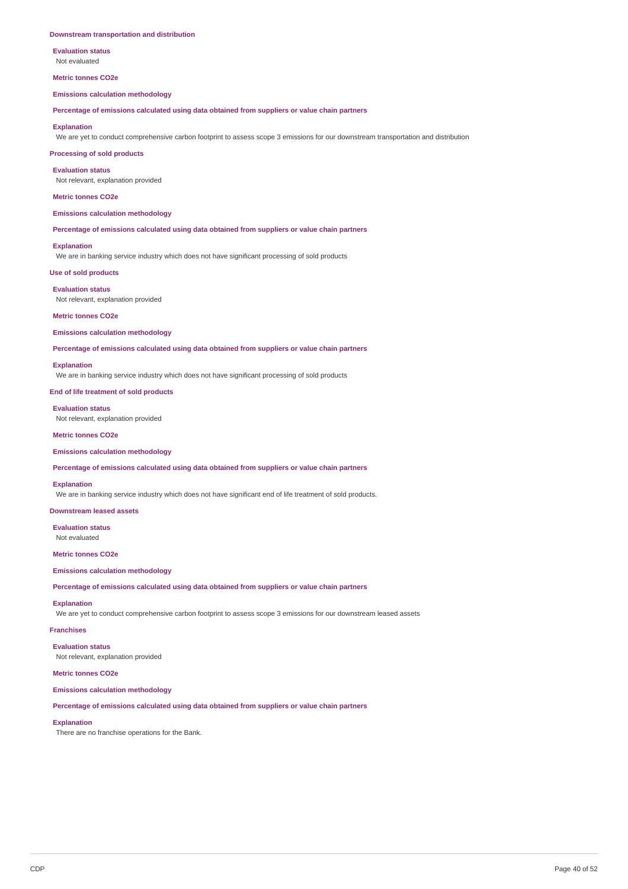**Downstream transportation and distribution**

**Evaluation status**
Not evaluated

**Metric tonnes CO2e**

**Emissions calculation methodology**

**Percentage of emissions calculated using data obtained from suppliers or value chain partners**

**Explanation**
We are yet to conduct comprehensive carbon footprint to assess scope 3 emissions for our downstream transportation and distribution

**Processing of sold products**

**Evaluation status**
Not relevant, explanation provided

**Metric tonnes CO2e**

**Emissions calculation methodology**

**Percentage of emissions calculated using data obtained from suppliers or value chain partners**

**Explanation**
We are in banking service industry which does not have significant processing of sold products

**Use of sold products**

**Evaluation status**
Not relevant, explanation provided

**Metric tonnes CO2e**

**Emissions calculation methodology**

**Percentage of emissions calculated using data obtained from suppliers or value chain partners**

**Explanation**
We are in banking service industry which does not have significant processing of sold products

**End of life treatment of sold products**

**Evaluation status**
Not relevant, explanation provided

**Metric tonnes CO2e**

**Emissions calculation methodology**

**Percentage of emissions calculated using data obtained from suppliers or value chain partners**

**Explanation**
We are in banking service industry which does not have significant end of life treatment of sold products.

**Downstream leased assets**

**Evaluation status**
Not evaluated

**Metric tonnes CO2e**

**Emissions calculation methodology**

**Percentage of emissions calculated using data obtained from suppliers or value chain partners**

**Explanation**
We are yet to conduct comprehensive carbon footprint to assess scope 3 emissions for our downstream leased assets

**Franchises**

**Evaluation status**
Not relevant, explanation provided

**Metric tonnes CO2e**

**Emissions calculation methodology**

**Percentage of emissions calculated using data obtained from suppliers or value chain partners**

**Explanation**
There are no franchise operations for the Bank.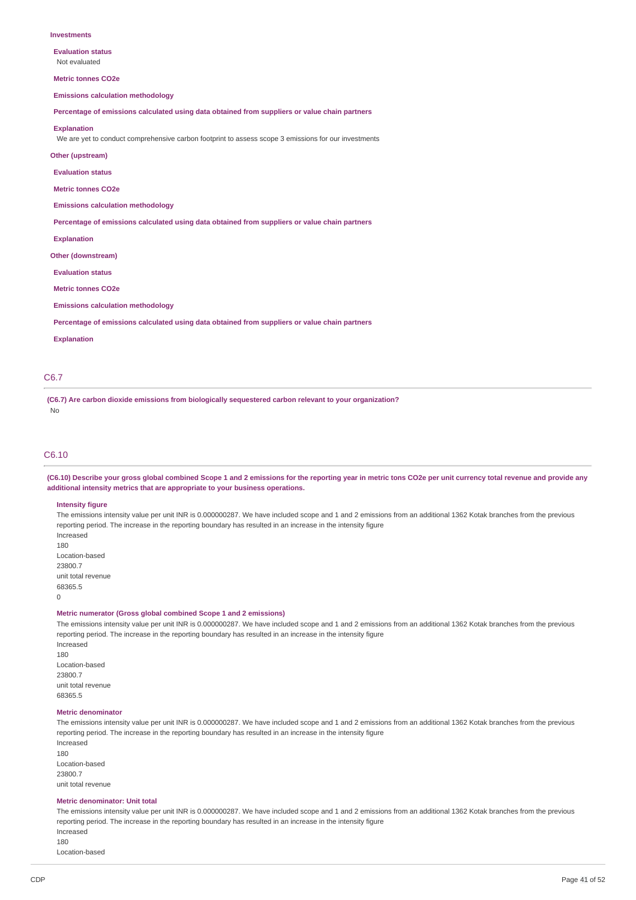**Investments**

**Evaluation status**

Not evaluated

**Metric tonnes CO2e**

**Emissions calculation methodology**

**Percentage of emissions calculated using data obtained from suppliers or value chain partners**

**Explanation**

We are yet to conduct comprehensive carbon footprint to assess scope 3 emissions for our investments

**Other (upstream)**

**Evaluation status**

**Metric tonnes CO2e**

**Emissions calculation methodology**

**Percentage of emissions calculated using data obtained from suppliers or value chain partners**

**Explanation**

**Other (downstream)**

**Evaluation status**

**Metric tonnes CO2e**

**Emissions calculation methodology**

**Percentage of emissions calculated using data obtained from suppliers or value chain partners**

**Explanation**

## C6.7

**(C6.7) Are carbon dioxide emissions from biologically sequestered carbon relevant to your organization?**

No

## C6.10

**(C6.10) Describe your gross global combined Scope 1 and 2 emissions for the reporting year in metric tons CO2e per unit currency total revenue and provide any additional intensity metrics that are appropriate to your business operations.**

**Intensity figure**

The emissions intensity value per unit INR is 0.000000287. We have included scope and 1 and 2 emissions from an additional 1362 Kotak branches from the previous reporting period. The increase in the reporting boundary has resulted in an increase in the intensity figure

Increased

180

Location-based

23800.7

unit total revenue

68365.5

0

**Metric numerator (Gross global combined Scope 1 and 2 emissions)**

The emissions intensity value per unit INR is 0.000000287. We have included scope and 1 and 2 emissions from an additional 1362 Kotak branches from the previous reporting period. The increase in the reporting boundary has resulted in an increase in the intensity figure

Increased

180

Location-based

23800.7

unit total revenue

68365.5

**Metric denominator**

The emissions intensity value per unit INR is 0.000000287. We have included scope and 1 and 2 emissions from an additional 1362 Kotak branches from the previous reporting period. The increase in the reporting boundary has resulted in an increase in the intensity figure

Increased

180

Location-based

23800.7

unit total revenue

**Metric denominator: Unit total**

The emissions intensity value per unit INR is 0.000000287. We have included scope and 1 and 2 emissions from an additional 1362 Kotak branches from the previous reporting period. The increase in the reporting boundary has resulted in an increase in the intensity figure

Increased

180

Location-based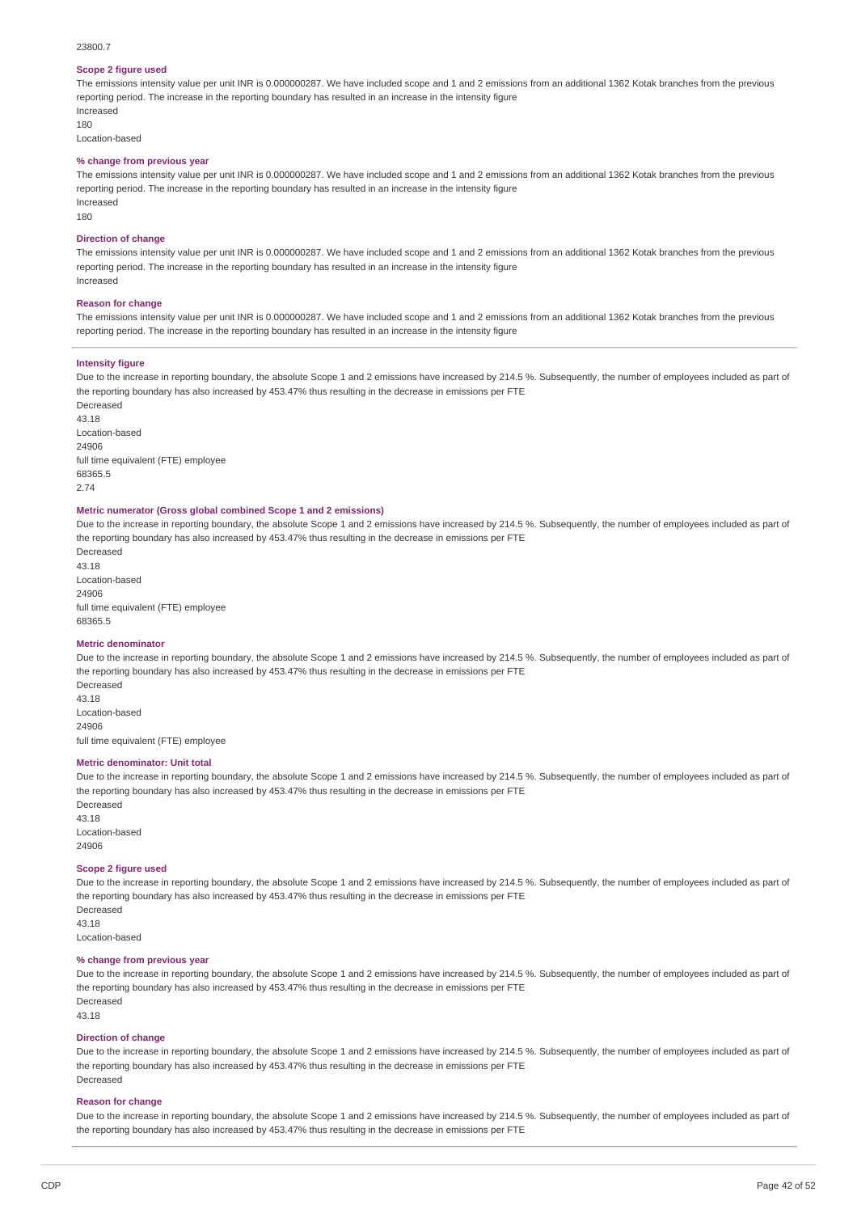23800.7

#### Scope 2 figure used

The emissions intensity value per unit INR is 0.000000287. We have included scope and 1 and 2 emissions from an additional 1362 Kotak branches from the previous reporting period. The increase in the reporting boundary has resulted in an increase in the intensity figure

Increased

180

Location-based

#### % change from previous year

The emissions intensity value per unit INR is 0.000000287. We have included scope and 1 and 2 emissions from an additional 1362 Kotak branches from the previous reporting period. The increase in the reporting boundary has resulted in an increase in the intensity figure

Increased

180

#### Direction of change

The emissions intensity value per unit INR is 0.000000287. We have included scope and 1 and 2 emissions from an additional 1362 Kotak branches from the previous reporting period. The increase in the reporting boundary has resulted in an increase in the intensity figure

Increased

#### Reason for change

The emissions intensity value per unit INR is 0.000000287. We have included scope and 1 and 2 emissions from an additional 1362 Kotak branches from the previous reporting period. The increase in the reporting boundary has resulted in an increase in the intensity figure

---

#### Intensity figure

Due to the increase in reporting boundary, the absolute Scope 1 and 2 emissions have increased by 214.5 %. Subsequently, the number of employees included as part of the reporting boundary has also increased by 453.47% thus resulting in the decrease in emissions per FTE

Decreased

43.18

Location-based

24906

full time equivalent (FTE) employee

68365.5

2.74

#### Metric numerator (Gross global combined Scope 1 and 2 emissions)

Due to the increase in reporting boundary, the absolute Scope 1 and 2 emissions have increased by 214.5 %. Subsequently, the number of employees included as part of the reporting boundary has also increased by 453.47% thus resulting in the decrease in emissions per FTE

Decreased

43.18

Location-based

24906

full time equivalent (FTE) employee

68365.5

#### Metric denominator

Due to the increase in reporting boundary, the absolute Scope 1 and 2 emissions have increased by 214.5 %. Subsequently, the number of employees included as part of the reporting boundary has also increased by 453.47% thus resulting in the decrease in emissions per FTE

Decreased

43.18

Location-based

24906

full time equivalent (FTE) employee

#### Metric denominator: Unit total

Due to the increase in reporting boundary, the absolute Scope 1 and 2 emissions have increased by 214.5 %. Subsequently, the number of employees included as part of the reporting boundary has also increased by 453.47% thus resulting in the decrease in emissions per FTE

Decreased

43.18

Location-based

24906

#### Scope 2 figure used

Due to the increase in reporting boundary, the absolute Scope 1 and 2 emissions have increased by 214.5 %. Subsequently, the number of employees included as part of the reporting boundary has also increased by 453.47% thus resulting in the decrease in emissions per FTE

Decreased

43.18

Location-based

#### % change from previous year

Due to the increase in reporting boundary, the absolute Scope 1 and 2 emissions have increased by 214.5 %. Subsequently, the number of employees included as part of the reporting boundary has also increased by 453.47% thus resulting in the decrease in emissions per FTE

Decreased

43.18

#### Direction of change

Due to the increase in reporting boundary, the absolute Scope 1 and 2 emissions have increased by 214.5 %. Subsequently, the number of employees included as part of the reporting boundary has also increased by 453.47% thus resulting in the decrease in emissions per FTE

Decreased

#### Reason for change

Due to the increase in reporting boundary, the absolute Scope 1 and 2 emissions have increased by 214.5 %. Subsequently, the number of employees included as part of the reporting boundary has also increased by 453.47% thus resulting in the decrease in emissions per FTE

---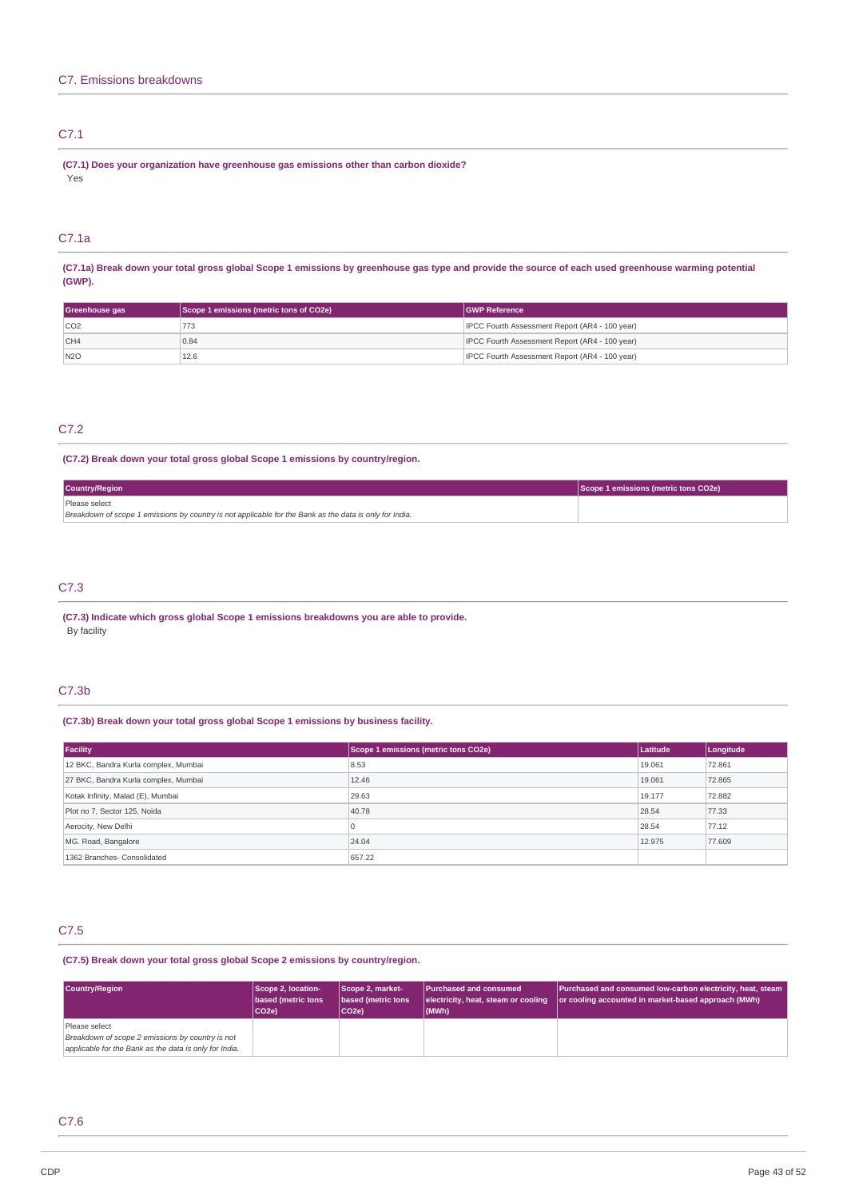## C7. Emissions breakdowns

### C7.1

**(C7.1) Does your organization have greenhouse gas emissions other than carbon dioxide?**

Yes

### C7.1a

**(C7.1a) Break down your total gross global Scope 1 emissions by greenhouse gas type and provide the source of each used greenhouse warming potential (GWP).**

| Greenhouse gas | Scope 1 emissions (metric tons of CO2e) | GWP Reference |
| --- | --- | --- |
| CO2 | 773 | IPCC Fourth Assessment Report (AR4 - 100 year) |
| CH4 | 0.84 | IPCC Fourth Assessment Report (AR4 - 100 year) |
| N2O | 12.6 | IPCC Fourth Assessment Report (AR4 - 100 year) |

### C7.2

**(C7.2) Break down your total gross global Scope 1 emissions by country/region.**

| Country/Region | Scope 1 emissions (metric tons CO2e) |
| --- | --- |
| Please select<br>*Breakdown of scope 1 emissions by country is not applicable for the Bank as the data is only for India.* | |

### C7.3

**(C7.3) Indicate which gross global Scope 1 emissions breakdowns you are able to provide.**

By facility

### C7.3b

**(C7.3b) Break down your total gross global Scope 1 emissions by business facility.**

| Facility | Scope 1 emissions (metric tons CO2e) | Latitude | Longitude |
| --- | --- | --- | --- |
| 12 BKC, Bandra Kurla complex, Mumbai | 8.53 | 19.061 | 72.861 |
| 27 BKC, Bandra Kurla complex, Mumbai | 12.46 | 19.061 | 72.865 |
| Kotak Infinity, Malad (E), Mumbai | 29.63 | 19.177 | 72.882 |
| Plot no 7, Sector 125, Noida | 40.78 | 28.54 | 77.33 |
| Aerocity, New Delhi | 0 | 28.54 | 77.12 |
| MG. Road, Bangalore | 24.04 | 12.975 | 77.609 |
| 1362 Branches- Consolidated | 657.22 | | |

### C7.5

**(C7.5) Break down your total gross global Scope 2 emissions by country/region.**

| Country/Region | Scope 2, location-based (metric tons CO2e) | Scope 2, market-based (metric tons CO2e) | Purchased and consumed electricity, heat, steam or cooling (MWh) | Purchased and consumed low-carbon electricity, heat, steam or cooling accounted in market-based approach (MWh) |
| --- | --- | --- | --- | --- |
| Please select<br>*Breakdown of scope 2 emissions by country is not applicable for the Bank as the data is only for India.* | | | | |

### C7.6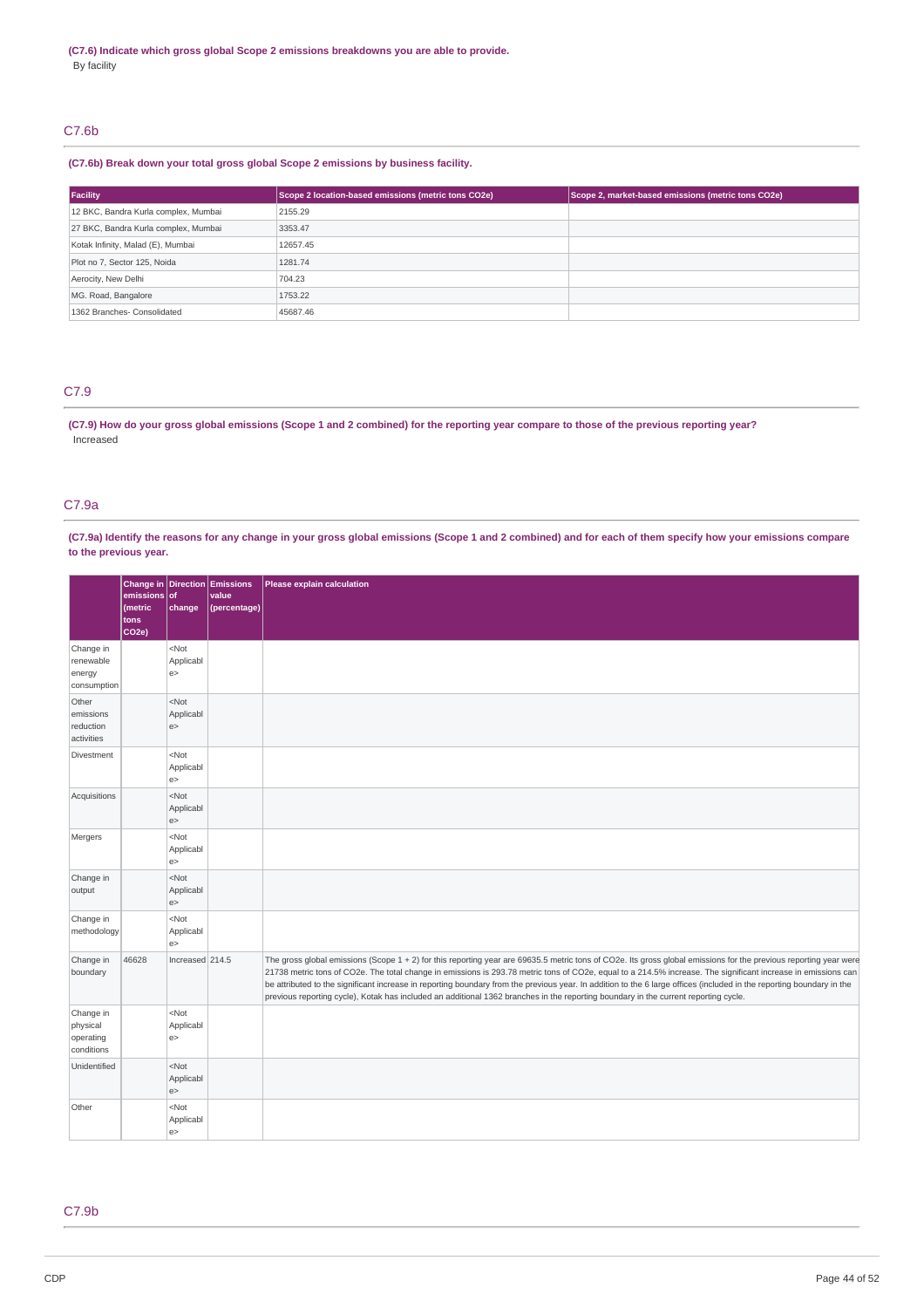**(C7.6) Indicate which gross global Scope 2 emissions breakdowns you are able to provide.**

By facility

## C7.6b

**(C7.6b) Break down your total gross global Scope 2 emissions by business facility.**

| Facility | Scope 2 location-based emissions (metric tons CO2e) | Scope 2, market-based emissions (metric tons CO2e) |
|---|---|---|
| 12 BKC, Bandra Kurla complex, Mumbai | 2155.29 | |
| 27 BKC, Bandra Kurla complex, Mumbai | 3353.47 | |
| Kotak Infinity, Malad (E), Mumbai | 12657.45 | |
| Plot no 7, Sector 125, Noida | 1281.74 | |
| Aerocity, New Delhi | 704.23 | |
| MG. Road, Bangalore | 1753.22 | |
| 1362 Branches- Consolidated | 45687.46 | |

## C7.9

**(C7.9) How do your gross global emissions (Scope 1 and 2 combined) for the reporting year compare to those of the previous reporting year?**

Increased

## C7.9a

**(C7.9a) Identify the reasons for any change in your gross global emissions (Scope 1 and 2 combined) and for each of them specify how your emissions compare to the previous year.**

| | Change in emissions (metric tons CO2e) | Direction of change | Emissions value (percentage) | Please explain calculation |
|---|---|---|---|---|
| Change in renewable energy consumption | | <Not Applicable> | | |
| Other emissions reduction activities | | <Not Applicable> | | |
| Divestment | | <Not Applicable> | | |
| Acquisitions | | <Not Applicable> | | |
| Mergers | | <Not Applicable> | | |
| Change in output | | <Not Applicable> | | |
| Change in methodology | | <Not Applicable> | | |
| Change in boundary | 46628 | Increased | 214.5 | The gross global emissions (Scope 1 + 2) for this reporting year are 69635.5 metric tons of CO2e. Its gross global emissions for the previous reporting year were 21738 metric tons of CO2e. The total change in emissions is 293.78 metric tons of CO2e, equal to a 214.5% increase. The significant increase in emissions can be attributed to the significant increase in reporting boundary from the previous year. In addition to the 6 large offices (included in the reporting boundary in the previous reporting cycle), Kotak has included an additional 1362 branches in the reporting boundary in the current reporting cycle. |
| Change in physical operating conditions | | <Not Applicable> | | |
| Unidentified | | <Not Applicable> | | |
| Other | | <Not Applicable> | | |

## C7.9b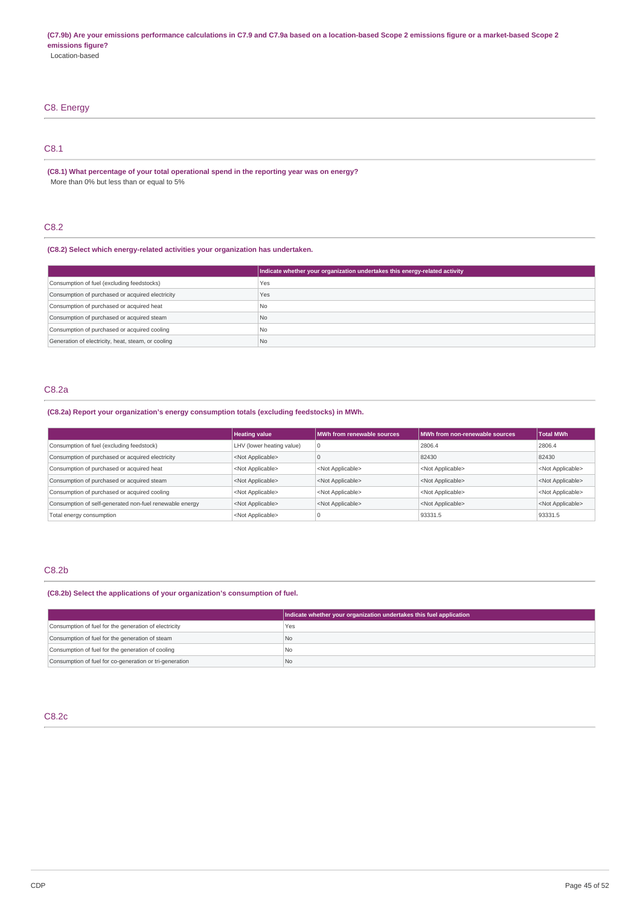**(C7.9b) Are your emissions performance calculations in C7.9 and C7.9a based on a location-based Scope 2 emissions figure or a market-based Scope 2 emissions figure?**

Location-based

## C8. Energy

### C8.1

**(C8.1) What percentage of your total operational spend in the reporting year was on energy?**

More than 0% but less than or equal to 5%

### C8.2

**(C8.2) Select which energy-related activities your organization has undertaken.**

| | Indicate whether your organization undertakes this energy-related activity |
|---|---|
| Consumption of fuel (excluding feedstocks) | Yes |
| Consumption of purchased or acquired electricity | Yes |
| Consumption of purchased or acquired heat | No |
| Consumption of purchased or acquired steam | No |
| Consumption of purchased or acquired cooling | No |
| Generation of electricity, heat, steam, or cooling | No |

### C8.2a

**(C8.2a) Report your organization's energy consumption totals (excluding feedstocks) in MWh.**

| | Heating value | MWh from renewable sources | MWh from non-renewable sources | Total MWh |
|---|---|---|---|---|
| Consumption of fuel (excluding feedstock) | LHV (lower heating value) | 0 | 2806.4 | 2806.4 |
| Consumption of purchased or acquired electricity | <Not Applicable> | 0 | 82430 | 82430 |
| Consumption of purchased or acquired heat | <Not Applicable> | <Not Applicable> | <Not Applicable> | <Not Applicable> |
| Consumption of purchased or acquired steam | <Not Applicable> | <Not Applicable> | <Not Applicable> | <Not Applicable> |
| Consumption of purchased or acquired cooling | <Not Applicable> | <Not Applicable> | <Not Applicable> | <Not Applicable> |
| Consumption of self-generated non-fuel renewable energy | <Not Applicable> | <Not Applicable> | <Not Applicable> | <Not Applicable> |
| Total energy consumption | <Not Applicable> | 0 | 93331.5 | 93331.5 |

### C8.2b

**(C8.2b) Select the applications of your organization's consumption of fuel.**

| | Indicate whether your organization undertakes this fuel application |
|---|---|
| Consumption of fuel for the generation of electricity | Yes |
| Consumption of fuel for the generation of steam | No |
| Consumption of fuel for the generation of cooling | No |
| Consumption of fuel for co-generation or tri-generation | No |

### C8.2c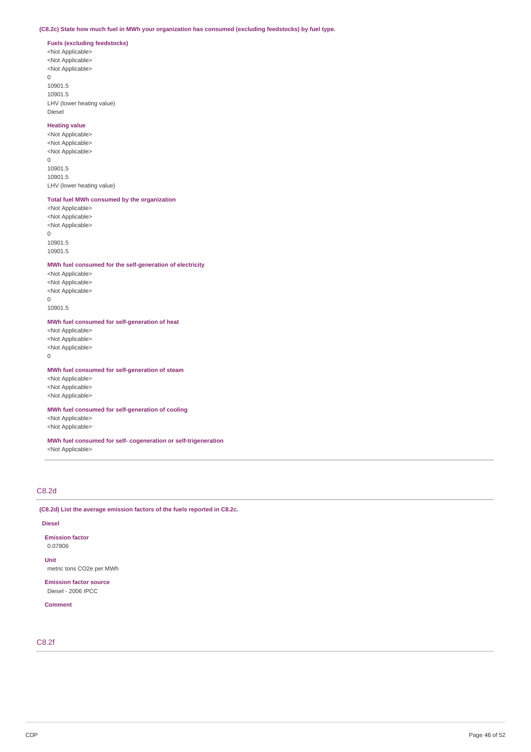**(C8.2c) State how much fuel in MWh your organization has consumed (excluding feedstocks) by fuel type.**

**Fuels (excluding feedstocks)**
<Not Applicable>
<Not Applicable>
<Not Applicable>
0
10901.5
10901.5
LHV (lower heating value)
Diesel

**Heating value**
<Not Applicable>
<Not Applicable>
<Not Applicable>
0
10901.5
10901.5
LHV (lower heating value)

**Total fuel MWh consumed by the organization**
<Not Applicable>
<Not Applicable>
<Not Applicable>
0
10901.5
10901.5

**MWh fuel consumed for the self-generation of electricity**
<Not Applicable>
<Not Applicable>
<Not Applicable>
0
10901.5

**MWh fuel consumed for self-generation of heat**
<Not Applicable>
<Not Applicable>
<Not Applicable>
0

**MWh fuel consumed for self-generation of steam**
<Not Applicable>
<Not Applicable>
<Not Applicable>

**MWh fuel consumed for self-generation of cooling**
<Not Applicable>
<Not Applicable>

**MWh fuel consumed for self- cogeneration or self-trigeneration**
<Not Applicable>

## C8.2d

**(C8.2d) List the average emission factors of the fuels reported in C8.2c.**

**Diesel**

**Emission factor**
0.07806

**Unit**
metric tons CO2e per MWh

**Emission factor source**
Diesel - 2006 IPCC

**Comment**

## C8.2f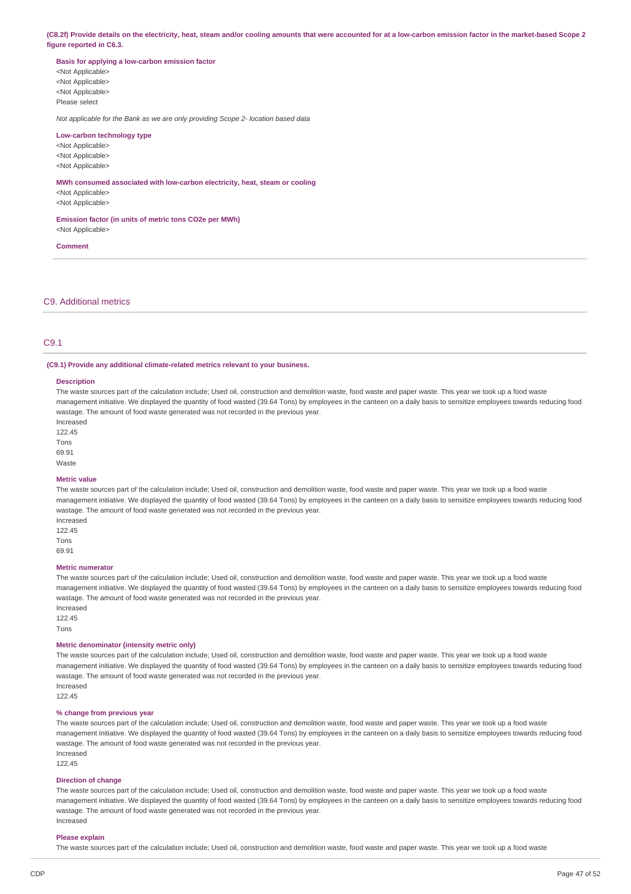**(C8.2f) Provide details on the electricity, heat, steam and/or cooling amounts that were accounted for at a low-carbon emission factor in the market-based Scope 2 figure reported in C6.3.**

**Basis for applying a low-carbon emission factor**

<Not Applicable>
<Not Applicable>
<Not Applicable>
Please select

*Not applicable for the Bank as we are only providing Scope 2- location based data*

**Low-carbon technology type**

<Not Applicable>
<Not Applicable>
<Not Applicable>

**MWh consumed associated with low-carbon electricity, heat, steam or cooling**

<Not Applicable>
<Not Applicable>

**Emission factor (in units of metric tons CO2e per MWh)**

<Not Applicable>

**Comment**

## C9. Additional metrics

### C9.1

**(C9.1) Provide any additional climate-related metrics relevant to your business.**

**Description**

The waste sources part of the calculation include; Used oil, construction and demolition waste, food waste and paper waste. This year we took up a food waste management initiative. We displayed the quantity of food wasted (39.64 Tons) by employees in the canteen on a daily basis to sensitize employees towards reducing food wastage. The amount of food waste generated was not recorded in the previous year.
Increased
122.45
Tons
69.91
Waste

**Metric value**

The waste sources part of the calculation include; Used oil, construction and demolition waste, food waste and paper waste. This year we took up a food waste management initiative. We displayed the quantity of food wasted (39.64 Tons) by employees in the canteen on a daily basis to sensitize employees towards reducing food wastage. The amount of food waste generated was not recorded in the previous year.
Increased
122.45
Tons
69.91

**Metric numerator**

The waste sources part of the calculation include; Used oil, construction and demolition waste, food waste and paper waste. This year we took up a food waste management initiative. We displayed the quantity of food wasted (39.64 Tons) by employees in the canteen on a daily basis to sensitize employees towards reducing food wastage. The amount of food waste generated was not recorded in the previous year.
Increased
122.45
Tons

**Metric denominator (intensity metric only)**

The waste sources part of the calculation include; Used oil, construction and demolition waste, food waste and paper waste. This year we took up a food waste management initiative. We displayed the quantity of food wasted (39.64 Tons) by employees in the canteen on a daily basis to sensitize employees towards reducing food wastage. The amount of food waste generated was not recorded in the previous year.
Increased
122.45

**% change from previous year**

The waste sources part of the calculation include; Used oil, construction and demolition waste, food waste and paper waste. This year we took up a food waste management initiative. We displayed the quantity of food wasted (39.64 Tons) by employees in the canteen on a daily basis to sensitize employees towards reducing food wastage. The amount of food waste generated was not recorded in the previous year.
Increased
122.45

**Direction of change**

The waste sources part of the calculation include; Used oil, construction and demolition waste, food waste and paper waste. This year we took up a food waste management initiative. We displayed the quantity of food wasted (39.64 Tons) by employees in the canteen on a daily basis to sensitize employees towards reducing food wastage. The amount of food waste generated was not recorded in the previous year.
Increased

**Please explain**

The waste sources part of the calculation include; Used oil, construction and demolition waste, food waste and paper waste. This year we took up a food waste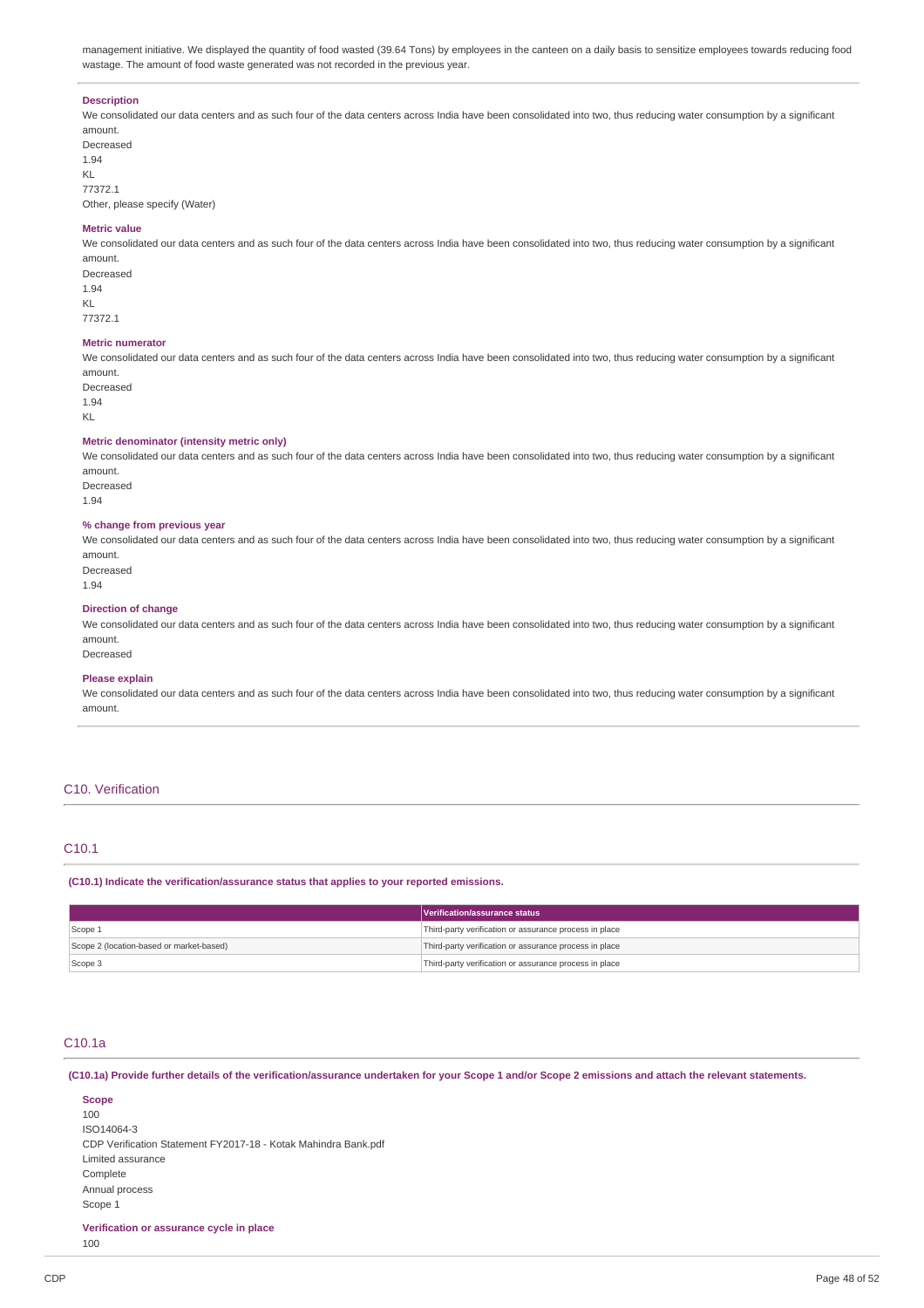management initiative. We displayed the quantity of food wasted (39.64 Tons) by employees in the canteen on a daily basis to sensitize employees towards reducing food wastage. The amount of food waste generated was not recorded in the previous year.

**Description**

We consolidated our data centers and as such four of the data centers across India have been consolidated into two, thus reducing water consumption by a significant amount.
Decreased
1.94
KL
77372.1
Other, please specify (Water)

**Metric value**

We consolidated our data centers and as such four of the data centers across India have been consolidated into two, thus reducing water consumption by a significant amount.
Decreased
1.94
KL
77372.1

**Metric numerator**

We consolidated our data centers and as such four of the data centers across India have been consolidated into two, thus reducing water consumption by a significant amount.
Decreased
1.94
KL

**Metric denominator (intensity metric only)**

We consolidated our data centers and as such four of the data centers across India have been consolidated into two, thus reducing water consumption by a significant amount.
Decreased
1.94

**% change from previous year**

We consolidated our data centers and as such four of the data centers across India have been consolidated into two, thus reducing water consumption by a significant amount.
Decreased
1.94

**Direction of change**

We consolidated our data centers and as such four of the data centers across India have been consolidated into two, thus reducing water consumption by a significant amount.
Decreased

**Please explain**

We consolidated our data centers and as such four of the data centers across India have been consolidated into two, thus reducing water consumption by a significant amount.

## C10. Verification

### C10.1

**(C10.1) Indicate the verification/assurance status that applies to your reported emissions.**

| | Verification/assurance status |
|---|---|
| Scope 1 | Third-party verification or assurance process in place |
| Scope 2 (location-based or market-based) | Third-party verification or assurance process in place |
| Scope 3 | Third-party verification or assurance process in place |

### C10.1a

**(C10.1a) Provide further details of the verification/assurance undertaken for your Scope 1 and/or Scope 2 emissions and attach the relevant statements.**

**Scope**

100
ISO14064-3
CDP Verification Statement FY2017-18 - Kotak Mahindra Bank.pdf
Limited assurance
Complete
Annual process
Scope 1

**Verification or assurance cycle in place**

100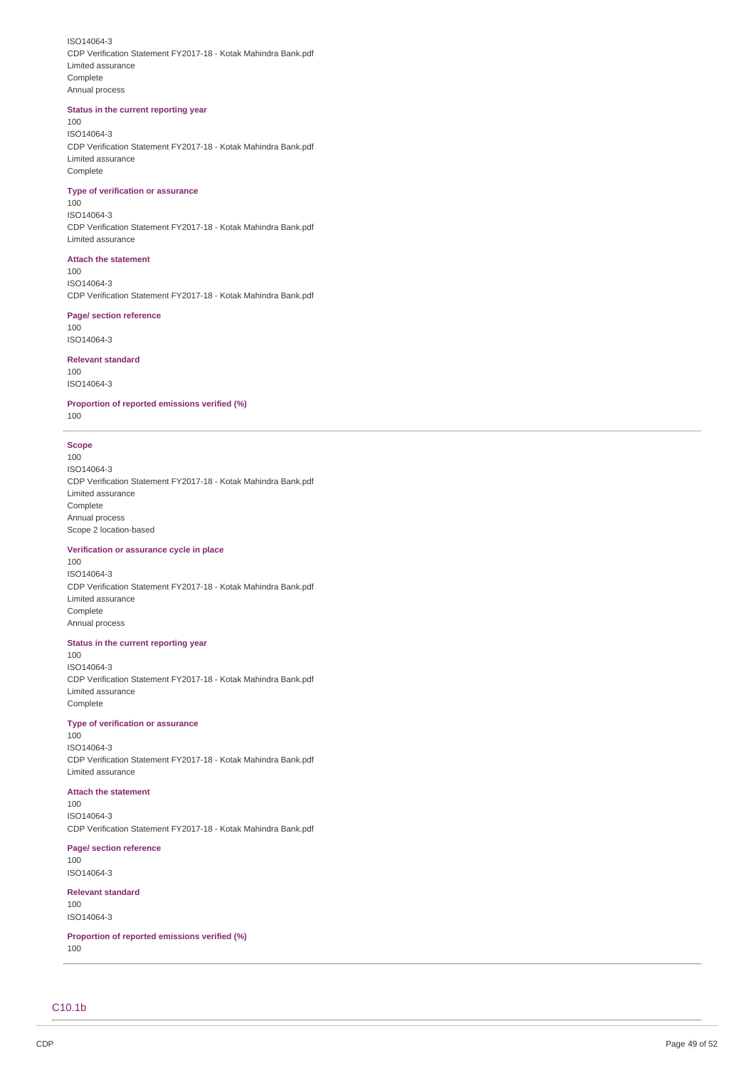ISO14064-3
CDP Verification Statement FY2017-18 - Kotak Mahindra Bank.pdf
Limited assurance
Complete
Annual process

**Status in the current reporting year**
100
ISO14064-3
CDP Verification Statement FY2017-18 - Kotak Mahindra Bank.pdf
Limited assurance
Complete

**Type of verification or assurance**
100
ISO14064-3
CDP Verification Statement FY2017-18 - Kotak Mahindra Bank.pdf
Limited assurance

**Attach the statement**
100
ISO14064-3
CDP Verification Statement FY2017-18 - Kotak Mahindra Bank.pdf

**Page/ section reference**
100
ISO14064-3

**Relevant standard**
100
ISO14064-3

**Proportion of reported emissions verified (%)**
100

---

**Scope**
100
ISO14064-3
CDP Verification Statement FY2017-18 - Kotak Mahindra Bank.pdf
Limited assurance
Complete
Annual process
Scope 2 location-based

**Verification or assurance cycle in place**
100
ISO14064-3
CDP Verification Statement FY2017-18 - Kotak Mahindra Bank.pdf
Limited assurance
Complete
Annual process

**Status in the current reporting year**
100
ISO14064-3
CDP Verification Statement FY2017-18 - Kotak Mahindra Bank.pdf
Limited assurance
Complete

**Type of verification or assurance**
100
ISO14064-3
CDP Verification Statement FY2017-18 - Kotak Mahindra Bank.pdf
Limited assurance

**Attach the statement**
100
ISO14064-3
CDP Verification Statement FY2017-18 - Kotak Mahindra Bank.pdf

**Page/ section reference**
100
ISO14064-3

**Relevant standard**
100
ISO14064-3

**Proportion of reported emissions verified (%)**
100

---

## C10.1b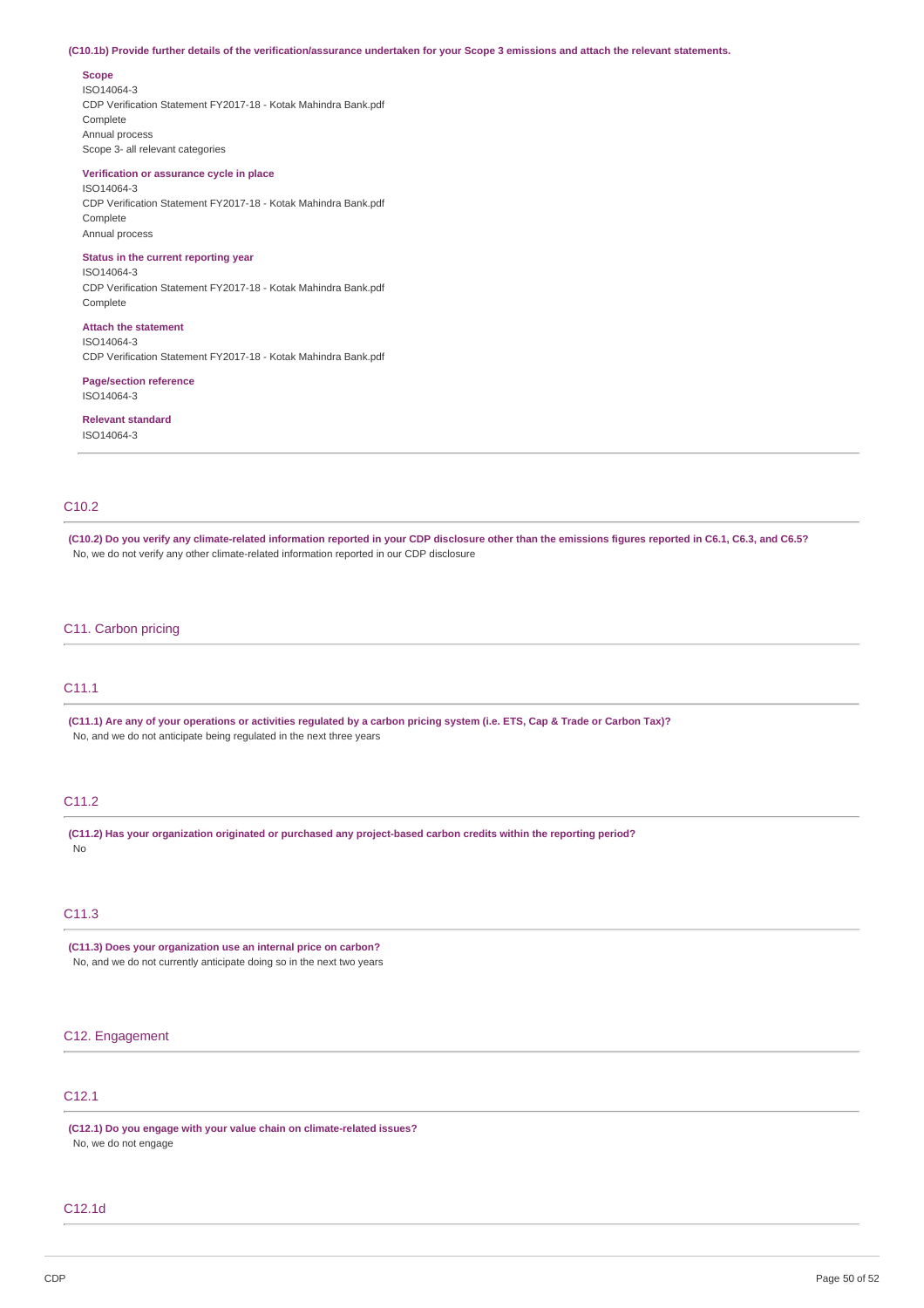**(C10.1b) Provide further details of the verification/assurance undertaken for your Scope 3 emissions and attach the relevant statements.**

**Scope**
ISO14064-3
CDP Verification Statement FY2017-18 - Kotak Mahindra Bank.pdf
Complete
Annual process
Scope 3- all relevant categories

**Verification or assurance cycle in place**
ISO14064-3
CDP Verification Statement FY2017-18 - Kotak Mahindra Bank.pdf
Complete
Annual process

**Status in the current reporting year**
ISO14064-3
CDP Verification Statement FY2017-18 - Kotak Mahindra Bank.pdf
Complete

**Attach the statement**
ISO14064-3
CDP Verification Statement FY2017-18 - Kotak Mahindra Bank.pdf

**Page/section reference**
ISO14064-3

**Relevant standard**
ISO14064-3

## C10.2

**(C10.2) Do you verify any climate-related information reported in your CDP disclosure other than the emissions figures reported in C6.1, C6.3, and C6.5?**
No, we do not verify any other climate-related information reported in our CDP disclosure

# C11. Carbon pricing

## C11.1

**(C11.1) Are any of your operations or activities regulated by a carbon pricing system (i.e. ETS, Cap & Trade or Carbon Tax)?**
No, and we do not anticipate being regulated in the next three years

## C11.2

**(C11.2) Has your organization originated or purchased any project-based carbon credits within the reporting period?**
No

## C11.3

**(C11.3) Does your organization use an internal price on carbon?**
No, and we do not currently anticipate doing so in the next two years

# C12. Engagement

## C12.1

**(C12.1) Do you engage with your value chain on climate-related issues?**
No, we do not engage

## C12.1d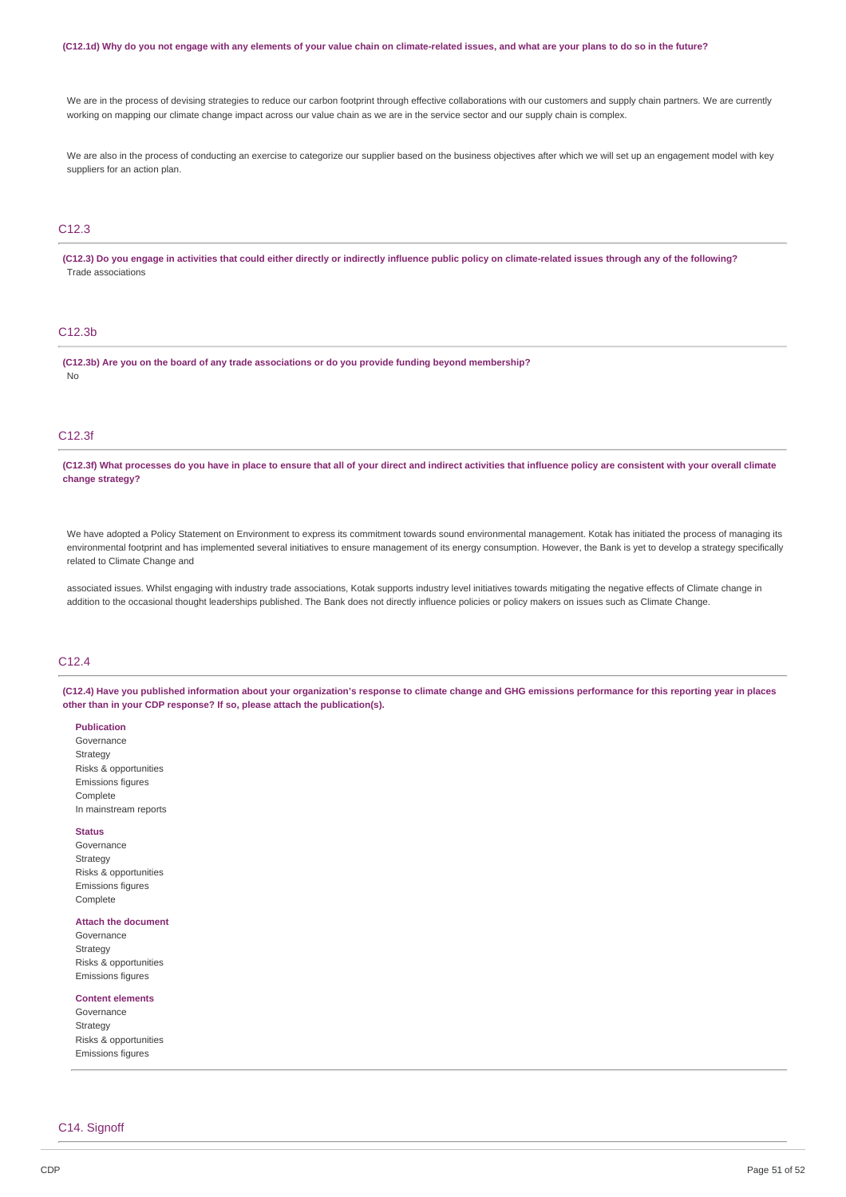**(C12.1d) Why do you not engage with any elements of your value chain on climate-related issues, and what are your plans to do so in the future?**

We are in the process of devising strategies to reduce our carbon footprint through effective collaborations with our customers and supply chain partners. We are currently working on mapping our climate change impact across our value chain as we are in the service sector and our supply chain is complex.

We are also in the process of conducting an exercise to categorize our supplier based on the business objectives after which we will set up an engagement model with key suppliers for an action plan.

## C12.3

**(C12.3) Do you engage in activities that could either directly or indirectly influence public policy on climate-related issues through any of the following?**

Trade associations

## C12.3b

**(C12.3b) Are you on the board of any trade associations or do you provide funding beyond membership?**

No

## C12.3f

**(C12.3f) What processes do you have in place to ensure that all of your direct and indirect activities that influence policy are consistent with your overall climate change strategy?**

We have adopted a Policy Statement on Environment to express its commitment towards sound environmental management. Kotak has initiated the process of managing its environmental footprint and has implemented several initiatives to ensure management of its energy consumption. However, the Bank is yet to develop a strategy specifically related to Climate Change and

associated issues. Whilst engaging with industry trade associations, Kotak supports industry level initiatives towards mitigating the negative effects of Climate change in addition to the occasional thought leaderships published. The Bank does not directly influence policies or policy makers on issues such as Climate Change.

## C12.4

**(C12.4) Have you published information about your organization's response to climate change and GHG emissions performance for this reporting year in places other than in your CDP response? If so, please attach the publication(s).**

**Publication**

Governance
Strategy
Risks & opportunities
Emissions figures
Complete
In mainstream reports

**Status**

Governance
Strategy
Risks & opportunities
Emissions figures
Complete

**Attach the document**

Governance
Strategy
Risks & opportunities
Emissions figures

**Content elements**

Governance
Strategy
Risks & opportunities
Emissions figures

## C14. Signoff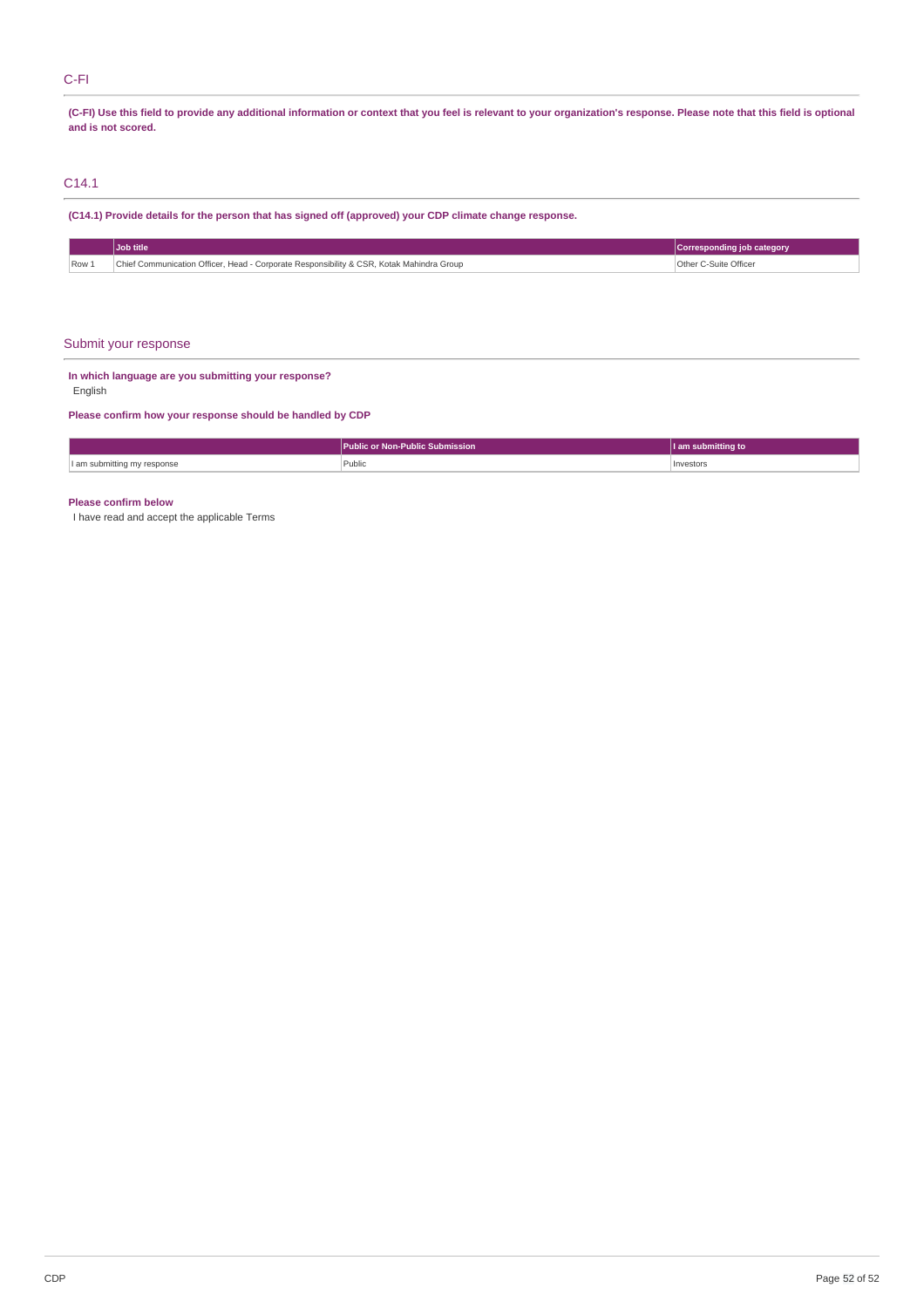## C-FI

**(C-FI) Use this field to provide any additional information or context that you feel is relevant to your organization's response. Please note that this field is optional and is not scored.**

## C14.1

**(C14.1) Provide details for the person that has signed off (approved) your CDP climate change response.**

| | Job title | Corresponding job category |
|---|---|---|
| Row 1 | Chief Communication Officer, Head - Corporate Responsibility & CSR, Kotak Mahindra Group | Other C-Suite Officer |

## Submit your response

**In which language are you submitting your response?**

English

**Please confirm how your response should be handled by CDP**

| | Public or Non-Public Submission | I am submitting to |
|---|---|---|
| I am submitting my response | Public | Investors |

**Please confirm below**

I have read and accept the applicable Terms